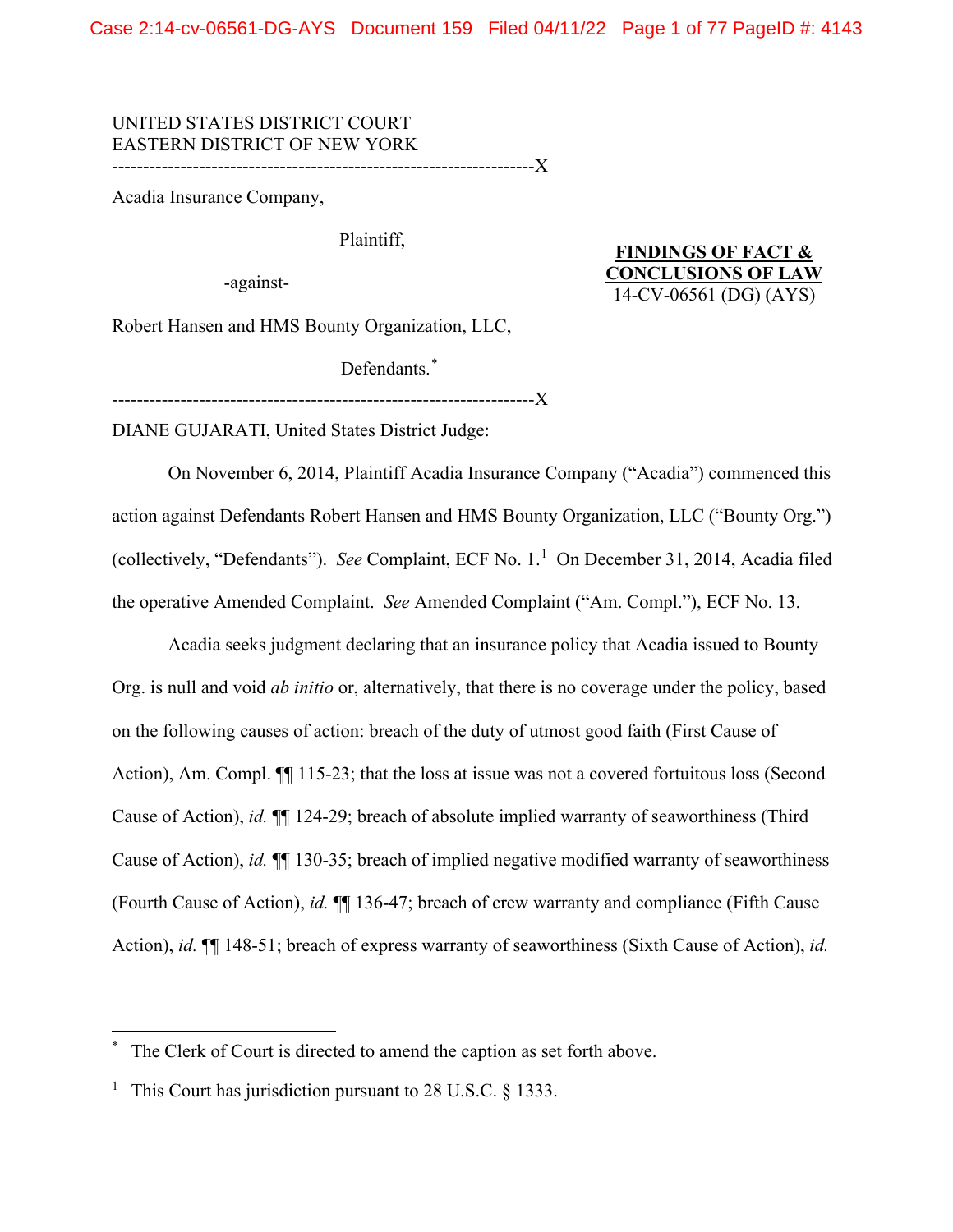UNITED STATES DISTRICT COURT
EASTERN DISTRICT OF NEW YORK
-------------------------------------------------------------------X

Acadia Insurance Company,

Plaintiff,

-against-

Robert Hansen and HMS Bounty Organization, LLC,

Defendants.*

-------------------------------------------------------------------X

**FINDINGS OF FACT & CONCLUSIONS OF LAW**
14-CV-06561 (DG) (AYS)

DIANE GUJARATI, United States District Judge:

On November 6, 2014, Plaintiff Acadia Insurance Company ("Acadia") commenced this action against Defendants Robert Hansen and HMS Bounty Organization, LLC ("Bounty Org.") (collectively, "Defendants"). *See* Complaint, ECF No. 1.[1] On December 31, 2014, Acadia filed the operative Amended Complaint. *See* Amended Complaint ("Am. Compl."), ECF No. 13.

Acadia seeks judgment declaring that an insurance policy that Acadia issued to Bounty Org. is null and void *ab initio* or, alternatively, that there is no coverage under the policy, based on the following causes of action: breach of the duty of utmost good faith (First Cause of Action), Am. Compl. ¶¶ 115-23; that the loss at issue was not a covered fortuitous loss (Second Cause of Action), *id.* ¶¶ 124-29; breach of absolute implied warranty of seaworthiness (Third Cause of Action), *id.* ¶¶ 130-35; breach of implied negative modified warranty of seaworthiness (Fourth Cause of Action), *id.* ¶¶ 136-47; breach of crew warranty and compliance (Fifth Cause Action), *id.* ¶¶ 148-51; breach of express warranty of seaworthiness (Sixth Cause of Action), *id.*

---

* The Clerk of Court is directed to amend the caption as set forth above.

[1] This Court has jurisdiction pursuant to 28 U.S.C. § 1333.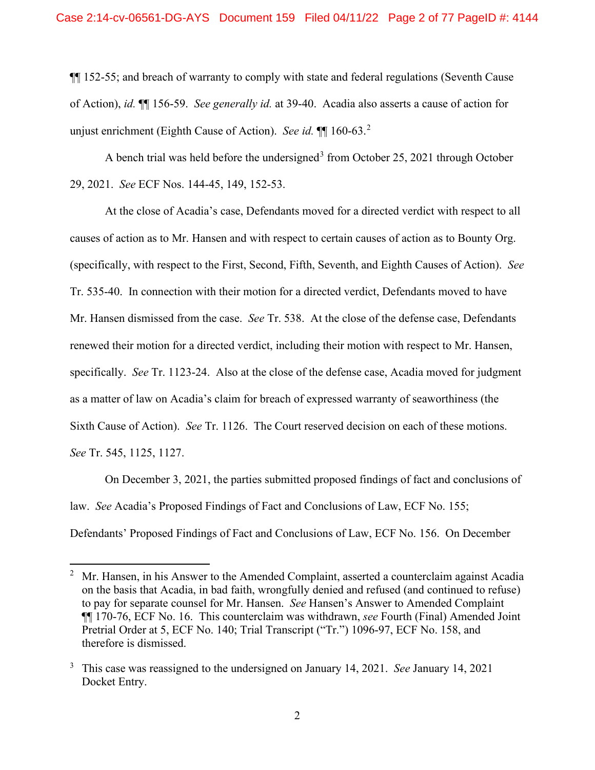¶¶ 152-55; and breach of warranty to comply with state and federal regulations (Seventh Cause of Action), *id.* ¶¶ 156-59. *See generally id.* at 39-40. Acadia also asserts a cause of action for unjust enrichment (Eighth Cause of Action). *See id.* ¶¶ 160-63.[2]

A bench trial was held before the undersigned[3] from October 25, 2021 through October 29, 2021. *See* ECF Nos. 144-45, 149, 152-53.

At the close of Acadia's case, Defendants moved for a directed verdict with respect to all causes of action as to Mr. Hansen and with respect to certain causes of action as to Bounty Org. (specifically, with respect to the First, Second, Fifth, Seventh, and Eighth Causes of Action). *See* Tr. 535-40. In connection with their motion for a directed verdict, Defendants moved to have Mr. Hansen dismissed from the case. *See* Tr. 538. At the close of the defense case, Defendants renewed their motion for a directed verdict, including their motion with respect to Mr. Hansen, specifically. *See* Tr. 1123-24. Also at the close of the defense case, Acadia moved for judgment as a matter of law on Acadia's claim for breach of expressed warranty of seaworthiness (the Sixth Cause of Action). *See* Tr. 1126. The Court reserved decision on each of these motions. *See* Tr. 545, 1125, 1127.

On December 3, 2021, the parties submitted proposed findings of fact and conclusions of law. *See* Acadia's Proposed Findings of Fact and Conclusions of Law, ECF No. 155; Defendants' Proposed Findings of Fact and Conclusions of Law, ECF No. 156. On December

---

[2] Mr. Hansen, in his Answer to the Amended Complaint, asserted a counterclaim against Acadia on the basis that Acadia, in bad faith, wrongfully denied and refused (and continued to refuse) to pay for separate counsel for Mr. Hansen. *See* Hansen's Answer to Amended Complaint ¶¶ 170-76, ECF No. 16. This counterclaim was withdrawn, *see* Fourth (Final) Amended Joint Pretrial Order at 5, ECF No. 140; Trial Transcript ("Tr.") 1096-97, ECF No. 158, and therefore is dismissed.

[3] This case was reassigned to the undersigned on January 14, 2021. *See* January 14, 2021 Docket Entry.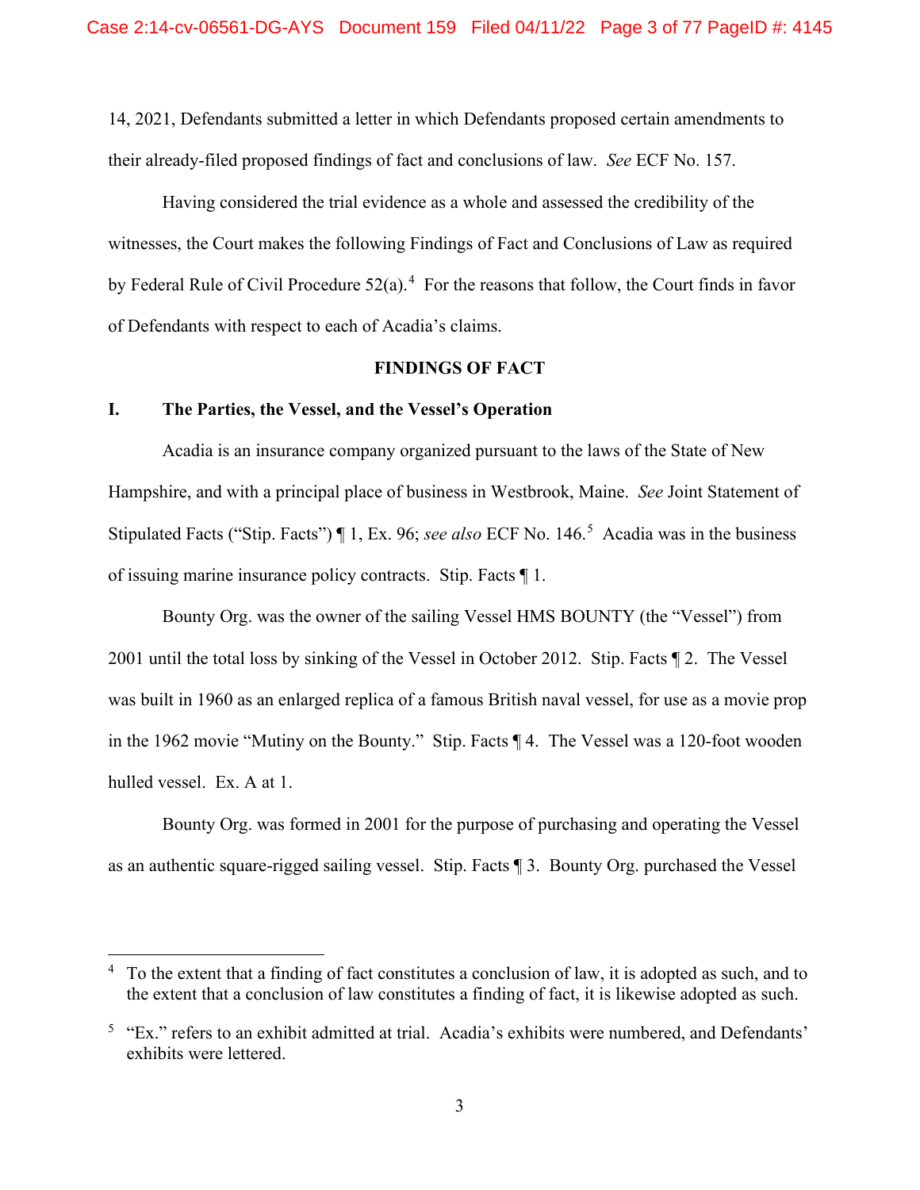14, 2021, Defendants submitted a letter in which Defendants proposed certain amendments to their already-filed proposed findings of fact and conclusions of law. *See* ECF No. 157.

Having considered the trial evidence as a whole and assessed the credibility of the witnesses, the Court makes the following Findings of Fact and Conclusions of Law as required by Federal Rule of Civil Procedure 52(a).[4] For the reasons that follow, the Court finds in favor of Defendants with respect to each of Acadia's claims.

## FINDINGS OF FACT

### I. The Parties, the Vessel, and the Vessel's Operation

Acadia is an insurance company organized pursuant to the laws of the State of New Hampshire, and with a principal place of business in Westbrook, Maine. *See* Joint Statement of Stipulated Facts ("Stip. Facts") ¶ 1, Ex. 96; *see also* ECF No. 146.[5] Acadia was in the business of issuing marine insurance policy contracts. Stip. Facts ¶ 1.

Bounty Org. was the owner of the sailing Vessel HMS BOUNTY (the "Vessel") from 2001 until the total loss by sinking of the Vessel in October 2012. Stip. Facts ¶ 2. The Vessel was built in 1960 as an enlarged replica of a famous British naval vessel, for use as a movie prop in the 1962 movie "Mutiny on the Bounty." Stip. Facts ¶ 4. The Vessel was a 120-foot wooden hulled vessel. Ex. A at 1.

Bounty Org. was formed in 2001 for the purpose of purchasing and operating the Vessel as an authentic square-rigged sailing vessel. Stip. Facts ¶ 3. Bounty Org. purchased the Vessel

---

[4] To the extent that a finding of fact constitutes a conclusion of law, it is adopted as such, and to the extent that a conclusion of law constitutes a finding of fact, it is likewise adopted as such.

[5] "Ex." refers to an exhibit admitted at trial. Acadia's exhibits were numbered, and Defendants' exhibits were lettered.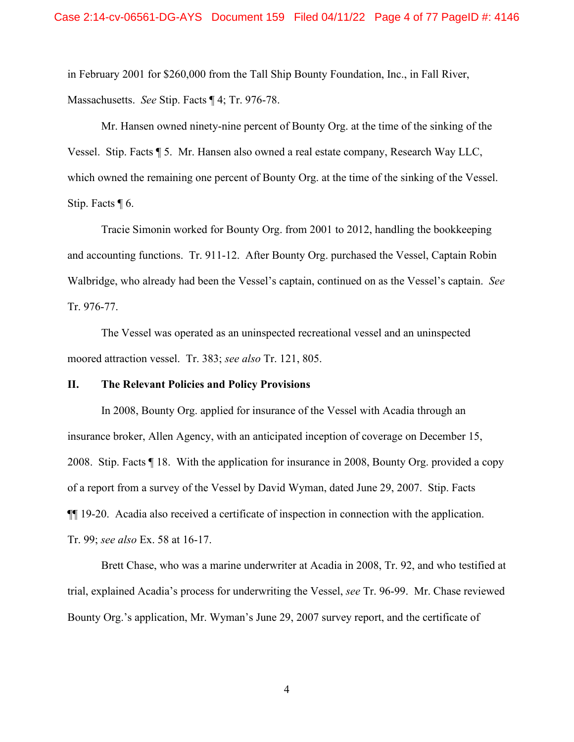in February 2001 for $260,000 from the Tall Ship Bounty Foundation, Inc., in Fall River, Massachusetts. *See* Stip. Facts ¶ 4; Tr. 976-78.

Mr. Hansen owned ninety-nine percent of Bounty Org. at the time of the sinking of the Vessel. Stip. Facts ¶ 5. Mr. Hansen also owned a real estate company, Research Way LLC, which owned the remaining one percent of Bounty Org. at the time of the sinking of the Vessel. Stip. Facts ¶ 6.

Tracie Simonin worked for Bounty Org. from 2001 to 2012, handling the bookkeeping and accounting functions. Tr. 911-12. After Bounty Org. purchased the Vessel, Captain Robin Walbridge, who already had been the Vessel's captain, continued on as the Vessel's captain. *See* Tr. 976-77.

The Vessel was operated as an uninspected recreational vessel and an uninspected moored attraction vessel. Tr. 383; *see also* Tr. 121, 805.

## II. The Relevant Policies and Policy Provisions

In 2008, Bounty Org. applied for insurance of the Vessel with Acadia through an insurance broker, Allen Agency, with an anticipated inception of coverage on December 15, 2008. Stip. Facts ¶ 18. With the application for insurance in 2008, Bounty Org. provided a copy of a report from a survey of the Vessel by David Wyman, dated June 29, 2007. Stip. Facts ¶¶ 19-20. Acadia also received a certificate of inspection in connection with the application. Tr. 99; *see also* Ex. 58 at 16-17.

Brett Chase, who was a marine underwriter at Acadia in 2008, Tr. 92, and who testified at trial, explained Acadia's process for underwriting the Vessel, *see* Tr. 96-99. Mr. Chase reviewed Bounty Org.'s application, Mr. Wyman's June 29, 2007 survey report, and the certificate of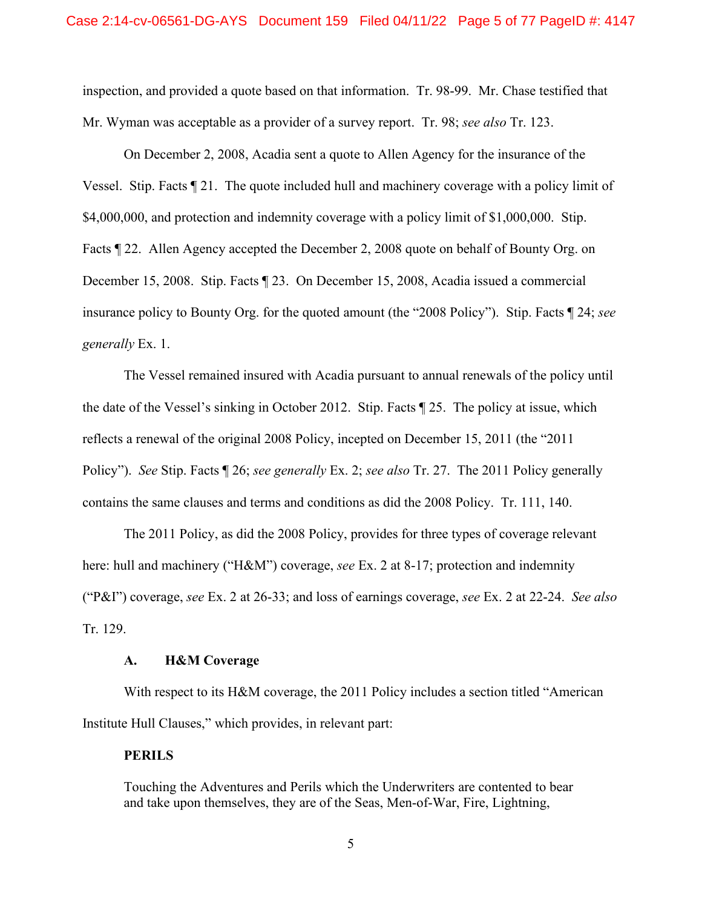inspection, and provided a quote based on that information. Tr. 98-99. Mr. Chase testified that Mr. Wyman was acceptable as a provider of a survey report. Tr. 98; *see also* Tr. 123.

On December 2, 2008, Acadia sent a quote to Allen Agency for the insurance of the Vessel. Stip. Facts ¶ 21. The quote included hull and machinery coverage with a policy limit of $4,000,000, and protection and indemnity coverage with a policy limit of $1,000,000. Stip. Facts ¶ 22. Allen Agency accepted the December 2, 2008 quote on behalf of Bounty Org. on December 15, 2008. Stip. Facts ¶ 23. On December 15, 2008, Acadia issued a commercial insurance policy to Bounty Org. for the quoted amount (the "2008 Policy"). Stip. Facts ¶ 24; *see generally* Ex. 1.

The Vessel remained insured with Acadia pursuant to annual renewals of the policy until the date of the Vessel's sinking in October 2012. Stip. Facts ¶ 25. The policy at issue, which reflects a renewal of the original 2008 Policy, incepted on December 15, 2011 (the "2011 Policy"). *See* Stip. Facts ¶ 26; *see generally* Ex. 2; *see also* Tr. 27. The 2011 Policy generally contains the same clauses and terms and conditions as did the 2008 Policy. Tr. 111, 140.

The 2011 Policy, as did the 2008 Policy, provides for three types of coverage relevant here: hull and machinery ("H&M") coverage, *see* Ex. 2 at 8-17; protection and indemnity ("P&I") coverage, *see* Ex. 2 at 26-33; and loss of earnings coverage, *see* Ex. 2 at 22-24. *See also* Tr. 129.

### A. H&M Coverage

With respect to its H&M coverage, the 2011 Policy includes a section titled "American Institute Hull Clauses," which provides, in relevant part:

> **PERILS**
>
> Touching the Adventures and Perils which the Underwriters are contented to bear and take upon themselves, they are of the Seas, Men-of-War, Fire, Lightning,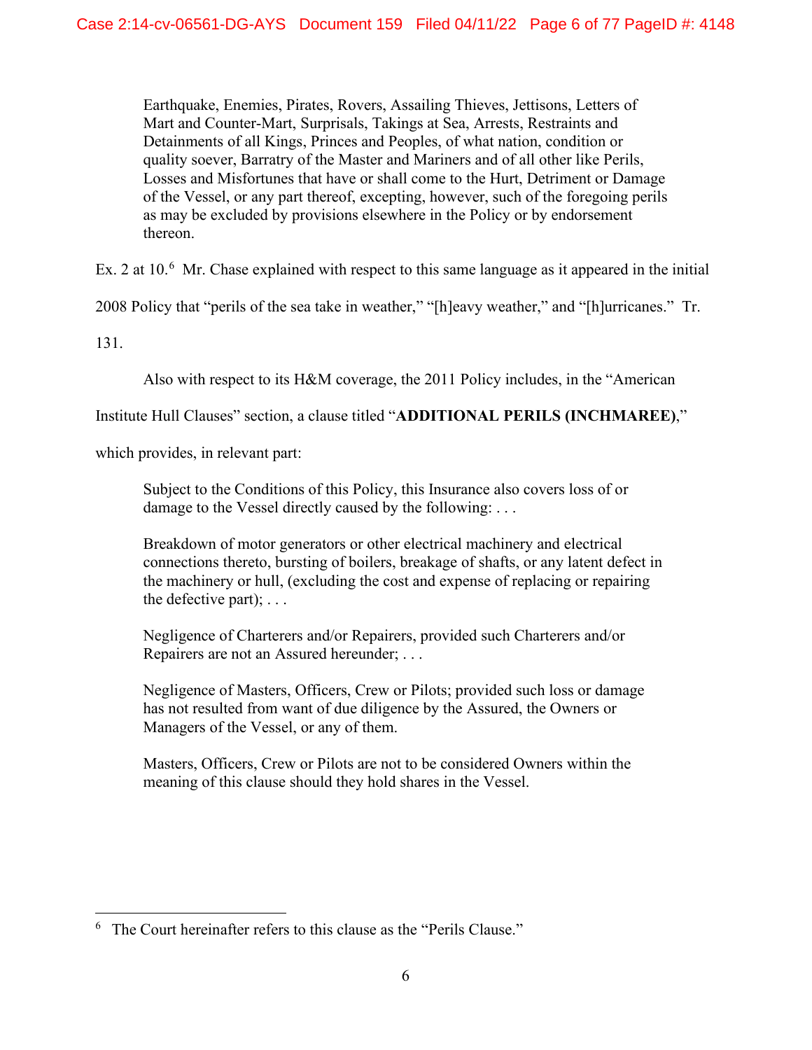> Earthquake, Enemies, Pirates, Rovers, Assailing Thieves, Jettisons, Letters of Mart and Counter-Mart, Surprisals, Takings at Sea, Arrests, Restraints and Detainments of all Kings, Princes and Peoples, of what nation, condition or quality soever, Barratry of the Master and Mariners and of all other like Perils, Losses and Misfortunes that have or shall come to the Hurt, Detriment or Damage of the Vessel, or any part thereof, excepting, however, such of the foregoing perils as may be excluded by provisions elsewhere in the Policy or by endorsement thereon.

Ex. 2 at 10.[6] Mr. Chase explained with respect to this same language as it appeared in the initial 2008 Policy that "perils of the sea take in weather," "[h]eavy weather," and "[h]urricanes." Tr. 131.

Also with respect to its H&M coverage, the 2011 Policy includes, in the "American Institute Hull Clauses" section, a clause titled "**ADDITIONAL PERILS (INCHMAREE)**," which provides, in relevant part:

> Subject to the Conditions of this Policy, this Insurance also covers loss of or damage to the Vessel directly caused by the following: . . .
>
> Breakdown of motor generators or other electrical machinery and electrical connections thereto, bursting of boilers, breakage of shafts, or any latent defect in the machinery or hull, (excluding the cost and expense of replacing or repairing the defective part); . . .
>
> Negligence of Charterers and/or Repairers, provided such Charterers and/or Repairers are not an Assured hereunder; . . .
>
> Negligence of Masters, Officers, Crew or Pilots; provided such loss or damage has not resulted from want of due diligence by the Assured, the Owners or Managers of the Vessel, or any of them.
>
> Masters, Officers, Crew or Pilots are not to be considered Owners within the meaning of this clause should they hold shares in the Vessel.

---

[6] The Court hereinafter refers to this clause as the "Perils Clause."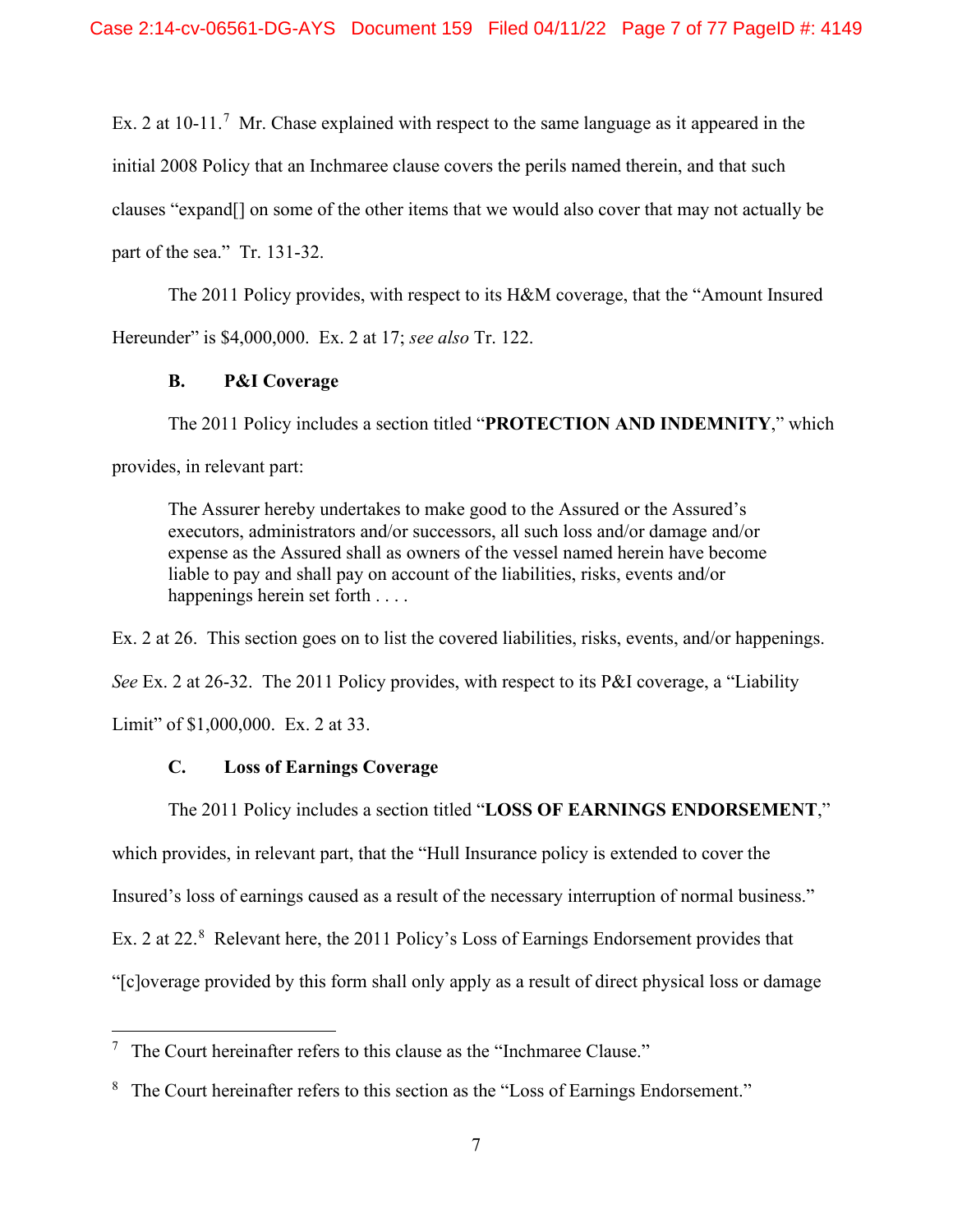Ex. 2 at 10-11.[7] Mr. Chase explained with respect to the same language as it appeared in the initial 2008 Policy that an Inchmaree clause covers the perils named therein, and that such clauses "expand[] on some of the other items that we would also cover that may not actually be part of the sea." Tr. 131-32.

The 2011 Policy provides, with respect to its H&M coverage, that the "Amount Insured Hereunder" is $4,000,000. Ex. 2 at 17; *see also* Tr. 122.

### B. P&I Coverage

The 2011 Policy includes a section titled "**PROTECTION AND INDEMNITY**," which provides, in relevant part:

> The Assurer hereby undertakes to make good to the Assured or the Assured's executors, administrators and/or successors, all such loss and/or damage and/or expense as the Assured shall as owners of the vessel named herein have become liable to pay and shall pay on account of the liabilities, risks, events and/or happenings herein set forth . . . .

Ex. 2 at 26. This section goes on to list the covered liabilities, risks, events, and/or happenings. *See* Ex. 2 at 26-32. The 2011 Policy provides, with respect to its P&I coverage, a "Liability Limit" of $1,000,000. Ex. 2 at 33.

### C. Loss of Earnings Coverage

The 2011 Policy includes a section titled "**LOSS OF EARNINGS ENDORSEMENT**," which provides, in relevant part, that the "Hull Insurance policy is extended to cover the Insured's loss of earnings caused as a result of the necessary interruption of normal business." Ex. 2 at 22.[8] Relevant here, the 2011 Policy's Loss of Earnings Endorsement provides that "[c]overage provided by this form shall only apply as a result of direct physical loss or damage

---

[7] The Court hereinafter refers to this clause as the "Inchmaree Clause."

[8] The Court hereinafter refers to this section as the "Loss of Earnings Endorsement."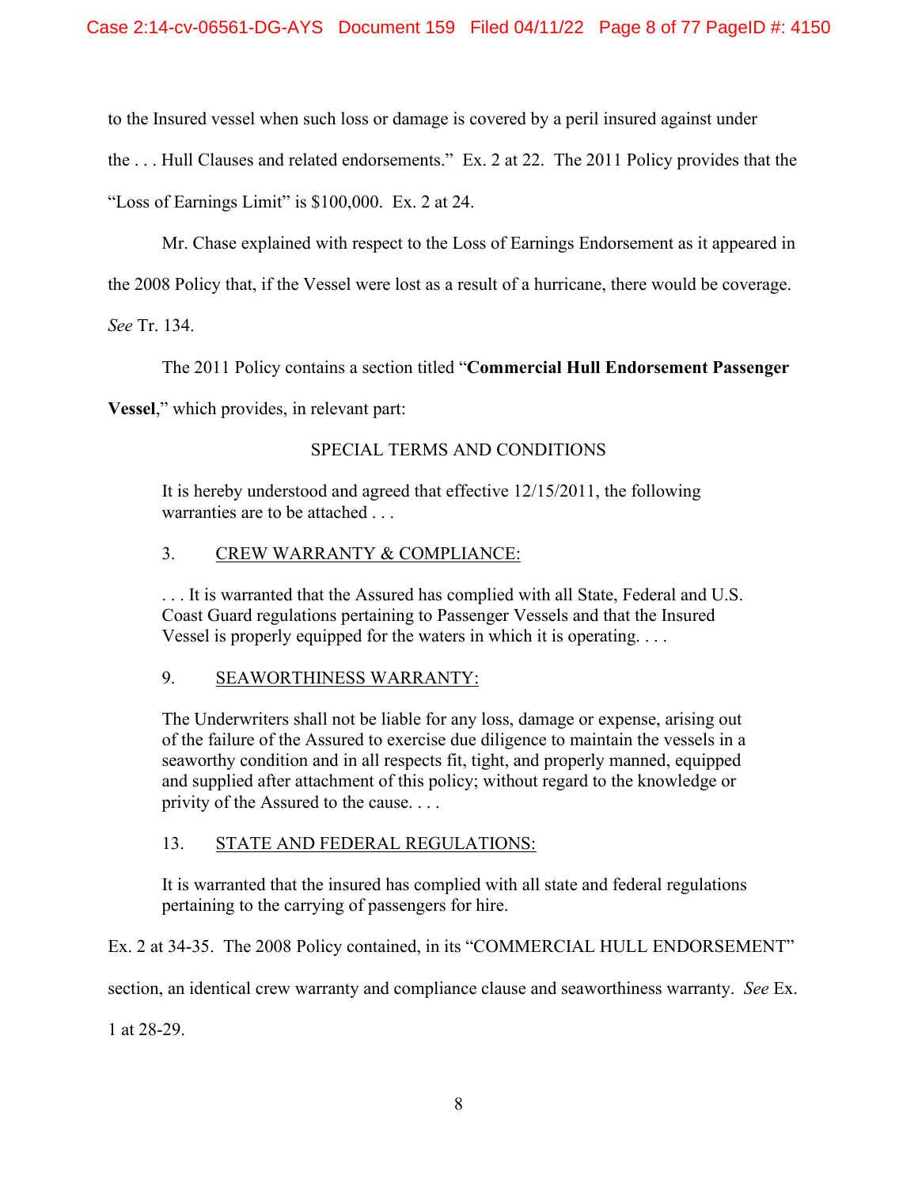to the Insured vessel when such loss or damage is covered by a peril insured against under the . . . Hull Clauses and related endorsements." Ex. 2 at 22. The 2011 Policy provides that the "Loss of Earnings Limit" is $100,000. Ex. 2 at 24.

Mr. Chase explained with respect to the Loss of Earnings Endorsement as it appeared in the 2008 Policy that, if the Vessel were lost as a result of a hurricane, there would be coverage. *See* Tr. 134.

The 2011 Policy contains a section titled "**Commercial Hull Endorsement Passenger Vessel**," which provides, in relevant part:

> SPECIAL TERMS AND CONDITIONS
>
> It is hereby understood and agreed that effective 12/15/2011, the following warranties are to be attached . . .
>
> 3. <u>CREW WARRANTY & COMPLIANCE:</u>
>
> . . . It is warranted that the Assured has complied with all State, Federal and U.S. Coast Guard regulations pertaining to Passenger Vessels and that the Insured Vessel is properly equipped for the waters in which it is operating. . . .
>
> 9. <u>SEAWORTHINESS WARRANTY:</u>
>
> The Underwriters shall not be liable for any loss, damage or expense, arising out of the failure of the Assured to exercise due diligence to maintain the vessels in a seaworthy condition and in all respects fit, tight, and properly manned, equipped and supplied after attachment of this policy; without regard to the knowledge or privity of the Assured to the cause. . . .
>
> 13. <u>STATE AND FEDERAL REGULATIONS:</u>
>
> It is warranted that the insured has complied with all state and federal regulations pertaining to the carrying of passengers for hire.

Ex. 2 at 34-35. The 2008 Policy contained, in its "COMMERCIAL HULL ENDORSEMENT" section, an identical crew warranty and compliance clause and seaworthiness warranty. *See* Ex. 1 at 28-29.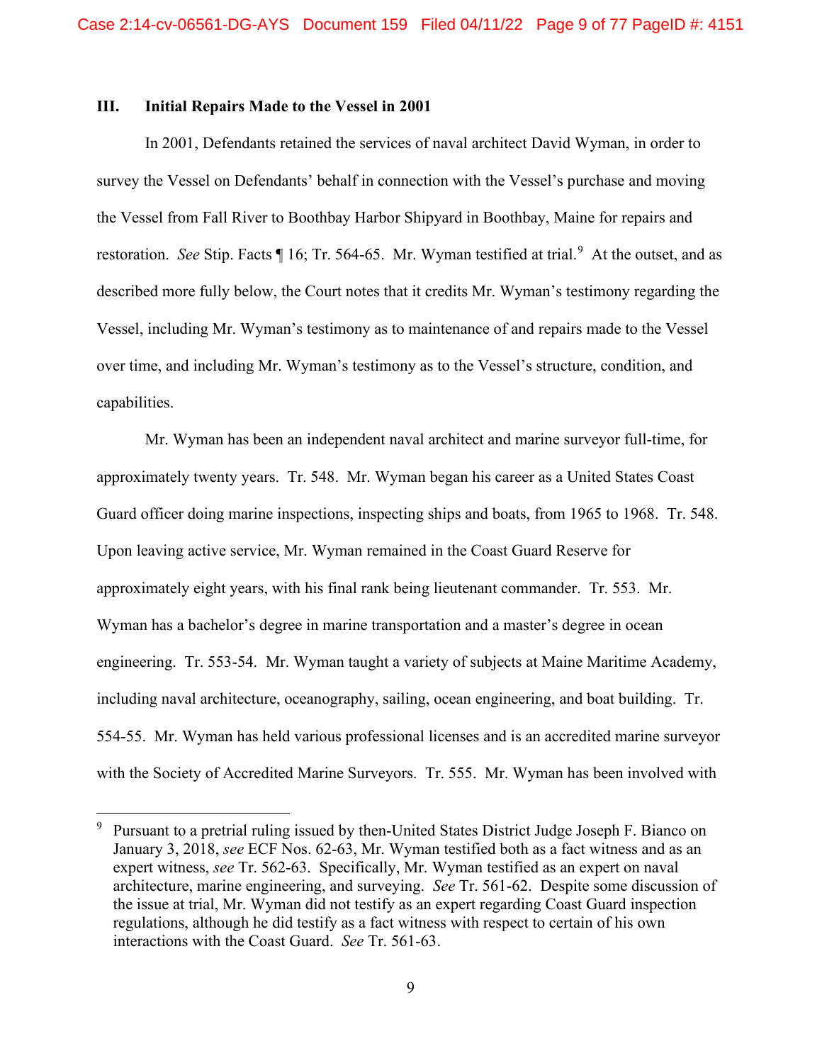### III. Initial Repairs Made to the Vessel in 2001

In 2001, Defendants retained the services of naval architect David Wyman, in order to survey the Vessel on Defendants' behalf in connection with the Vessel's purchase and moving the Vessel from Fall River to Boothbay Harbor Shipyard in Boothbay, Maine for repairs and restoration. *See* Stip. Facts ¶ 16; Tr. 564-65. Mr. Wyman testified at trial.[9] At the outset, and as described more fully below, the Court notes that it credits Mr. Wyman's testimony regarding the Vessel, including Mr. Wyman's testimony as to maintenance of and repairs made to the Vessel over time, and including Mr. Wyman's testimony as to the Vessel's structure, condition, and capabilities.

Mr. Wyman has been an independent naval architect and marine surveyor full-time, for approximately twenty years. Tr. 548. Mr. Wyman began his career as a United States Coast Guard officer doing marine inspections, inspecting ships and boats, from 1965 to 1968. Tr. 548. Upon leaving active service, Mr. Wyman remained in the Coast Guard Reserve for approximately eight years, with his final rank being lieutenant commander. Tr. 553. Mr. Wyman has a bachelor's degree in marine transportation and a master's degree in ocean engineering. Tr. 553-54. Mr. Wyman taught a variety of subjects at Maine Maritime Academy, including naval architecture, oceanography, sailing, ocean engineering, and boat building. Tr. 554-55. Mr. Wyman has held various professional licenses and is an accredited marine surveyor with the Society of Accredited Marine Surveyors. Tr. 555. Mr. Wyman has been involved with

---

[9] Pursuant to a pretrial ruling issued by then-United States District Judge Joseph F. Bianco on January 3, 2018, *see* ECF Nos. 62-63, Mr. Wyman testified both as a fact witness and as an expert witness, *see* Tr. 562-63. Specifically, Mr. Wyman testified as an expert on naval architecture, marine engineering, and surveying. *See* Tr. 561-62. Despite some discussion of the issue at trial, Mr. Wyman did not testify as an expert regarding Coast Guard inspection regulations, although he did testify as a fact witness with respect to certain of his own interactions with the Coast Guard. *See* Tr. 561-63.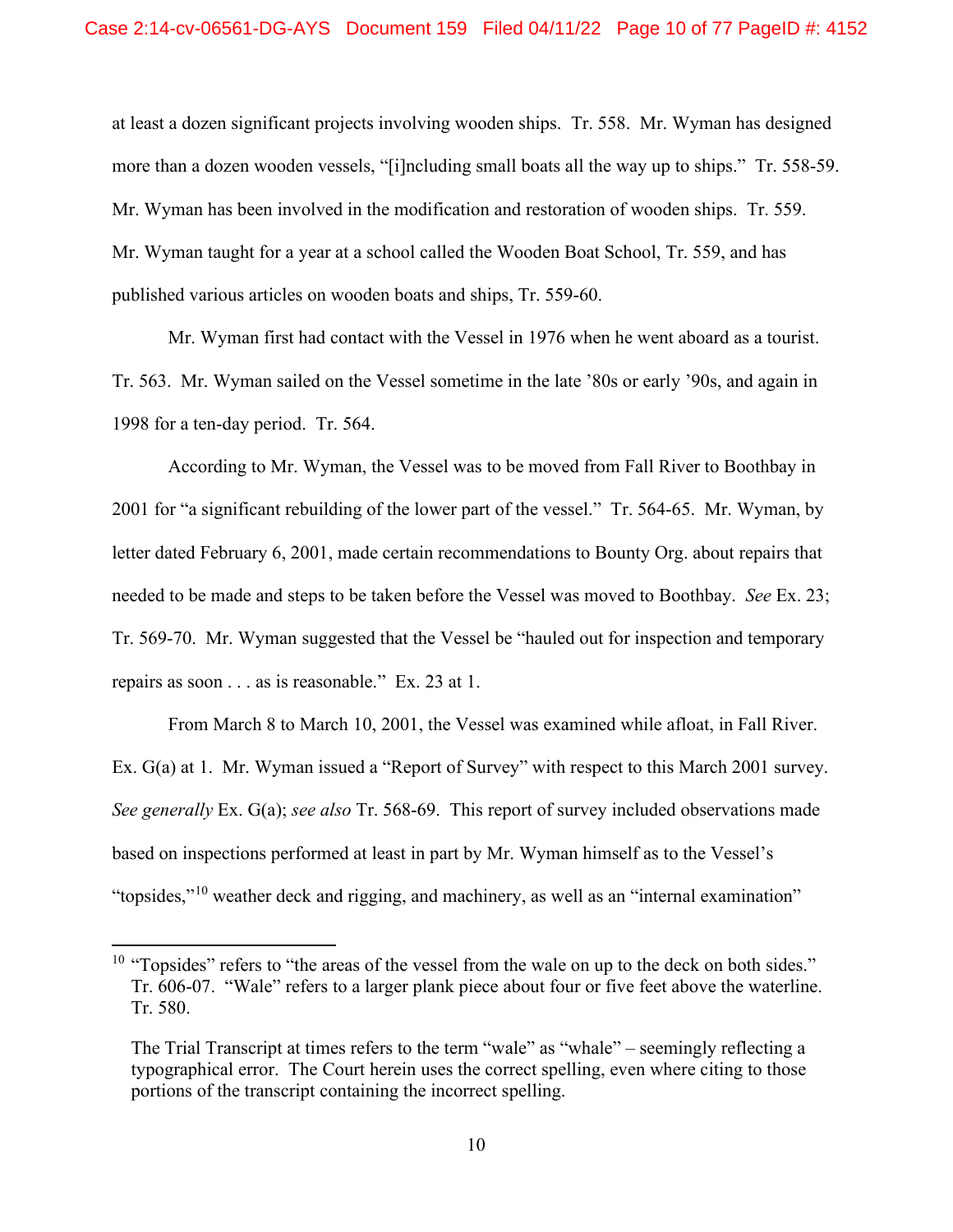at least a dozen significant projects involving wooden ships. Tr. 558. Mr. Wyman has designed more than a dozen wooden vessels, "[i]ncluding small boats all the way up to ships." Tr. 558-59. Mr. Wyman has been involved in the modification and restoration of wooden ships. Tr. 559. Mr. Wyman taught for a year at a school called the Wooden Boat School, Tr. 559, and has published various articles on wooden boats and ships, Tr. 559-60.

Mr. Wyman first had contact with the Vessel in 1976 when he went aboard as a tourist. Tr. 563. Mr. Wyman sailed on the Vessel sometime in the late '80s or early '90s, and again in 1998 for a ten-day period. Tr. 564.

According to Mr. Wyman, the Vessel was to be moved from Fall River to Boothbay in 2001 for "a significant rebuilding of the lower part of the vessel." Tr. 564-65. Mr. Wyman, by letter dated February 6, 2001, made certain recommendations to Bounty Org. about repairs that needed to be made and steps to be taken before the Vessel was moved to Boothbay. *See* Ex. 23; Tr. 569-70. Mr. Wyman suggested that the Vessel be "hauled out for inspection and temporary repairs as soon . . . as is reasonable." Ex. 23 at 1.

From March 8 to March 10, 2001, the Vessel was examined while afloat, in Fall River. Ex. G(a) at 1. Mr. Wyman issued a "Report of Survey" with respect to this March 2001 survey. *See generally* Ex. G(a); *see also* Tr. 568-69. This report of survey included observations made based on inspections performed at least in part by Mr. Wyman himself as to the Vessel's "topsides,"[10] weather deck and rigging, and machinery, as well as an "internal examination"

---

[10] "Topsides" refers to "the areas of the vessel from the wale on up to the deck on both sides." Tr. 606-07. "Wale" refers to a larger plank piece about four or five feet above the waterline. Tr. 580.

The Trial Transcript at times refers to the term "wale" as "whale" – seemingly reflecting a typographical error. The Court herein uses the correct spelling, even where citing to those portions of the transcript containing the incorrect spelling.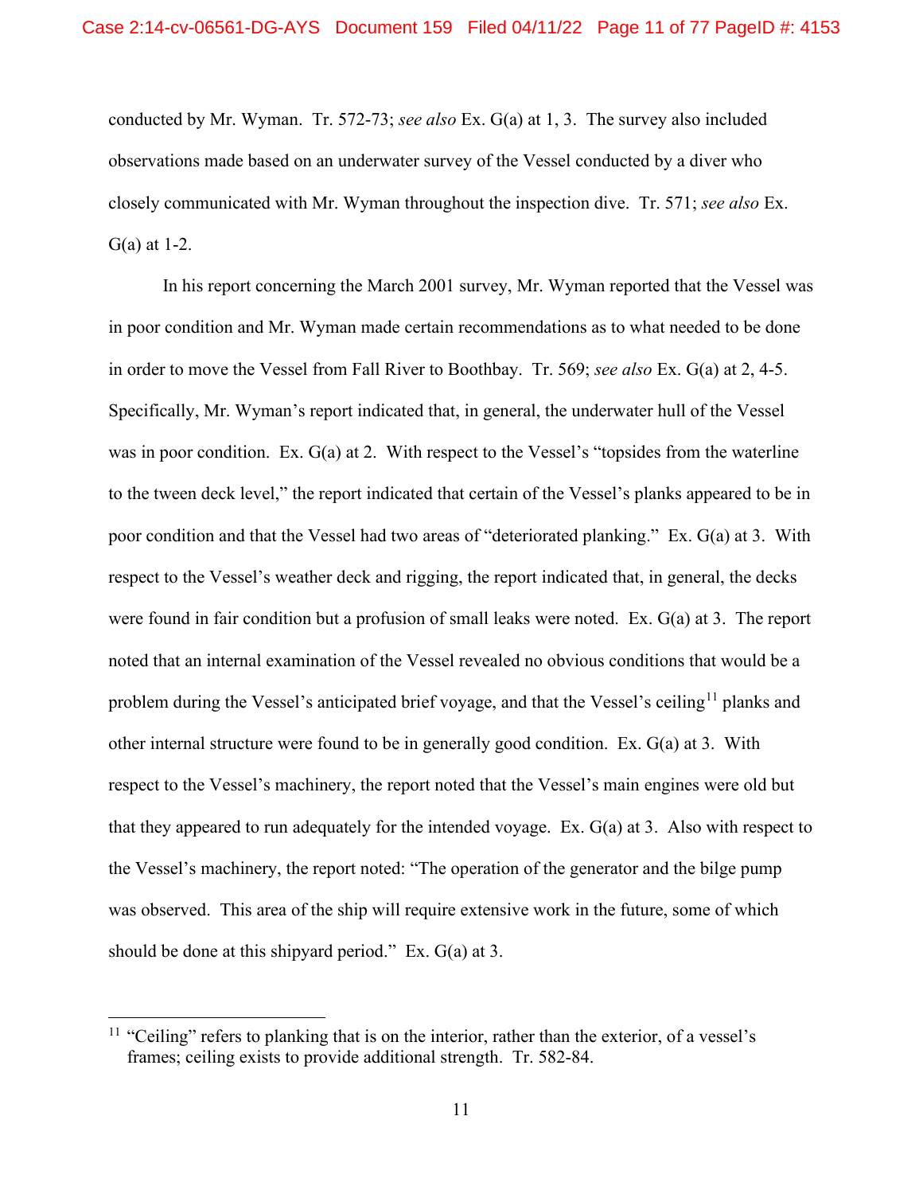conducted by Mr. Wyman. Tr. 572-73; *see also* Ex. G(a) at 1, 3. The survey also included observations made based on an underwater survey of the Vessel conducted by a diver who closely communicated with Mr. Wyman throughout the inspection dive. Tr. 571; *see also* Ex. G(a) at 1-2.

In his report concerning the March 2001 survey, Mr. Wyman reported that the Vessel was in poor condition and Mr. Wyman made certain recommendations as to what needed to be done in order to move the Vessel from Fall River to Boothbay. Tr. 569; *see also* Ex. G(a) at 2, 4-5. Specifically, Mr. Wyman's report indicated that, in general, the underwater hull of the Vessel was in poor condition. Ex. G(a) at 2. With respect to the Vessel's "topsides from the waterline to the tween deck level," the report indicated that certain of the Vessel's planks appeared to be in poor condition and that the Vessel had two areas of "deteriorated planking." Ex. G(a) at 3. With respect to the Vessel's weather deck and rigging, the report indicated that, in general, the decks were found in fair condition but a profusion of small leaks were noted. Ex. G(a) at 3. The report noted that an internal examination of the Vessel revealed no obvious conditions that would be a problem during the Vessel's anticipated brief voyage, and that the Vessel's ceiling[11] planks and other internal structure were found to be in generally good condition. Ex. G(a) at 3. With respect to the Vessel's machinery, the report noted that the Vessel's main engines were old but that they appeared to run adequately for the intended voyage. Ex. G(a) at 3. Also with respect to the Vessel's machinery, the report noted: "The operation of the generator and the bilge pump was observed. This area of the ship will require extensive work in the future, some of which should be done at this shipyard period." Ex. G(a) at 3.

[11] "Ceiling" refers to planking that is on the interior, rather than the exterior, of a vessel's frames; ceiling exists to provide additional strength. Tr. 582-84.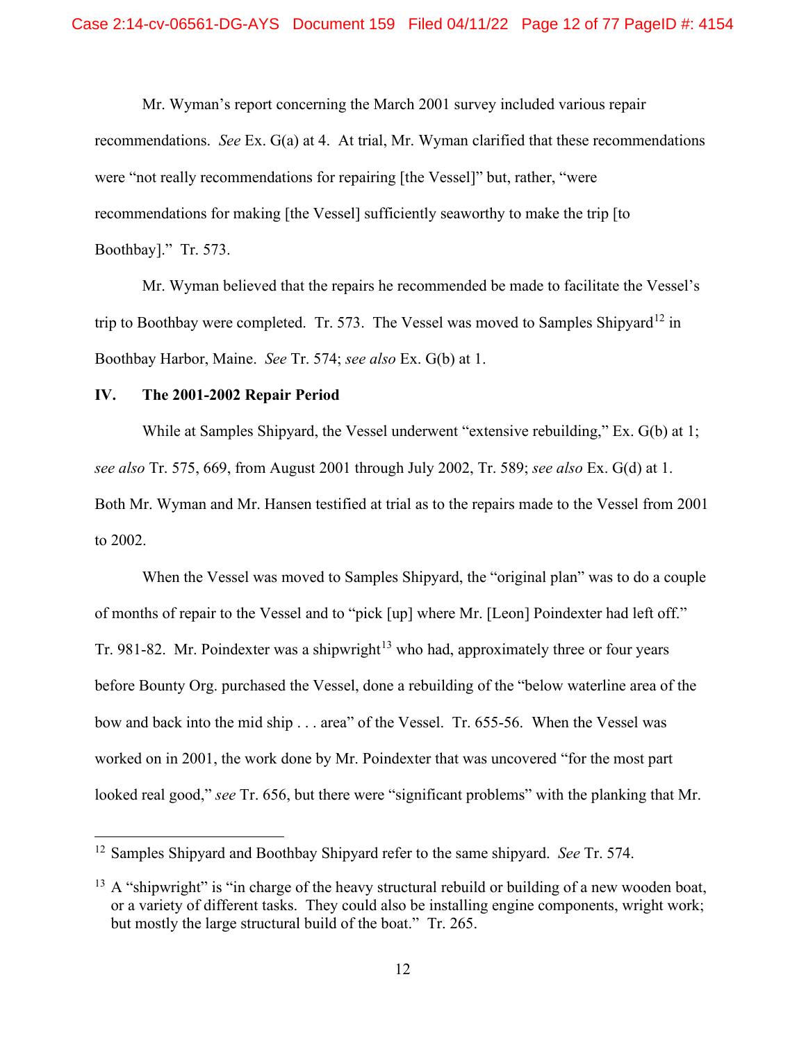Mr. Wyman's report concerning the March 2001 survey included various repair recommendations. *See* Ex. G(a) at 4. At trial, Mr. Wyman clarified that these recommendations were "not really recommendations for repairing [the Vessel]" but, rather, "were recommendations for making [the Vessel] sufficiently seaworthy to make the trip [to Boothbay]." Tr. 573.

Mr. Wyman believed that the repairs he recommended be made to facilitate the Vessel's trip to Boothbay were completed. Tr. 573. The Vessel was moved to Samples Shipyard[12] in Boothbay Harbor, Maine. *See* Tr. 574; *see also* Ex. G(b) at 1.

## IV. The 2001-2002 Repair Period

While at Samples Shipyard, the Vessel underwent "extensive rebuilding," Ex. G(b) at 1; *see also* Tr. 575, 669, from August 2001 through July 2002, Tr. 589; *see also* Ex. G(d) at 1. Both Mr. Wyman and Mr. Hansen testified at trial as to the repairs made to the Vessel from 2001 to 2002.

When the Vessel was moved to Samples Shipyard, the "original plan" was to do a couple of months of repair to the Vessel and to "pick [up] where Mr. [Leon] Poindexter had left off." Tr. 981-82. Mr. Poindexter was a shipwright[13] who had, approximately three or four years before Bounty Org. purchased the Vessel, done a rebuilding of the "below waterline area of the bow and back into the mid ship . . . area" of the Vessel. Tr. 655-56. When the Vessel was worked on in 2001, the work done by Mr. Poindexter that was uncovered "for the most part looked real good," *see* Tr. 656, but there were "significant problems" with the planking that Mr.

---

[12] Samples Shipyard and Boothbay Shipyard refer to the same shipyard. *See* Tr. 574.

[13] A "shipwright" is "in charge of the heavy structural rebuild or building of a new wooden boat, or a variety of different tasks. They could also be installing engine components, wright work; but mostly the large structural build of the boat." Tr. 265.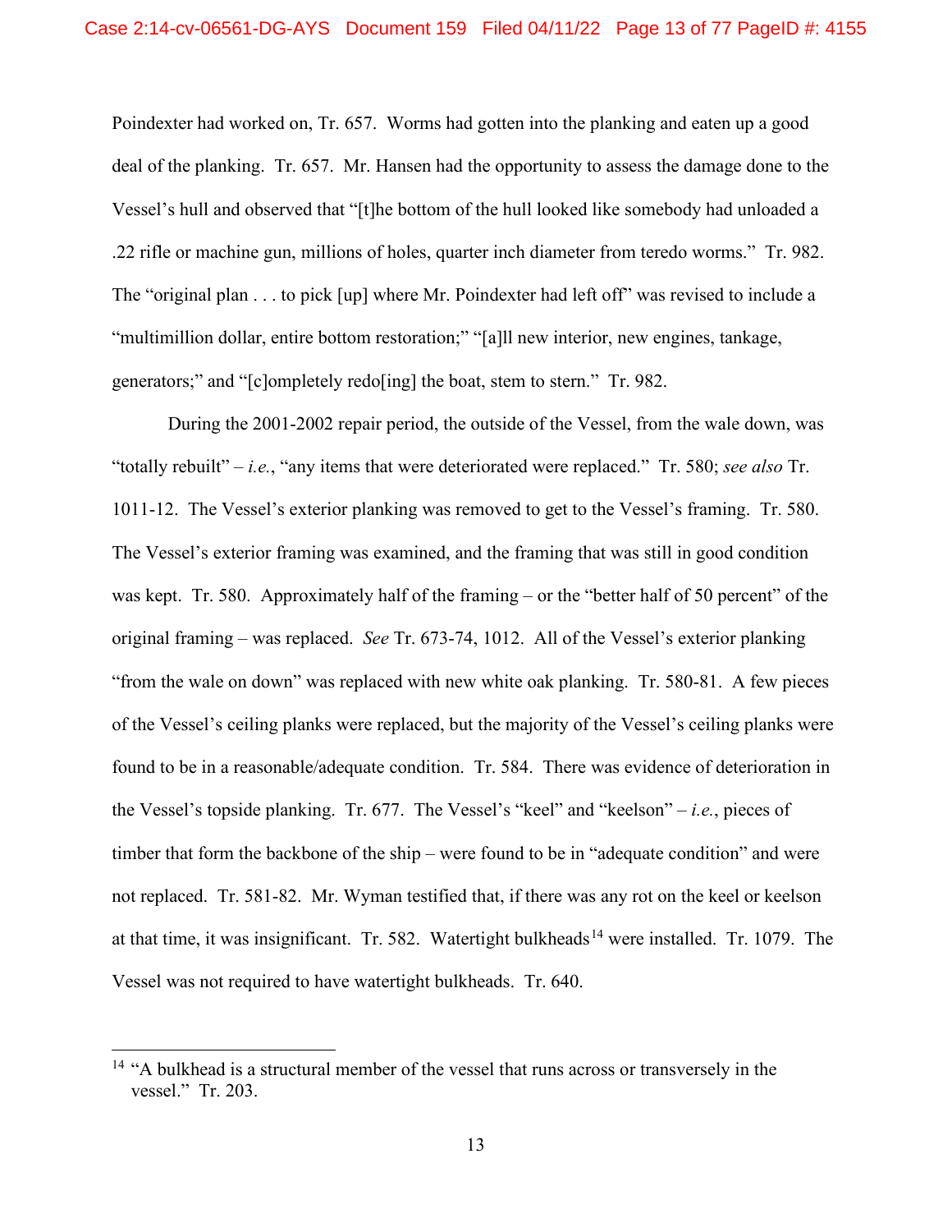Poindexter had worked on, Tr. 657. Worms had gotten into the planking and eaten up a good deal of the planking. Tr. 657. Mr. Hansen had the opportunity to assess the damage done to the Vessel's hull and observed that "[t]he bottom of the hull looked like somebody had unloaded a .22 rifle or machine gun, millions of holes, quarter inch diameter from teredo worms." Tr. 982. The "original plan . . . to pick [up] where Mr. Poindexter had left off" was revised to include a "multimillion dollar, entire bottom restoration;" "[a]ll new interior, new engines, tankage, generators;" and "[c]ompletely redo[ing] the boat, stem to stern." Tr. 982.

During the 2001-2002 repair period, the outside of the Vessel, from the wale down, was "totally rebuilt" – *i.e.*, "any items that were deteriorated were replaced." Tr. 580; *see also* Tr. 1011-12. The Vessel's exterior planking was removed to get to the Vessel's framing. Tr. 580. The Vessel's exterior framing was examined, and the framing that was still in good condition was kept. Tr. 580. Approximately half of the framing – or the "better half of 50 percent" of the original framing – was replaced. *See* Tr. 673-74, 1012. All of the Vessel's exterior planking "from the wale on down" was replaced with new white oak planking. Tr. 580-81. A few pieces of the Vessel's ceiling planks were replaced, but the majority of the Vessel's ceiling planks were found to be in a reasonable/adequate condition. Tr. 584. There was evidence of deterioration in the Vessel's topside planking. Tr. 677. The Vessel's "keel" and "keelson" – *i.e.*, pieces of timber that form the backbone of the ship – were found to be in "adequate condition" and were not replaced. Tr. 581-82. Mr. Wyman testified that, if there was any rot on the keel or keelson at that time, it was insignificant. Tr. 582. Watertight bulkheads[14] were installed. Tr. 1079. The Vessel was not required to have watertight bulkheads. Tr. 640.

[14] "A bulkhead is a structural member of the vessel that runs across or transversely in the vessel." Tr. 203.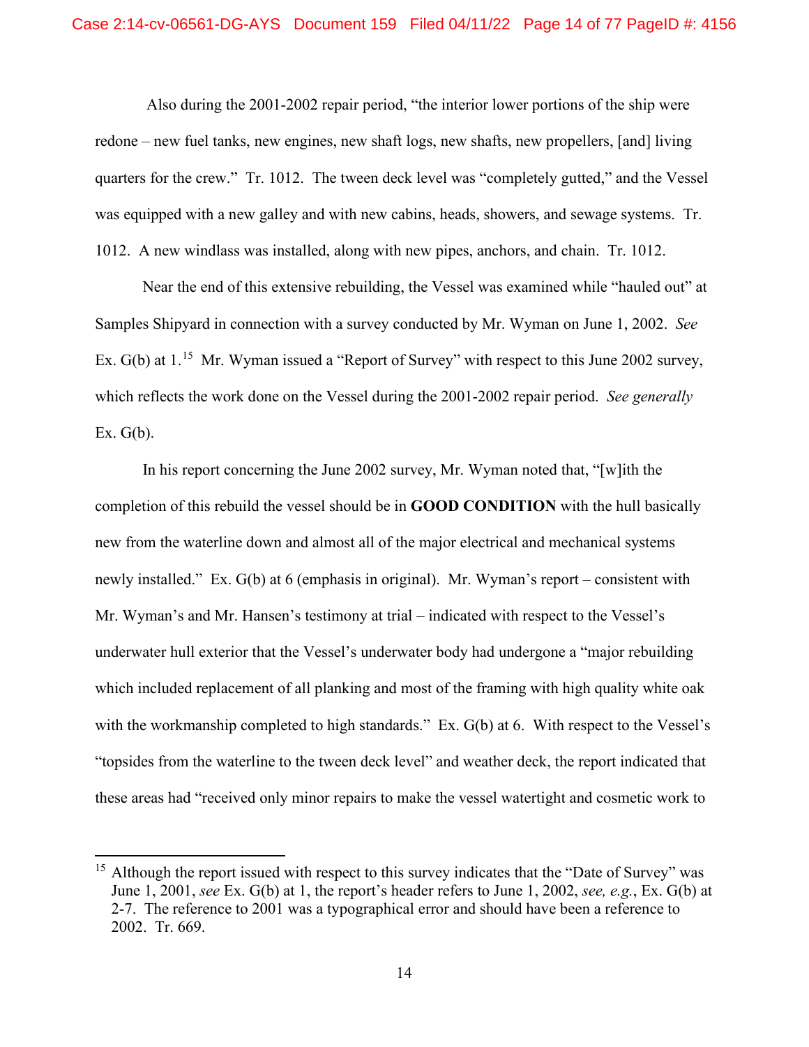Also during the 2001-2002 repair period, "the interior lower portions of the ship were redone – new fuel tanks, new engines, new shaft logs, new shafts, new propellers, [and] living quarters for the crew." Tr. 1012. The tween deck level was "completely gutted," and the Vessel was equipped with a new galley and with new cabins, heads, showers, and sewage systems. Tr. 1012. A new windlass was installed, along with new pipes, anchors, and chain. Tr. 1012.

Near the end of this extensive rebuilding, the Vessel was examined while "hauled out" at Samples Shipyard in connection with a survey conducted by Mr. Wyman on June 1, 2002. *See* Ex. G(b) at 1.[15] Mr. Wyman issued a "Report of Survey" with respect to this June 2002 survey, which reflects the work done on the Vessel during the 2001-2002 repair period. *See generally* Ex. G(b).

In his report concerning the June 2002 survey, Mr. Wyman noted that, "[w]ith the completion of this rebuild the vessel should be in **GOOD CONDITION** with the hull basically new from the waterline down and almost all of the major electrical and mechanical systems newly installed." Ex. G(b) at 6 (emphasis in original). Mr. Wyman's report – consistent with Mr. Wyman's and Mr. Hansen's testimony at trial – indicated with respect to the Vessel's underwater hull exterior that the Vessel's underwater body had undergone a "major rebuilding which included replacement of all planking and most of the framing with high quality white oak with the workmanship completed to high standards." Ex. G(b) at 6. With respect to the Vessel's "topsides from the waterline to the tween deck level" and weather deck, the report indicated that these areas had "received only minor repairs to make the vessel watertight and cosmetic work to

---

[15] Although the report issued with respect to this survey indicates that the "Date of Survey" was June 1, 2001, *see* Ex. G(b) at 1, the report's header refers to June 1, 2002, *see, e.g.*, Ex. G(b) at 2-7. The reference to 2001 was a typographical error and should have been a reference to 2002. Tr. 669.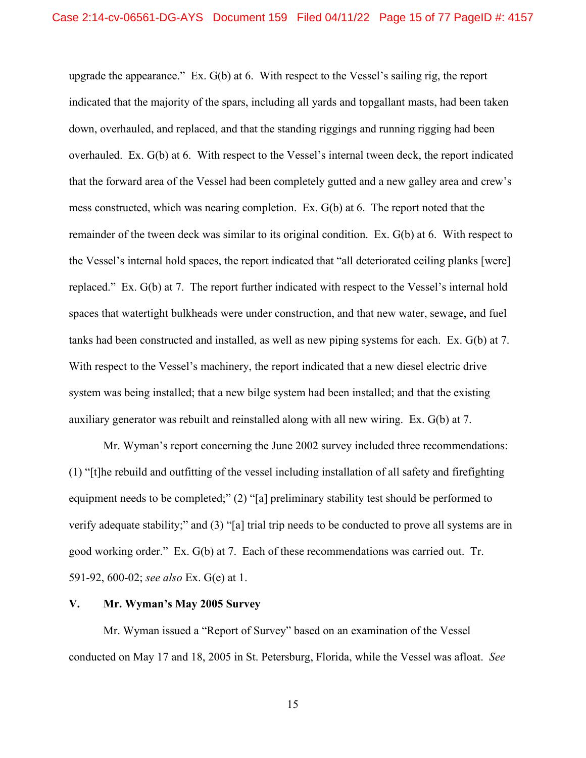upgrade the appearance." Ex. G(b) at 6. With respect to the Vessel's sailing rig, the report indicated that the majority of the spars, including all yards and topgallant masts, had been taken down, overhauled, and replaced, and that the standing riggings and running rigging had been overhauled. Ex. G(b) at 6. With respect to the Vessel's internal tween deck, the report indicated that the forward area of the Vessel had been completely gutted and a new galley area and crew's mess constructed, which was nearing completion. Ex. G(b) at 6. The report noted that the remainder of the tween deck was similar to its original condition. Ex. G(b) at 6. With respect to the Vessel's internal hold spaces, the report indicated that "all deteriorated ceiling planks [were] replaced." Ex. G(b) at 7. The report further indicated with respect to the Vessel's internal hold spaces that watertight bulkheads were under construction, and that new water, sewage, and fuel tanks had been constructed and installed, as well as new piping systems for each. Ex. G(b) at 7. With respect to the Vessel's machinery, the report indicated that a new diesel electric drive system was being installed; that a new bilge system had been installed; and that the existing auxiliary generator was rebuilt and reinstalled along with all new wiring. Ex. G(b) at 7.

Mr. Wyman's report concerning the June 2002 survey included three recommendations: (1) "[t]he rebuild and outfitting of the vessel including installation of all safety and firefighting equipment needs to be completed;" (2) "[a] preliminary stability test should be performed to verify adequate stability;" and (3) "[a] trial trip needs to be conducted to prove all systems are in good working order." Ex. G(b) at 7. Each of these recommendations was carried out. Tr. 591-92, 600-02; *see also* Ex. G(e) at 1.

## V. Mr. Wyman's May 2005 Survey

Mr. Wyman issued a "Report of Survey" based on an examination of the Vessel conducted on May 17 and 18, 2005 in St. Petersburg, Florida, while the Vessel was afloat. *See*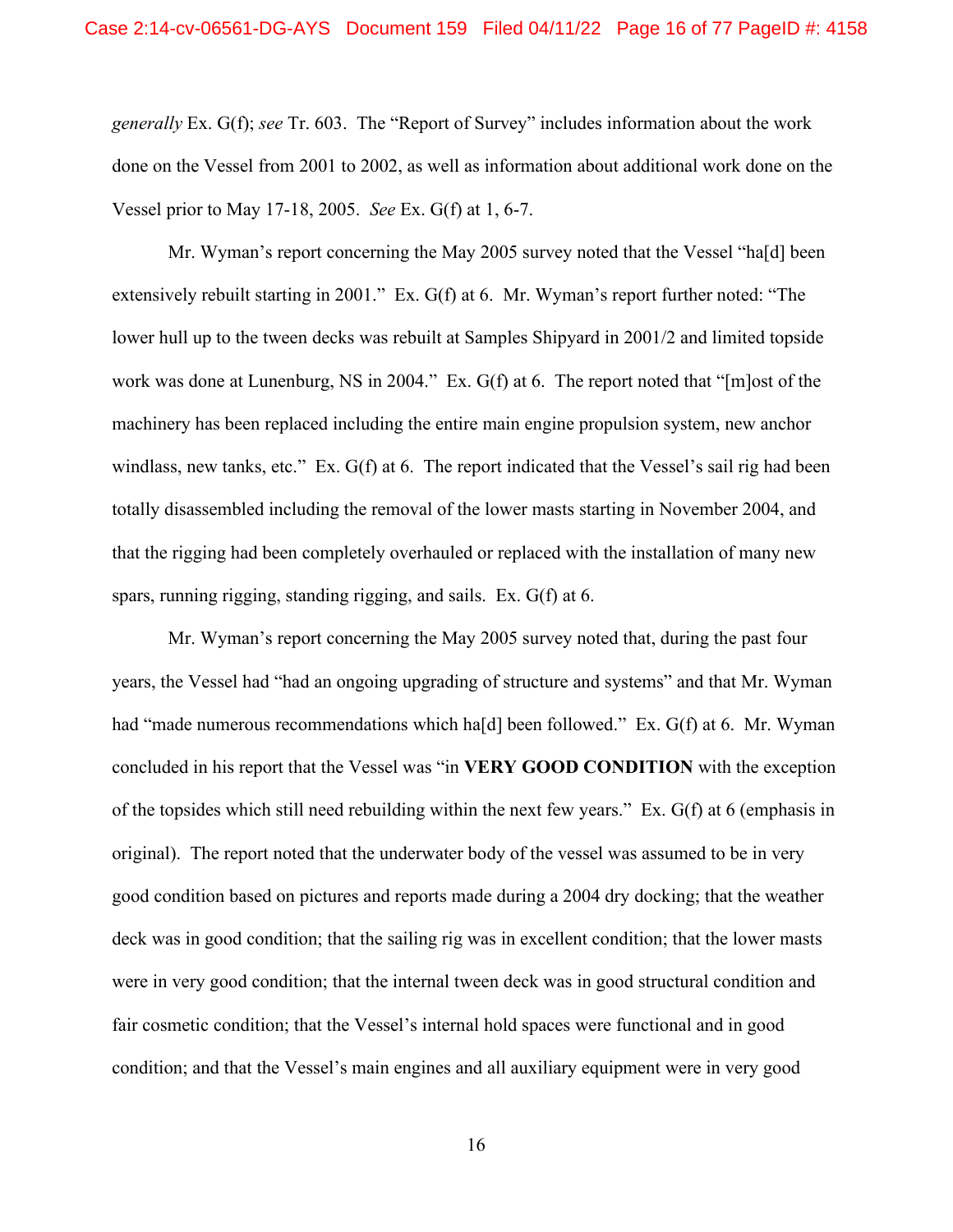*generally* Ex. G(f); *see* Tr. 603. The "Report of Survey" includes information about the work done on the Vessel from 2001 to 2002, as well as information about additional work done on the Vessel prior to May 17-18, 2005. *See* Ex. G(f) at 1, 6-7.

Mr. Wyman's report concerning the May 2005 survey noted that the Vessel "ha[d] been extensively rebuilt starting in 2001." Ex. G(f) at 6. Mr. Wyman's report further noted: "The lower hull up to the tween decks was rebuilt at Samples Shipyard in 2001/2 and limited topside work was done at Lunenburg, NS in 2004." Ex. G(f) at 6. The report noted that "[m]ost of the machinery has been replaced including the entire main engine propulsion system, new anchor windlass, new tanks, etc." Ex. G(f) at 6. The report indicated that the Vessel's sail rig had been totally disassembled including the removal of the lower masts starting in November 2004, and that the rigging had been completely overhauled or replaced with the installation of many new spars, running rigging, standing rigging, and sails. Ex. G(f) at 6.

Mr. Wyman's report concerning the May 2005 survey noted that, during the past four years, the Vessel had "had an ongoing upgrading of structure and systems" and that Mr. Wyman had "made numerous recommendations which ha[d] been followed." Ex. G(f) at 6. Mr. Wyman concluded in his report that the Vessel was "in **VERY GOOD CONDITION** with the exception of the topsides which still need rebuilding within the next few years." Ex. G(f) at 6 (emphasis in original). The report noted that the underwater body of the vessel was assumed to be in very good condition based on pictures and reports made during a 2004 dry docking; that the weather deck was in good condition; that the sailing rig was in excellent condition; that the lower masts were in very good condition; that the internal tween deck was in good structural condition and fair cosmetic condition; that the Vessel's internal hold spaces were functional and in good condition; and that the Vessel's main engines and all auxiliary equipment were in very good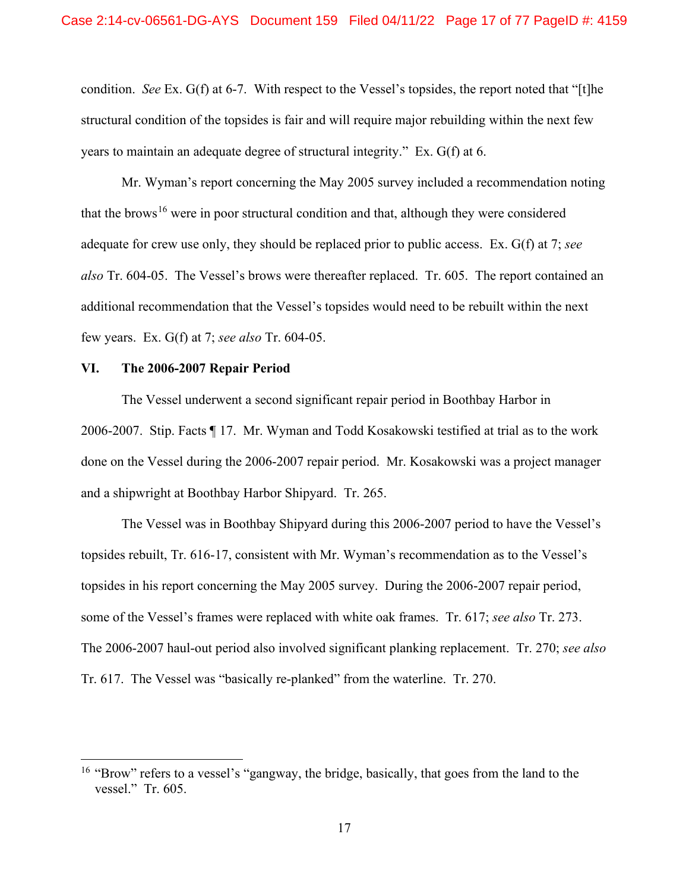condition. *See* Ex. G(f) at 6-7. With respect to the Vessel's topsides, the report noted that "[t]he structural condition of the topsides is fair and will require major rebuilding within the next few years to maintain an adequate degree of structural integrity." Ex. G(f) at 6.

Mr. Wyman's report concerning the May 2005 survey included a recommendation noting that the brows[16] were in poor structural condition and that, although they were considered adequate for crew use only, they should be replaced prior to public access. Ex. G(f) at 7; *see also* Tr. 604-05. The Vessel's brows were thereafter replaced. Tr. 605. The report contained an additional recommendation that the Vessel's topsides would need to be rebuilt within the next few years. Ex. G(f) at 7; *see also* Tr. 604-05.

## VI. The 2006-2007 Repair Period

The Vessel underwent a second significant repair period in Boothbay Harbor in 2006-2007. Stip. Facts ¶ 17. Mr. Wyman and Todd Kosakowski testified at trial as to the work done on the Vessel during the 2006-2007 repair period. Mr. Kosakowski was a project manager and a shipwright at Boothbay Harbor Shipyard. Tr. 265.

The Vessel was in Boothbay Shipyard during this 2006-2007 period to have the Vessel's topsides rebuilt, Tr. 616-17, consistent with Mr. Wyman's recommendation as to the Vessel's topsides in his report concerning the May 2005 survey. During the 2006-2007 repair period, some of the Vessel's frames were replaced with white oak frames. Tr. 617; *see also* Tr. 273. The 2006-2007 haul-out period also involved significant planking replacement. Tr. 270; *see also* Tr. 617. The Vessel was "basically re-planked" from the waterline. Tr. 270.

---

[16] "Brow" refers to a vessel's "gangway, the bridge, basically, that goes from the land to the vessel." Tr. 605.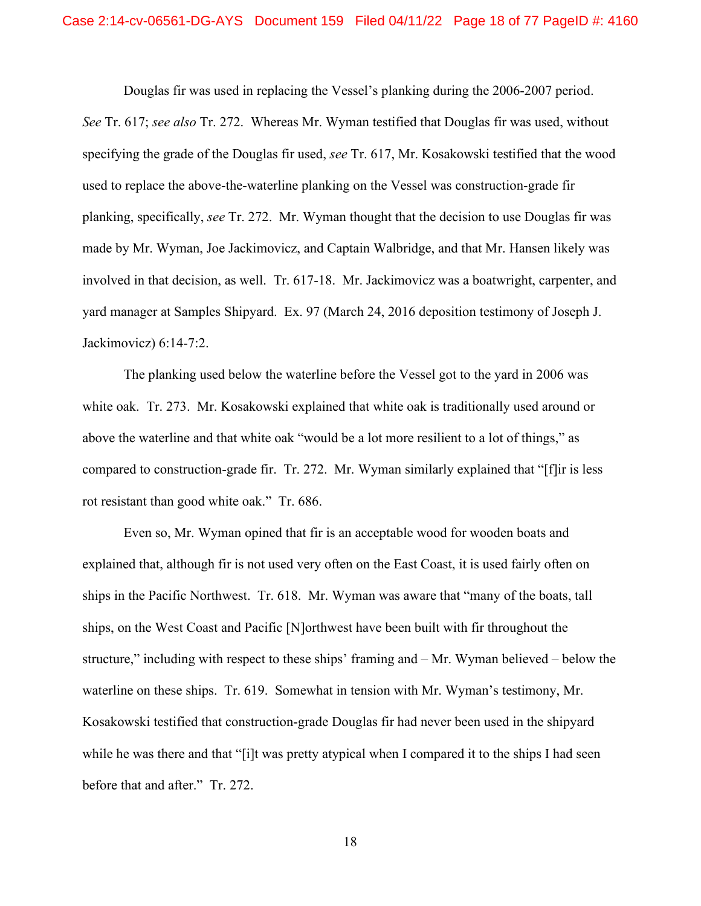Douglas fir was used in replacing the Vessel's planking during the 2006-2007 period. *See* Tr. 617; *see also* Tr. 272. Whereas Mr. Wyman testified that Douglas fir was used, without specifying the grade of the Douglas fir used, *see* Tr. 617, Mr. Kosakowski testified that the wood used to replace the above-the-waterline planking on the Vessel was construction-grade fir planking, specifically, *see* Tr. 272. Mr. Wyman thought that the decision to use Douglas fir was made by Mr. Wyman, Joe Jackimovicz, and Captain Walbridge, and that Mr. Hansen likely was involved in that decision, as well. Tr. 617-18. Mr. Jackimovicz was a boatwright, carpenter, and yard manager at Samples Shipyard. Ex. 97 (March 24, 2016 deposition testimony of Joseph J. Jackimovicz) 6:14-7:2.

The planking used below the waterline before the Vessel got to the yard in 2006 was white oak. Tr. 273. Mr. Kosakowski explained that white oak is traditionally used around or above the waterline and that white oak "would be a lot more resilient to a lot of things," as compared to construction-grade fir. Tr. 272. Mr. Wyman similarly explained that "[f]ir is less rot resistant than good white oak." Tr. 686.

Even so, Mr. Wyman opined that fir is an acceptable wood for wooden boats and explained that, although fir is not used very often on the East Coast, it is used fairly often on ships in the Pacific Northwest. Tr. 618. Mr. Wyman was aware that "many of the boats, tall ships, on the West Coast and Pacific [N]orthwest have been built with fir throughout the structure," including with respect to these ships' framing and – Mr. Wyman believed – below the waterline on these ships. Tr. 619. Somewhat in tension with Mr. Wyman's testimony, Mr. Kosakowski testified that construction-grade Douglas fir had never been used in the shipyard while he was there and that "[i]t was pretty atypical when I compared it to the ships I had seen before that and after." Tr. 272.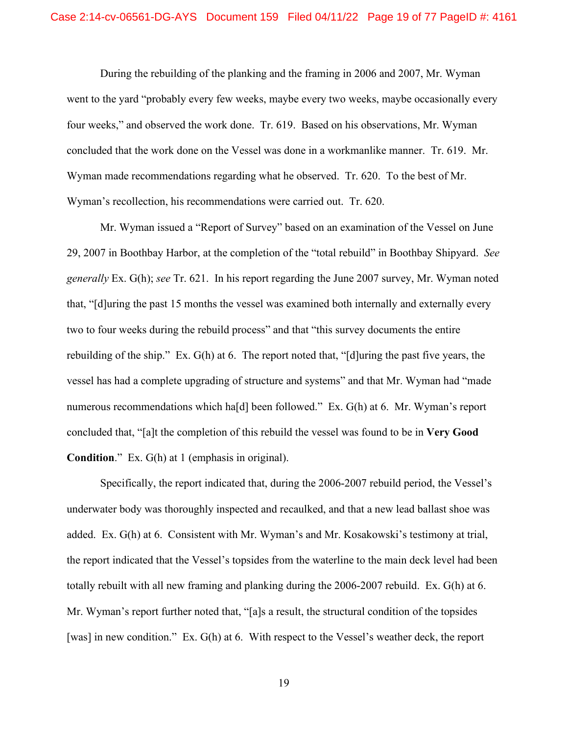During the rebuilding of the planking and the framing in 2006 and 2007, Mr. Wyman went to the yard "probably every few weeks, maybe every two weeks, maybe occasionally every four weeks," and observed the work done. Tr. 619. Based on his observations, Mr. Wyman concluded that the work done on the Vessel was done in a workmanlike manner. Tr. 619. Mr. Wyman made recommendations regarding what he observed. Tr. 620. To the best of Mr. Wyman's recollection, his recommendations were carried out. Tr. 620.

Mr. Wyman issued a "Report of Survey" based on an examination of the Vessel on June 29, 2007 in Boothbay Harbor, at the completion of the "total rebuild" in Boothbay Shipyard. *See generally* Ex. G(h); *see* Tr. 621. In his report regarding the June 2007 survey, Mr. Wyman noted that, "[d]uring the past 15 months the vessel was examined both internally and externally every two to four weeks during the rebuild process" and that "this survey documents the entire rebuilding of the ship." Ex. G(h) at 6. The report noted that, "[d]uring the past five years, the vessel has had a complete upgrading of structure and systems" and that Mr. Wyman had "made numerous recommendations which ha[d] been followed." Ex. G(h) at 6. Mr. Wyman's report concluded that, "[a]t the completion of this rebuild the vessel was found to be in **Very Good Condition**." Ex. G(h) at 1 (emphasis in original).

Specifically, the report indicated that, during the 2006-2007 rebuild period, the Vessel's underwater body was thoroughly inspected and recaulked, and that a new lead ballast shoe was added. Ex. G(h) at 6. Consistent with Mr. Wyman's and Mr. Kosakowski's testimony at trial, the report indicated that the Vessel's topsides from the waterline to the main deck level had been totally rebuilt with all new framing and planking during the 2006-2007 rebuild. Ex. G(h) at 6. Mr. Wyman's report further noted that, "[a]s a result, the structural condition of the topsides [was] in new condition." Ex. G(h) at 6. With respect to the Vessel's weather deck, the report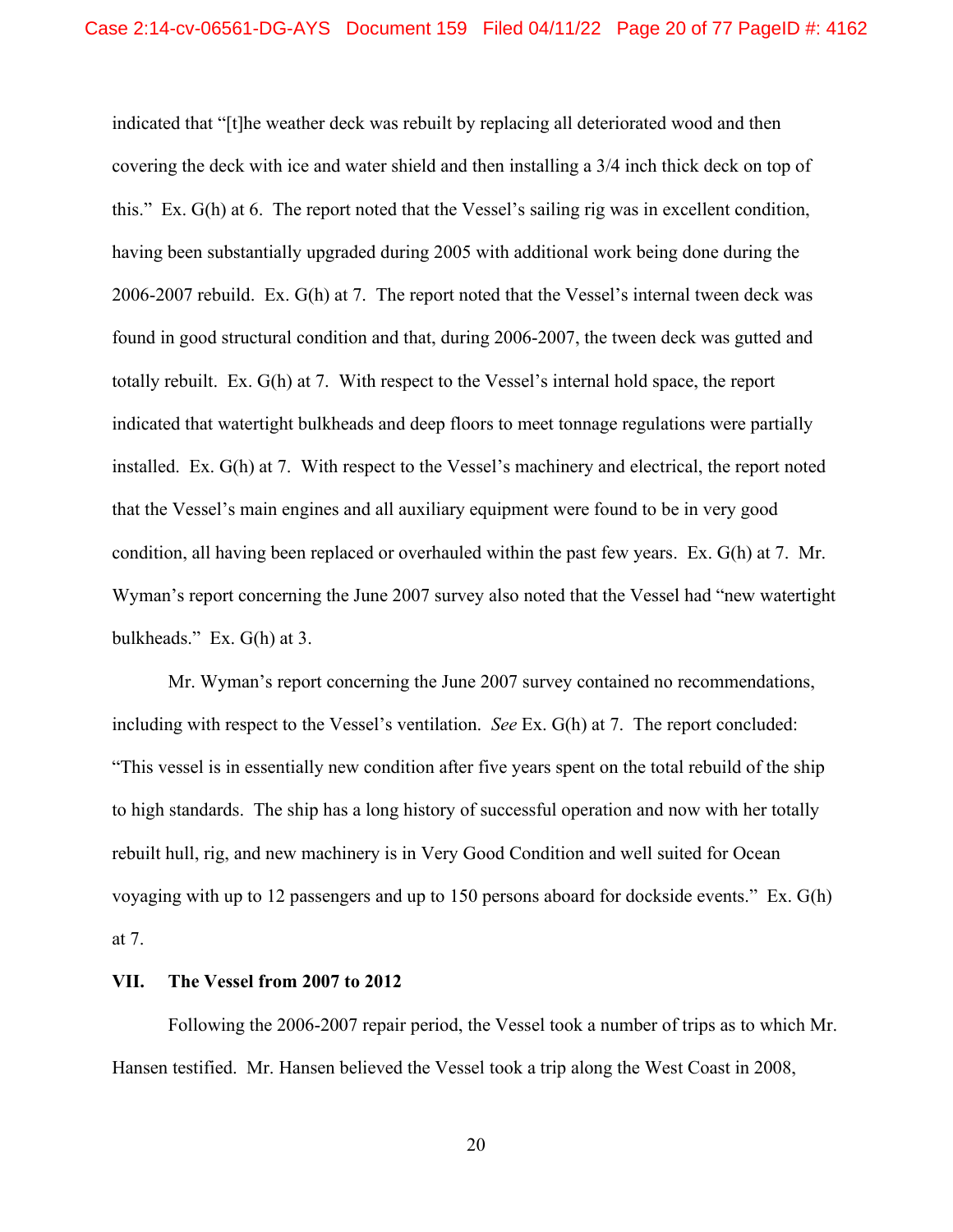indicated that "[t]he weather deck was rebuilt by replacing all deteriorated wood and then covering the deck with ice and water shield and then installing a 3/4 inch thick deck on top of this." Ex. G(h) at 6. The report noted that the Vessel's sailing rig was in excellent condition, having been substantially upgraded during 2005 with additional work being done during the 2006-2007 rebuild. Ex. G(h) at 7. The report noted that the Vessel's internal tween deck was found in good structural condition and that, during 2006-2007, the tween deck was gutted and totally rebuilt. Ex. G(h) at 7. With respect to the Vessel's internal hold space, the report indicated that watertight bulkheads and deep floors to meet tonnage regulations were partially installed. Ex. G(h) at 7. With respect to the Vessel's machinery and electrical, the report noted that the Vessel's main engines and all auxiliary equipment were found to be in very good condition, all having been replaced or overhauled within the past few years. Ex. G(h) at 7. Mr. Wyman's report concerning the June 2007 survey also noted that the Vessel had "new watertight bulkheads." Ex. G(h) at 3.

Mr. Wyman's report concerning the June 2007 survey contained no recommendations, including with respect to the Vessel's ventilation. *See* Ex. G(h) at 7. The report concluded: "This vessel is in essentially new condition after five years spent on the total rebuild of the ship to high standards. The ship has a long history of successful operation and now with her totally rebuilt hull, rig, and new machinery is in Very Good Condition and well suited for Ocean voyaging with up to 12 passengers and up to 150 persons aboard for dockside events." Ex. G(h) at 7.

## VII. The Vessel from 2007 to 2012

Following the 2006-2007 repair period, the Vessel took a number of trips as to which Mr. Hansen testified. Mr. Hansen believed the Vessel took a trip along the West Coast in 2008,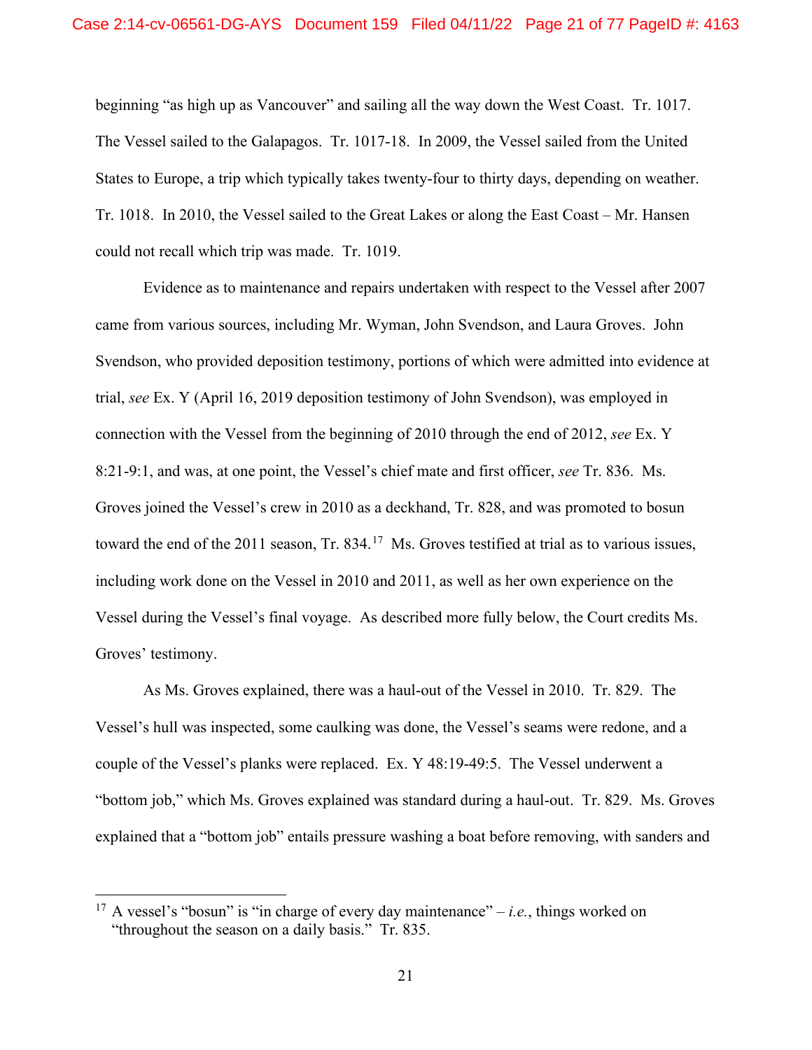beginning "as high up as Vancouver" and sailing all the way down the West Coast. Tr. 1017. The Vessel sailed to the Galapagos. Tr. 1017-18. In 2009, the Vessel sailed from the United States to Europe, a trip which typically takes twenty-four to thirty days, depending on weather. Tr. 1018. In 2010, the Vessel sailed to the Great Lakes or along the East Coast – Mr. Hansen could not recall which trip was made. Tr. 1019.

Evidence as to maintenance and repairs undertaken with respect to the Vessel after 2007 came from various sources, including Mr. Wyman, John Svendson, and Laura Groves. John Svendson, who provided deposition testimony, portions of which were admitted into evidence at trial, *see* Ex. Y (April 16, 2019 deposition testimony of John Svendson), was employed in connection with the Vessel from the beginning of 2010 through the end of 2012, *see* Ex. Y 8:21-9:1, and was, at one point, the Vessel's chief mate and first officer, *see* Tr. 836. Ms. Groves joined the Vessel's crew in 2010 as a deckhand, Tr. 828, and was promoted to bosun toward the end of the 2011 season, Tr. 834.[17] Ms. Groves testified at trial as to various issues, including work done on the Vessel in 2010 and 2011, as well as her own experience on the Vessel during the Vessel's final voyage. As described more fully below, the Court credits Ms. Groves' testimony.

As Ms. Groves explained, there was a haul-out of the Vessel in 2010. Tr. 829. The Vessel's hull was inspected, some caulking was done, the Vessel's seams were redone, and a couple of the Vessel's planks were replaced. Ex. Y 48:19-49:5. The Vessel underwent a "bottom job," which Ms. Groves explained was standard during a haul-out. Tr. 829. Ms. Groves explained that a "bottom job" entails pressure washing a boat before removing, with sanders and

[17] A vessel's "bosun" is "in charge of every day maintenance" – *i.e.*, things worked on "throughout the season on a daily basis." Tr. 835.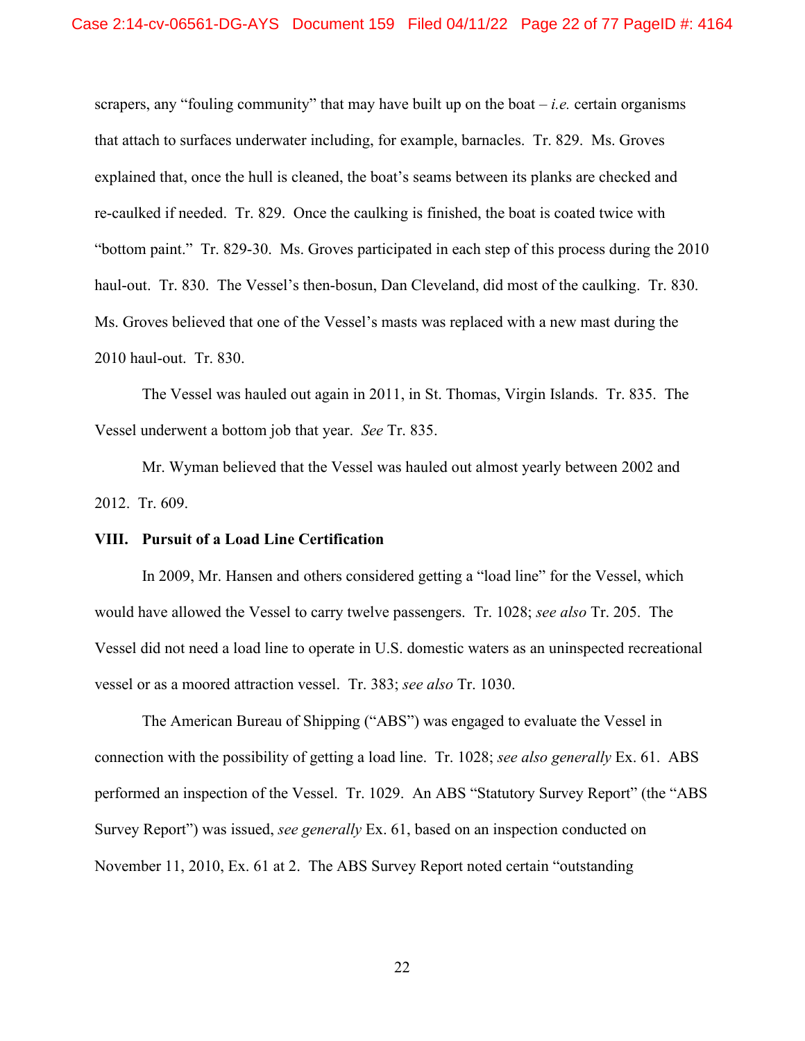scrapers, any "fouling community" that may have built up on the boat – *i.e.* certain organisms that attach to surfaces underwater including, for example, barnacles. Tr. 829. Ms. Groves explained that, once the hull is cleaned, the boat's seams between its planks are checked and re-caulked if needed. Tr. 829. Once the caulking is finished, the boat is coated twice with "bottom paint." Tr. 829-30. Ms. Groves participated in each step of this process during the 2010 haul-out. Tr. 830. The Vessel's then-bosun, Dan Cleveland, did most of the caulking. Tr. 830. Ms. Groves believed that one of the Vessel's masts was replaced with a new mast during the 2010 haul-out. Tr. 830.

The Vessel was hauled out again in 2011, in St. Thomas, Virgin Islands. Tr. 835. The Vessel underwent a bottom job that year. *See* Tr. 835.

Mr. Wyman believed that the Vessel was hauled out almost yearly between 2002 and 2012. Tr. 609.

## VIII. Pursuit of a Load Line Certification

In 2009, Mr. Hansen and others considered getting a "load line" for the Vessel, which would have allowed the Vessel to carry twelve passengers. Tr. 1028; *see also* Tr. 205. The Vessel did not need a load line to operate in U.S. domestic waters as an uninspected recreational vessel or as a moored attraction vessel. Tr. 383; *see also* Tr. 1030.

The American Bureau of Shipping ("ABS") was engaged to evaluate the Vessel in connection with the possibility of getting a load line. Tr. 1028; *see also generally* Ex. 61. ABS performed an inspection of the Vessel. Tr. 1029. An ABS "Statutory Survey Report" (the "ABS Survey Report") was issued, *see generally* Ex. 61, based on an inspection conducted on November 11, 2010, Ex. 61 at 2. The ABS Survey Report noted certain "outstanding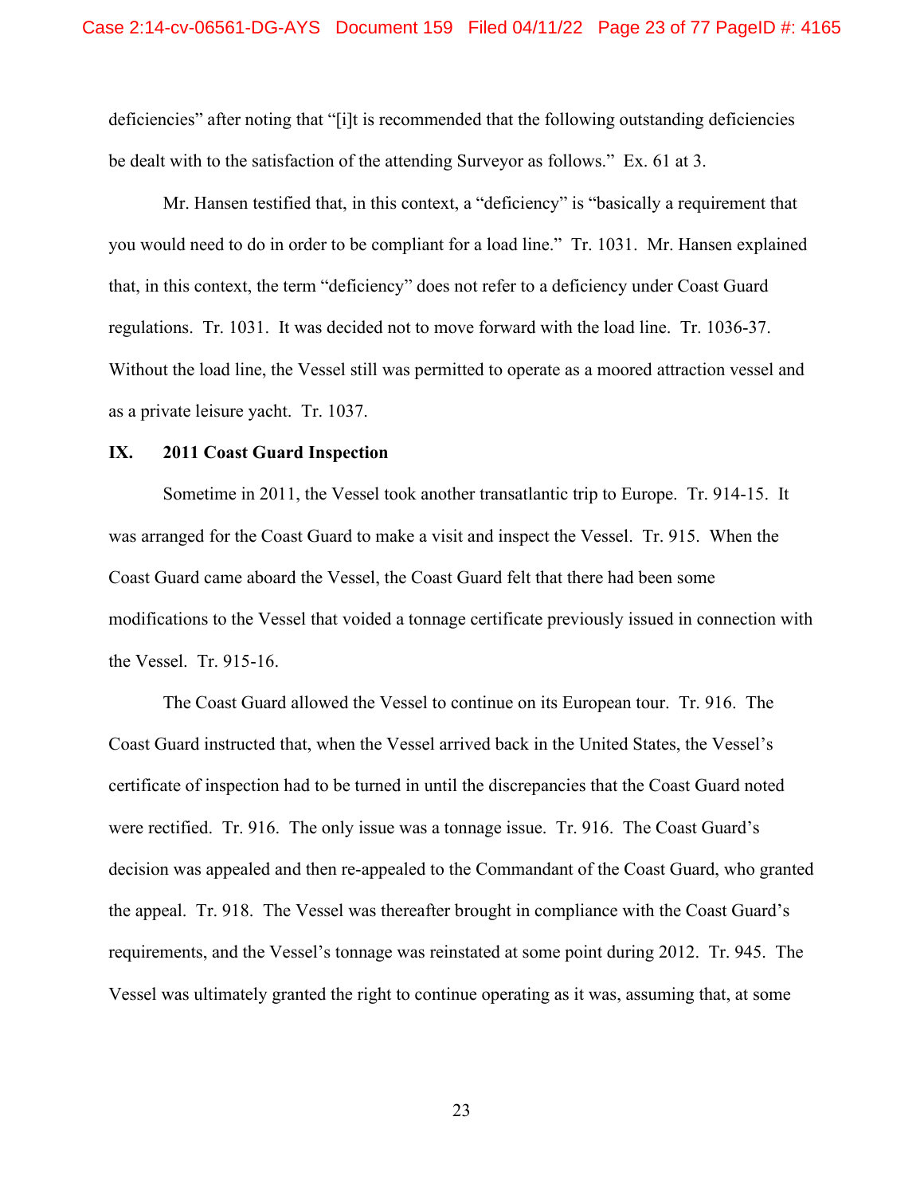deficiencies" after noting that "[i]t is recommended that the following outstanding deficiencies be dealt with to the satisfaction of the attending Surveyor as follows." Ex. 61 at 3.

Mr. Hansen testified that, in this context, a "deficiency" is "basically a requirement that you would need to do in order to be compliant for a load line." Tr. 1031. Mr. Hansen explained that, in this context, the term "deficiency" does not refer to a deficiency under Coast Guard regulations. Tr. 1031. It was decided not to move forward with the load line. Tr. 1036-37. Without the load line, the Vessel still was permitted to operate as a moored attraction vessel and as a private leisure yacht. Tr. 1037.

## IX. 2011 Coast Guard Inspection

Sometime in 2011, the Vessel took another transatlantic trip to Europe. Tr. 914-15. It was arranged for the Coast Guard to make a visit and inspect the Vessel. Tr. 915. When the Coast Guard came aboard the Vessel, the Coast Guard felt that there had been some modifications to the Vessel that voided a tonnage certificate previously issued in connection with the Vessel. Tr. 915-16.

The Coast Guard allowed the Vessel to continue on its European tour. Tr. 916. The Coast Guard instructed that, when the Vessel arrived back in the United States, the Vessel's certificate of inspection had to be turned in until the discrepancies that the Coast Guard noted were rectified. Tr. 916. The only issue was a tonnage issue. Tr. 916. The Coast Guard's decision was appealed and then re-appealed to the Commandant of the Coast Guard, who granted the appeal. Tr. 918. The Vessel was thereafter brought in compliance with the Coast Guard's requirements, and the Vessel's tonnage was reinstated at some point during 2012. Tr. 945. The Vessel was ultimately granted the right to continue operating as it was, assuming that, at some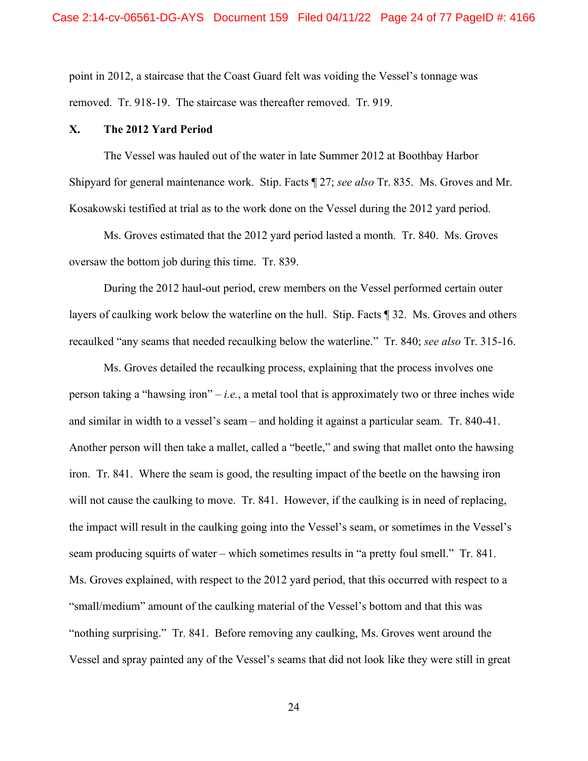point in 2012, a staircase that the Coast Guard felt was voiding the Vessel's tonnage was removed. Tr. 918-19. The staircase was thereafter removed. Tr. 919.

## X. The 2012 Yard Period

The Vessel was hauled out of the water in late Summer 2012 at Boothbay Harbor Shipyard for general maintenance work. Stip. Facts ¶ 27; *see also* Tr. 835. Ms. Groves and Mr. Kosakowski testified at trial as to the work done on the Vessel during the 2012 yard period.

Ms. Groves estimated that the 2012 yard period lasted a month. Tr. 840. Ms. Groves oversaw the bottom job during this time. Tr. 839.

During the 2012 haul-out period, crew members on the Vessel performed certain outer layers of caulking work below the waterline on the hull. Stip. Facts ¶ 32. Ms. Groves and others recaulked "any seams that needed recaulking below the waterline." Tr. 840; *see also* Tr. 315-16.

Ms. Groves detailed the recaulking process, explaining that the process involves one person taking a "hawsing iron" – *i.e.*, a metal tool that is approximately two or three inches wide and similar in width to a vessel's seam – and holding it against a particular seam. Tr. 840-41. Another person will then take a mallet, called a "beetle," and swing that mallet onto the hawsing iron. Tr. 841. Where the seam is good, the resulting impact of the beetle on the hawsing iron will not cause the caulking to move. Tr. 841. However, if the caulking is in need of replacing, the impact will result in the caulking going into the Vessel's seam, or sometimes in the Vessel's seam producing squirts of water – which sometimes results in "a pretty foul smell." Tr. 841. Ms. Groves explained, with respect to the 2012 yard period, that this occurred with respect to a "small/medium" amount of the caulking material of the Vessel's bottom and that this was "nothing surprising." Tr. 841. Before removing any caulking, Ms. Groves went around the Vessel and spray painted any of the Vessel's seams that did not look like they were still in great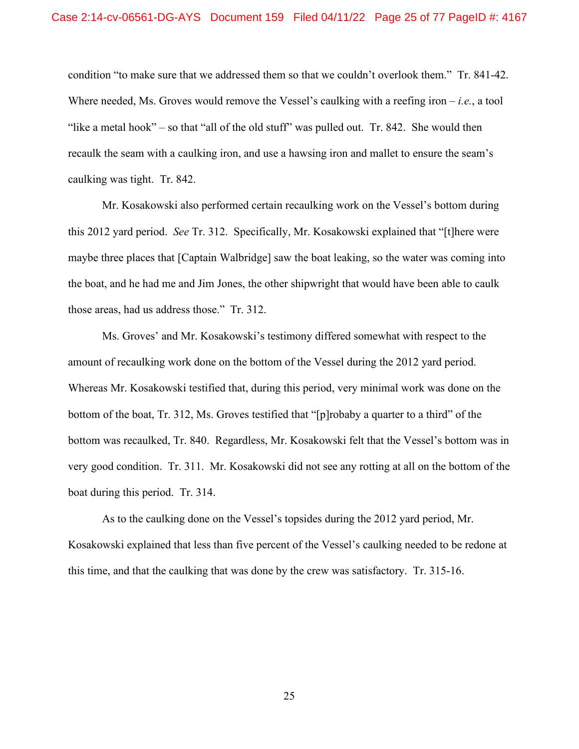condition "to make sure that we addressed them so that we couldn't overlook them." Tr. 841-42. Where needed, Ms. Groves would remove the Vessel's caulking with a reefing iron – *i.e.*, a tool "like a metal hook" – so that "all of the old stuff" was pulled out. Tr. 842. She would then recaulk the seam with a caulking iron, and use a hawsing iron and mallet to ensure the seam's caulking was tight. Tr. 842.

Mr. Kosakowski also performed certain recaulking work on the Vessel's bottom during this 2012 yard period. *See* Tr. 312. Specifically, Mr. Kosakowski explained that "[t]here were maybe three places that [Captain Walbridge] saw the boat leaking, so the water was coming into the boat, and he had me and Jim Jones, the other shipwright that would have been able to caulk those areas, had us address those." Tr. 312.

Ms. Groves' and Mr. Kosakowski's testimony differed somewhat with respect to the amount of recaulking work done on the bottom of the Vessel during the 2012 yard period. Whereas Mr. Kosakowski testified that, during this period, very minimal work was done on the bottom of the boat, Tr. 312, Ms. Groves testified that "[p]robaby a quarter to a third" of the bottom was recaulked, Tr. 840. Regardless, Mr. Kosakowski felt that the Vessel's bottom was in very good condition. Tr. 311. Mr. Kosakowski did not see any rotting at all on the bottom of the boat during this period. Tr. 314.

As to the caulking done on the Vessel's topsides during the 2012 yard period, Mr. Kosakowski explained that less than five percent of the Vessel's caulking needed to be redone at this time, and that the caulking that was done by the crew was satisfactory. Tr. 315-16.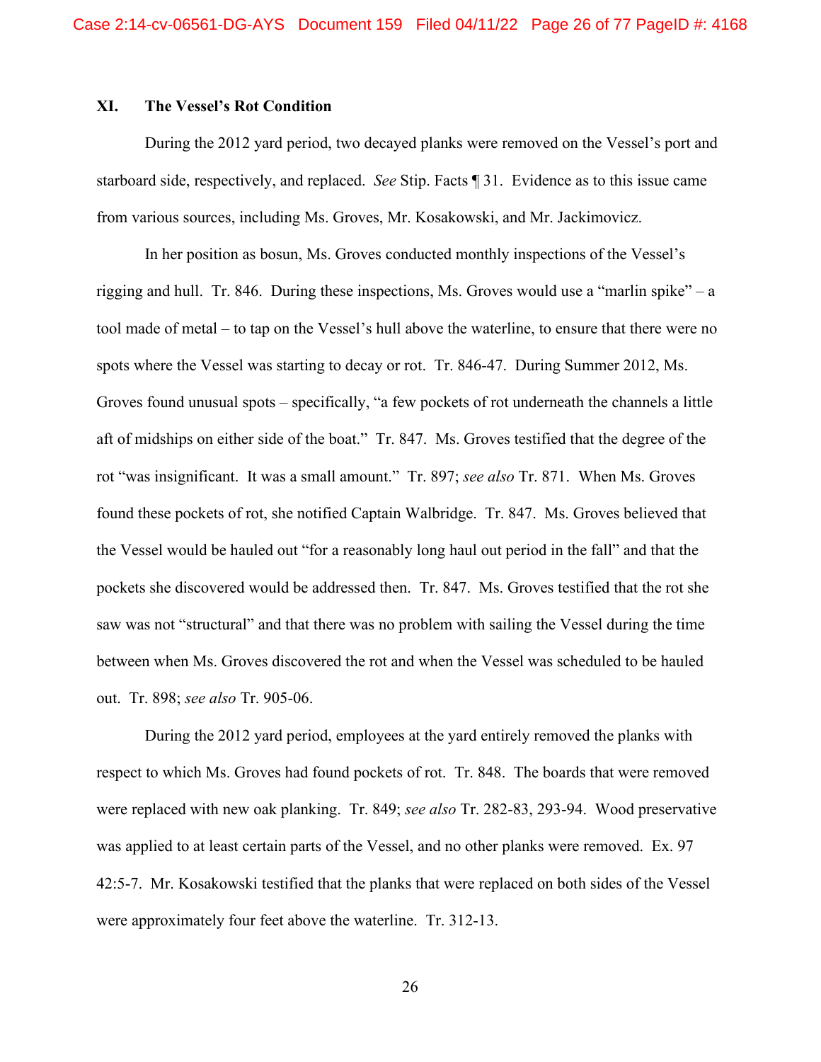## XI. The Vessel's Rot Condition

During the 2012 yard period, two decayed planks were removed on the Vessel's port and starboard side, respectively, and replaced. *See* Stip. Facts ¶ 31. Evidence as to this issue came from various sources, including Ms. Groves, Mr. Kosakowski, and Mr. Jackimovicz.

In her position as bosun, Ms. Groves conducted monthly inspections of the Vessel's rigging and hull. Tr. 846. During these inspections, Ms. Groves would use a "marlin spike" – a tool made of metal – to tap on the Vessel's hull above the waterline, to ensure that there were no spots where the Vessel was starting to decay or rot. Tr. 846-47. During Summer 2012, Ms. Groves found unusual spots – specifically, "a few pockets of rot underneath the channels a little aft of midships on either side of the boat." Tr. 847. Ms. Groves testified that the degree of the rot "was insignificant. It was a small amount." Tr. 897; *see also* Tr. 871. When Ms. Groves found these pockets of rot, she notified Captain Walbridge. Tr. 847. Ms. Groves believed that the Vessel would be hauled out "for a reasonably long haul out period in the fall" and that the pockets she discovered would be addressed then. Tr. 847. Ms. Groves testified that the rot she saw was not "structural" and that there was no problem with sailing the Vessel during the time between when Ms. Groves discovered the rot and when the Vessel was scheduled to be hauled out. Tr. 898; *see also* Tr. 905-06.

During the 2012 yard period, employees at the yard entirely removed the planks with respect to which Ms. Groves had found pockets of rot. Tr. 848. The boards that were removed were replaced with new oak planking. Tr. 849; *see also* Tr. 282-83, 293-94. Wood preservative was applied to at least certain parts of the Vessel, and no other planks were removed. Ex. 97 42:5-7. Mr. Kosakowski testified that the planks that were replaced on both sides of the Vessel were approximately four feet above the waterline. Tr. 312-13.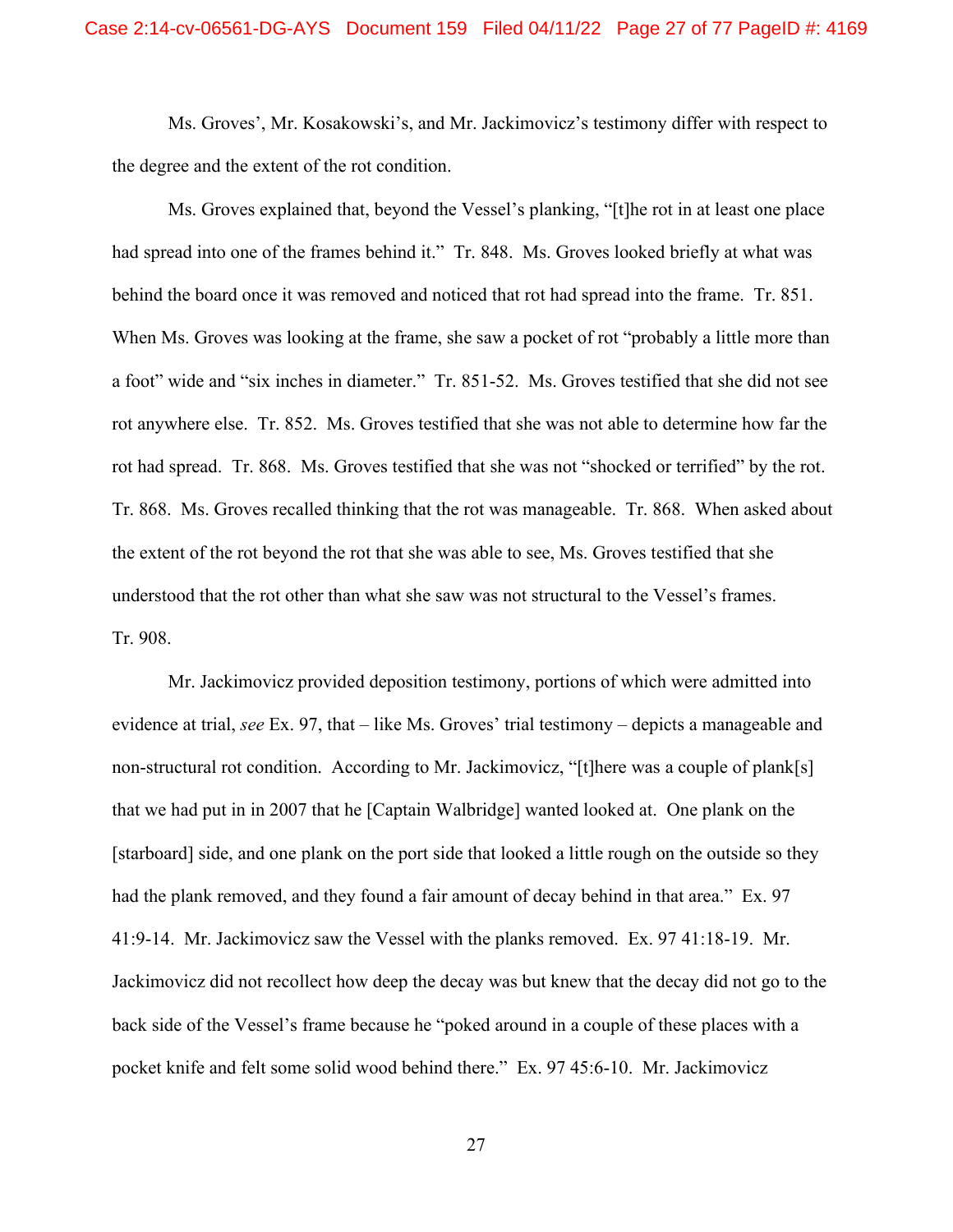Ms. Groves', Mr. Kosakowski's, and Mr. Jackimovicz's testimony differ with respect to the degree and the extent of the rot condition.

Ms. Groves explained that, beyond the Vessel's planking, "[t]he rot in at least one place had spread into one of the frames behind it." Tr. 848. Ms. Groves looked briefly at what was behind the board once it was removed and noticed that rot had spread into the frame. Tr. 851. When Ms. Groves was looking at the frame, she saw a pocket of rot "probably a little more than a foot" wide and "six inches in diameter." Tr. 851-52. Ms. Groves testified that she did not see rot anywhere else. Tr. 852. Ms. Groves testified that she was not able to determine how far the rot had spread. Tr. 868. Ms. Groves testified that she was not "shocked or terrified" by the rot. Tr. 868. Ms. Groves recalled thinking that the rot was manageable. Tr. 868. When asked about the extent of the rot beyond the rot that she was able to see, Ms. Groves testified that she understood that the rot other than what she saw was not structural to the Vessel's frames. Tr. 908.

Mr. Jackimovicz provided deposition testimony, portions of which were admitted into evidence at trial, *see* Ex. 97, that – like Ms. Groves' trial testimony – depicts a manageable and non-structural rot condition. According to Mr. Jackimovicz, "[t]here was a couple of plank[s] that we had put in in 2007 that he [Captain Walbridge] wanted looked at. One plank on the [starboard] side, and one plank on the port side that looked a little rough on the outside so they had the plank removed, and they found a fair amount of decay behind in that area." Ex. 97 41:9-14. Mr. Jackimovicz saw the Vessel with the planks removed. Ex. 97 41:18-19. Mr. Jackimovicz did not recollect how deep the decay was but knew that the decay did not go to the back side of the Vessel's frame because he "poked around in a couple of these places with a pocket knife and felt some solid wood behind there." Ex. 97 45:6-10. Mr. Jackimovicz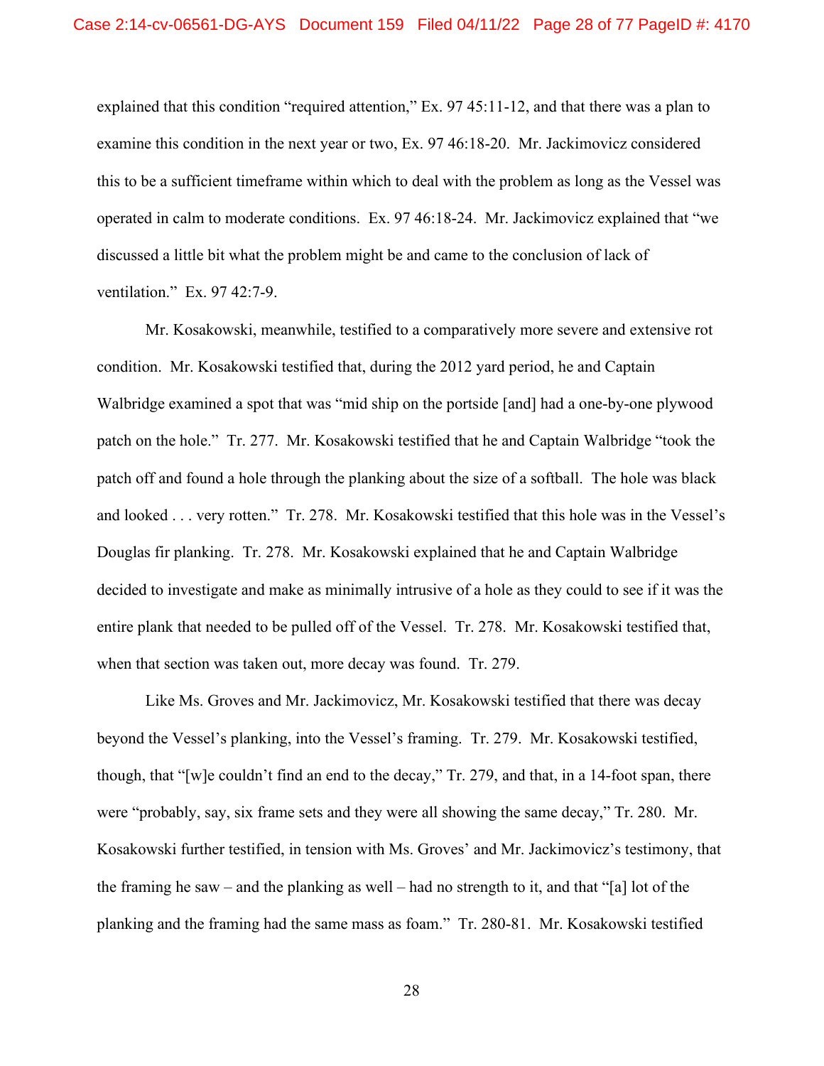explained that this condition "required attention," Ex. 97 45:11-12, and that there was a plan to examine this condition in the next year or two, Ex. 97 46:18-20. Mr. Jackimovicz considered this to be a sufficient timeframe within which to deal with the problem as long as the Vessel was operated in calm to moderate conditions. Ex. 97 46:18-24. Mr. Jackimovicz explained that "we discussed a little bit what the problem might be and came to the conclusion of lack of ventilation." Ex. 97 42:7-9.

Mr. Kosakowski, meanwhile, testified to a comparatively more severe and extensive rot condition. Mr. Kosakowski testified that, during the 2012 yard period, he and Captain Walbridge examined a spot that was "mid ship on the portside [and] had a one-by-one plywood patch on the hole." Tr. 277. Mr. Kosakowski testified that he and Captain Walbridge "took the patch off and found a hole through the planking about the size of a softball. The hole was black and looked . . . very rotten." Tr. 278. Mr. Kosakowski testified that this hole was in the Vessel's Douglas fir planking. Tr. 278. Mr. Kosakowski explained that he and Captain Walbridge decided to investigate and make as minimally intrusive of a hole as they could to see if it was the entire plank that needed to be pulled off of the Vessel. Tr. 278. Mr. Kosakowski testified that, when that section was taken out, more decay was found. Tr. 279.

Like Ms. Groves and Mr. Jackimovicz, Mr. Kosakowski testified that there was decay beyond the Vessel's planking, into the Vessel's framing. Tr. 279. Mr. Kosakowski testified, though, that "[w]e couldn't find an end to the decay," Tr. 279, and that, in a 14-foot span, there were "probably, say, six frame sets and they were all showing the same decay," Tr. 280. Mr. Kosakowski further testified, in tension with Ms. Groves' and Mr. Jackimovicz's testimony, that the framing he saw – and the planking as well – had no strength to it, and that "[a] lot of the planking and the framing had the same mass as foam." Tr. 280-81. Mr. Kosakowski testified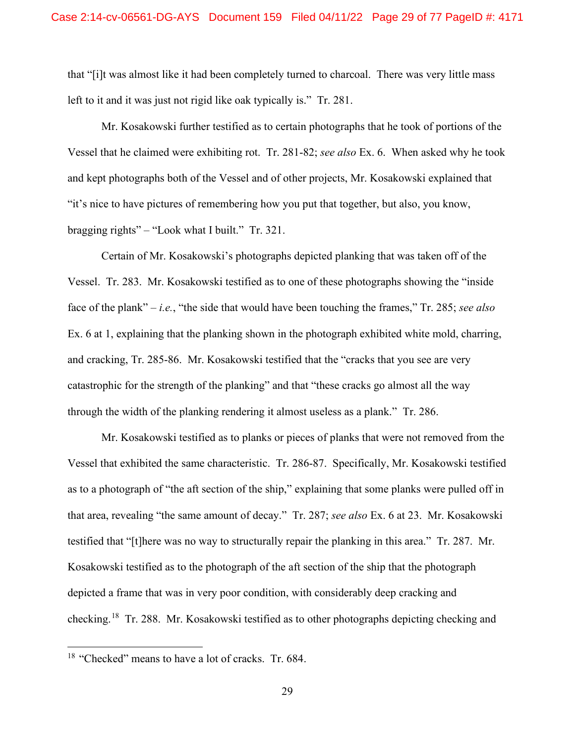that "[i]t was almost like it had been completely turned to charcoal. There was very little mass left to it and it was just not rigid like oak typically is." Tr. 281.

Mr. Kosakowski further testified as to certain photographs that he took of portions of the Vessel that he claimed were exhibiting rot. Tr. 281-82; *see also* Ex. 6. When asked why he took and kept photographs both of the Vessel and of other projects, Mr. Kosakowski explained that "it's nice to have pictures of remembering how you put that together, but also, you know, bragging rights" – "Look what I built." Tr. 321.

Certain of Mr. Kosakowski's photographs depicted planking that was taken off of the Vessel. Tr. 283. Mr. Kosakowski testified as to one of these photographs showing the "inside face of the plank" – *i.e.*, "the side that would have been touching the frames," Tr. 285; *see also* Ex. 6 at 1, explaining that the planking shown in the photograph exhibited white mold, charring, and cracking, Tr. 285-86. Mr. Kosakowski testified that the "cracks that you see are very catastrophic for the strength of the planking" and that "these cracks go almost all the way through the width of the planking rendering it almost useless as a plank." Tr. 286.

Mr. Kosakowski testified as to planks or pieces of planks that were not removed from the Vessel that exhibited the same characteristic. Tr. 286-87. Specifically, Mr. Kosakowski testified as to a photograph of "the aft section of the ship," explaining that some planks were pulled off in that area, revealing "the same amount of decay." Tr. 287; *see also* Ex. 6 at 23. Mr. Kosakowski testified that "[t]here was no way to structurally repair the planking in this area." Tr. 287. Mr. Kosakowski testified as to the photograph of the aft section of the ship that the photograph depicted a frame that was in very poor condition, with considerably deep cracking and checking.[18] Tr. 288. Mr. Kosakowski testified as to other photographs depicting checking and

[18] "Checked" means to have a lot of cracks. Tr. 684.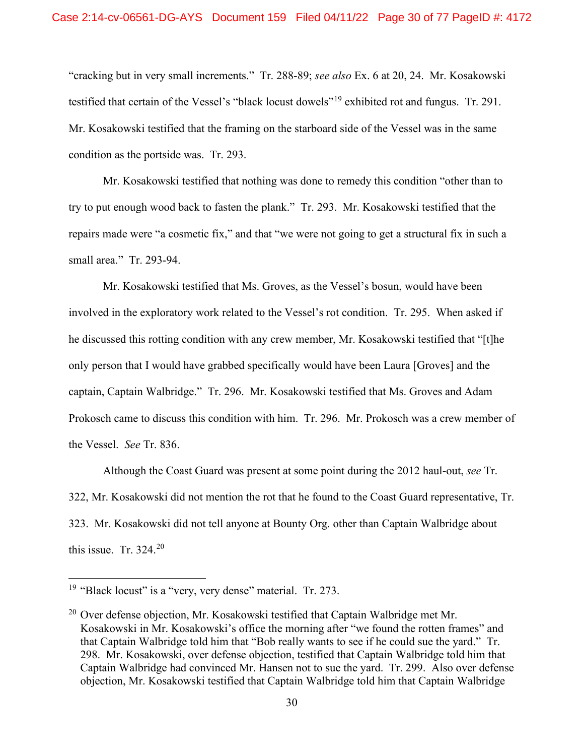"cracking but in very small increments." Tr. 288-89; *see also* Ex. 6 at 20, 24. Mr. Kosakowski testified that certain of the Vessel's "black locust dowels"[19] exhibited rot and fungus. Tr. 291. Mr. Kosakowski testified that the framing on the starboard side of the Vessel was in the same condition as the portside was. Tr. 293.

Mr. Kosakowski testified that nothing was done to remedy this condition "other than to try to put enough wood back to fasten the plank." Tr. 293. Mr. Kosakowski testified that the repairs made were "a cosmetic fix," and that "we were not going to get a structural fix in such a small area." Tr. 293-94.

Mr. Kosakowski testified that Ms. Groves, as the Vessel's bosun, would have been involved in the exploratory work related to the Vessel's rot condition. Tr. 295. When asked if he discussed this rotting condition with any crew member, Mr. Kosakowski testified that "[t]he only person that I would have grabbed specifically would have been Laura [Groves] and the captain, Captain Walbridge." Tr. 296. Mr. Kosakowski testified that Ms. Groves and Adam Prokosch came to discuss this condition with him. Tr. 296. Mr. Prokosch was a crew member of the Vessel. *See* Tr. 836.

Although the Coast Guard was present at some point during the 2012 haul-out, *see* Tr. 322, Mr. Kosakowski did not mention the rot that he found to the Coast Guard representative, Tr. 323. Mr. Kosakowski did not tell anyone at Bounty Org. other than Captain Walbridge about this issue. Tr. 324.[20]

---

[19] "Black locust" is a "very, very dense" material. Tr. 273.

[20] Over defense objection, Mr. Kosakowski testified that Captain Walbridge met Mr. Kosakowski in Mr. Kosakowski's office the morning after "we found the rotten frames" and that Captain Walbridge told him that "Bob really wants to see if he could sue the yard." Tr. 298. Mr. Kosakowski, over defense objection, testified that Captain Walbridge told him that Captain Walbridge had convinced Mr. Hansen not to sue the yard. Tr. 299. Also over defense objection, Mr. Kosakowski testified that Captain Walbridge told him that Captain Walbridge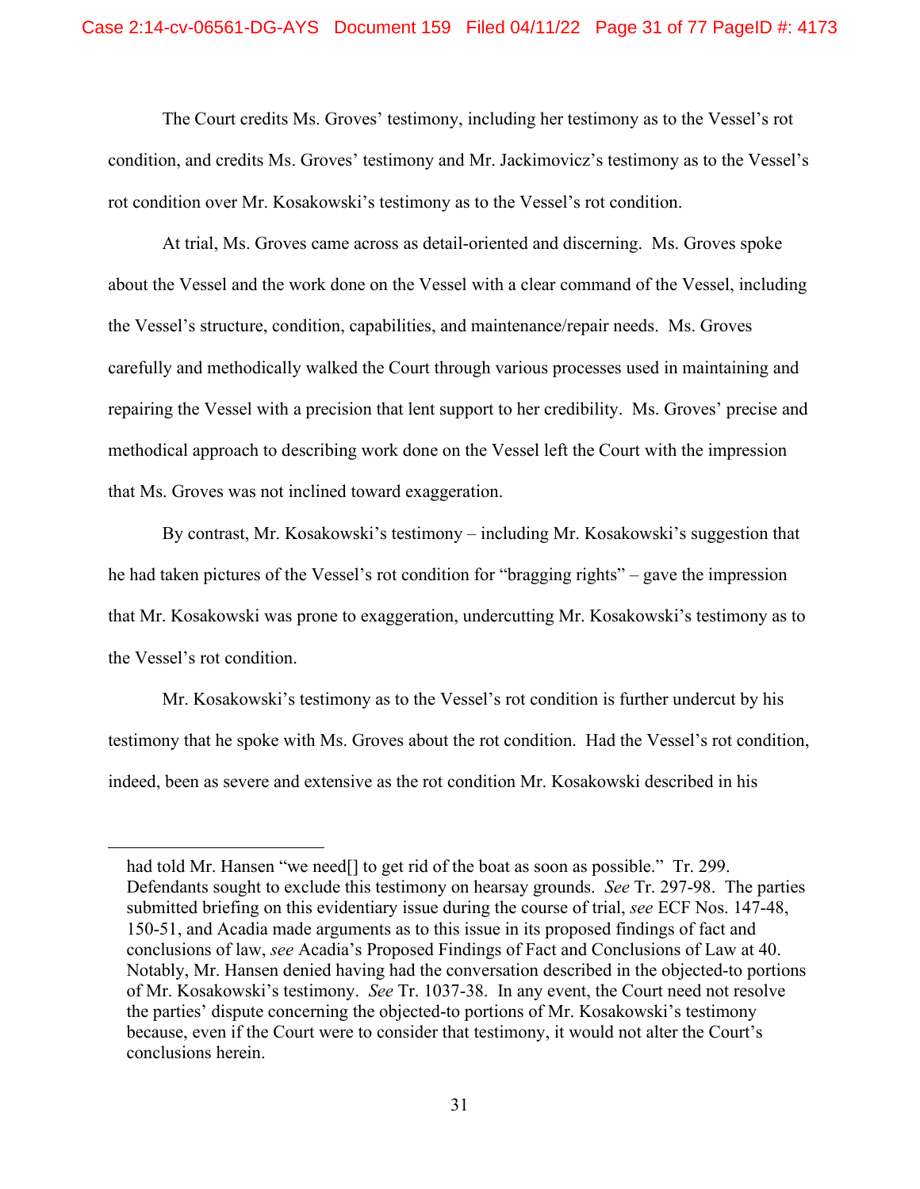The Court credits Ms. Groves' testimony, including her testimony as to the Vessel's rot condition, and credits Ms. Groves' testimony and Mr. Jackimovicz's testimony as to the Vessel's rot condition over Mr. Kosakowski's testimony as to the Vessel's rot condition.

At trial, Ms. Groves came across as detail-oriented and discerning. Ms. Groves spoke about the Vessel and the work done on the Vessel with a clear command of the Vessel, including the Vessel's structure, condition, capabilities, and maintenance/repair needs. Ms. Groves carefully and methodically walked the Court through various processes used in maintaining and repairing the Vessel with a precision that lent support to her credibility. Ms. Groves' precise and methodical approach to describing work done on the Vessel left the Court with the impression that Ms. Groves was not inclined toward exaggeration.

By contrast, Mr. Kosakowski's testimony – including Mr. Kosakowski's suggestion that he had taken pictures of the Vessel's rot condition for "bragging rights" – gave the impression that Mr. Kosakowski was prone to exaggeration, undercutting Mr. Kosakowski's testimony as to the Vessel's rot condition.

Mr. Kosakowski's testimony as to the Vessel's rot condition is further undercut by his testimony that he spoke with Ms. Groves about the rot condition. Had the Vessel's rot condition, indeed, been as severe and extensive as the rot condition Mr. Kosakowski described in his

---

had told Mr. Hansen "we need[] to get rid of the boat as soon as possible." Tr. 299. Defendants sought to exclude this testimony on hearsay grounds. *See* Tr. 297-98. The parties submitted briefing on this evidentiary issue during the course of trial, *see* ECF Nos. 147-48, 150-51, and Acadia made arguments as to this issue in its proposed findings of fact and conclusions of law, *see* Acadia's Proposed Findings of Fact and Conclusions of Law at 40. Notably, Mr. Hansen denied having had the conversation described in the objected-to portions of Mr. Kosakowski's testimony. *See* Tr. 1037-38. In any event, the Court need not resolve the parties' dispute concerning the objected-to portions of Mr. Kosakowski's testimony because, even if the Court were to consider that testimony, it would not alter the Court's conclusions herein.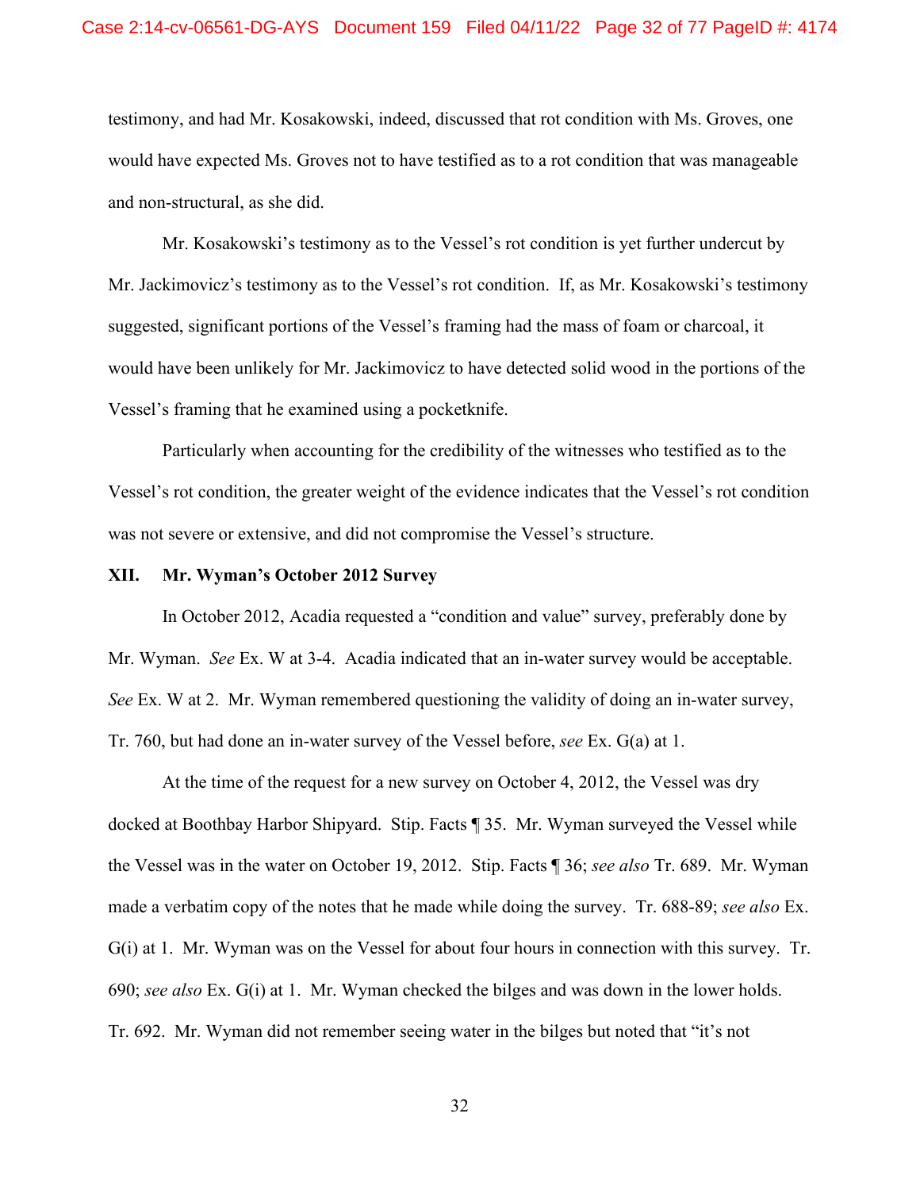testimony, and had Mr. Kosakowski, indeed, discussed that rot condition with Ms. Groves, one would have expected Ms. Groves not to have testified as to a rot condition that was manageable and non-structural, as she did.

Mr. Kosakowski's testimony as to the Vessel's rot condition is yet further undercut by Mr. Jackimovicz's testimony as to the Vessel's rot condition. If, as Mr. Kosakowski's testimony suggested, significant portions of the Vessel's framing had the mass of foam or charcoal, it would have been unlikely for Mr. Jackimovicz to have detected solid wood in the portions of the Vessel's framing that he examined using a pocketknife.

Particularly when accounting for the credibility of the witnesses who testified as to the Vessel's rot condition, the greater weight of the evidence indicates that the Vessel's rot condition was not severe or extensive, and did not compromise the Vessel's structure.

## XII. Mr. Wyman's October 2012 Survey

In October 2012, Acadia requested a "condition and value" survey, preferably done by Mr. Wyman. *See* Ex. W at 3-4. Acadia indicated that an in-water survey would be acceptable. *See* Ex. W at 2. Mr. Wyman remembered questioning the validity of doing an in-water survey, Tr. 760, but had done an in-water survey of the Vessel before, *see* Ex. G(a) at 1.

At the time of the request for a new survey on October 4, 2012, the Vessel was dry docked at Boothbay Harbor Shipyard. Stip. Facts ¶ 35. Mr. Wyman surveyed the Vessel while the Vessel was in the water on October 19, 2012. Stip. Facts ¶ 36; *see also* Tr. 689. Mr. Wyman made a verbatim copy of the notes that he made while doing the survey. Tr. 688-89; *see also* Ex. G(i) at 1. Mr. Wyman was on the Vessel for about four hours in connection with this survey. Tr. 690; *see also* Ex. G(i) at 1. Mr. Wyman checked the bilges and was down in the lower holds. Tr. 692. Mr. Wyman did not remember seeing water in the bilges but noted that "it's not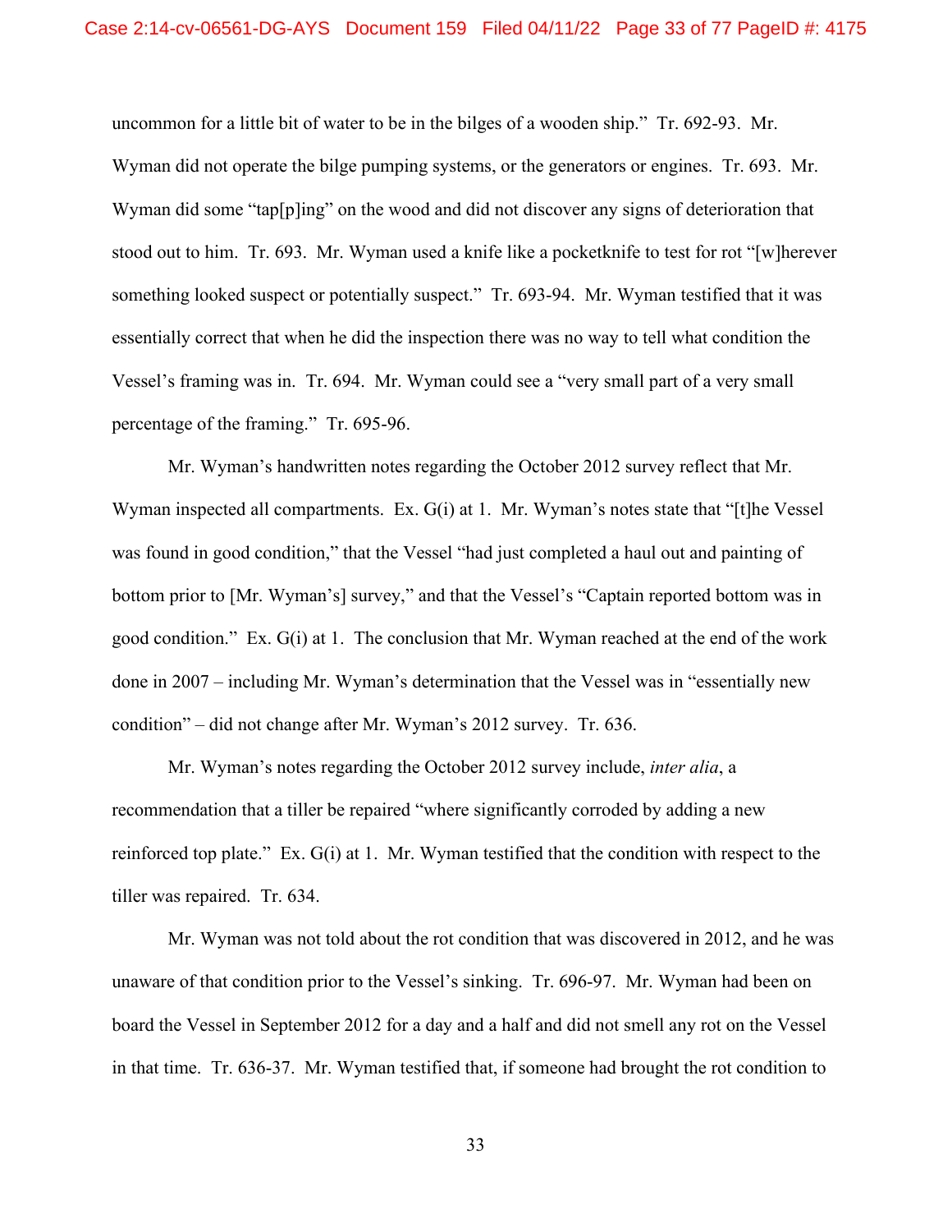uncommon for a little bit of water to be in the bilges of a wooden ship." Tr. 692-93. Mr. Wyman did not operate the bilge pumping systems, or the generators or engines. Tr. 693. Mr. Wyman did some "tap[p]ing" on the wood and did not discover any signs of deterioration that stood out to him. Tr. 693. Mr. Wyman used a knife like a pocketknife to test for rot "[w]herever something looked suspect or potentially suspect." Tr. 693-94. Mr. Wyman testified that it was essentially correct that when he did the inspection there was no way to tell what condition the Vessel's framing was in. Tr. 694. Mr. Wyman could see a "very small part of a very small percentage of the framing." Tr. 695-96.

Mr. Wyman's handwritten notes regarding the October 2012 survey reflect that Mr. Wyman inspected all compartments. Ex. G(i) at 1. Mr. Wyman's notes state that "[t]he Vessel was found in good condition," that the Vessel "had just completed a haul out and painting of bottom prior to [Mr. Wyman's] survey," and that the Vessel's "Captain reported bottom was in good condition." Ex. G(i) at 1. The conclusion that Mr. Wyman reached at the end of the work done in 2007 – including Mr. Wyman's determination that the Vessel was in "essentially new condition" – did not change after Mr. Wyman's 2012 survey. Tr. 636.

Mr. Wyman's notes regarding the October 2012 survey include, *inter alia*, a recommendation that a tiller be repaired "where significantly corroded by adding a new reinforced top plate." Ex. G(i) at 1. Mr. Wyman testified that the condition with respect to the tiller was repaired. Tr. 634.

Mr. Wyman was not told about the rot condition that was discovered in 2012, and he was unaware of that condition prior to the Vessel's sinking. Tr. 696-97. Mr. Wyman had been on board the Vessel in September 2012 for a day and a half and did not smell any rot on the Vessel in that time. Tr. 636-37. Mr. Wyman testified that, if someone had brought the rot condition to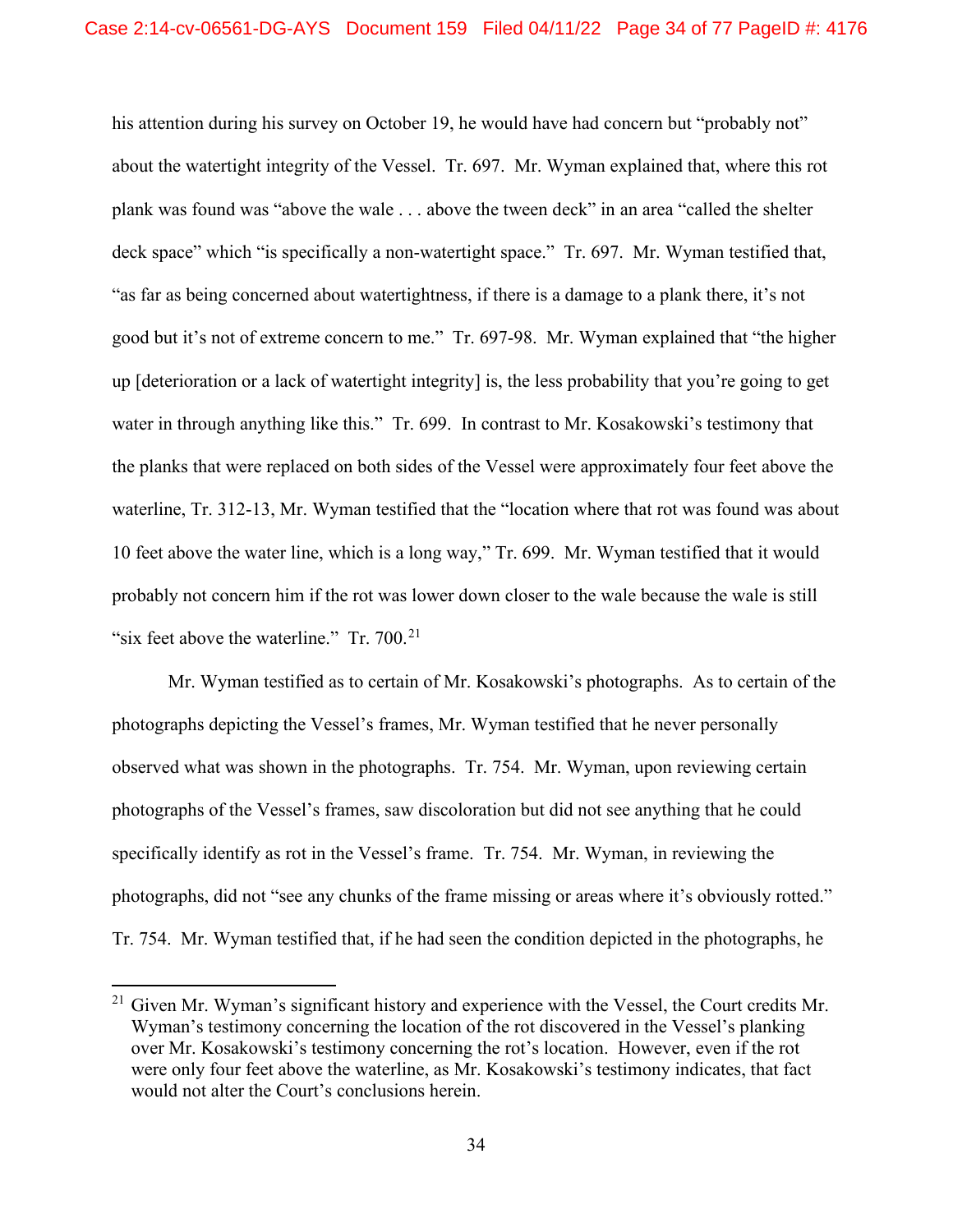his attention during his survey on October 19, he would have had concern but "probably not" about the watertight integrity of the Vessel. Tr. 697. Mr. Wyman explained that, where this rot plank was found was "above the wale . . . above the tween deck" in an area "called the shelter deck space" which "is specifically a non-watertight space." Tr. 697. Mr. Wyman testified that, "as far as being concerned about watertightness, if there is a damage to a plank there, it's not good but it's not of extreme concern to me." Tr. 697-98. Mr. Wyman explained that "the higher up [deterioration or a lack of watertight integrity] is, the less probability that you're going to get water in through anything like this." Tr. 699. In contrast to Mr. Kosakowski's testimony that the planks that were replaced on both sides of the Vessel were approximately four feet above the waterline, Tr. 312-13, Mr. Wyman testified that the "location where that rot was found was about 10 feet above the water line, which is a long way," Tr. 699. Mr. Wyman testified that it would probably not concern him if the rot was lower down closer to the wale because the wale is still "six feet above the waterline." Tr. 700.[21]

Mr. Wyman testified as to certain of Mr. Kosakowski's photographs. As to certain of the photographs depicting the Vessel's frames, Mr. Wyman testified that he never personally observed what was shown in the photographs. Tr. 754. Mr. Wyman, upon reviewing certain photographs of the Vessel's frames, saw discoloration but did not see anything that he could specifically identify as rot in the Vessel's frame. Tr. 754. Mr. Wyman, in reviewing the photographs, did not "see any chunks of the frame missing or areas where it's obviously rotted." Tr. 754. Mr. Wyman testified that, if he had seen the condition depicted in the photographs, he

[21] Given Mr. Wyman's significant history and experience with the Vessel, the Court credits Mr. Wyman's testimony concerning the location of the rot discovered in the Vessel's planking over Mr. Kosakowski's testimony concerning the rot's location. However, even if the rot were only four feet above the waterline, as Mr. Kosakowski's testimony indicates, that fact would not alter the Court's conclusions herein.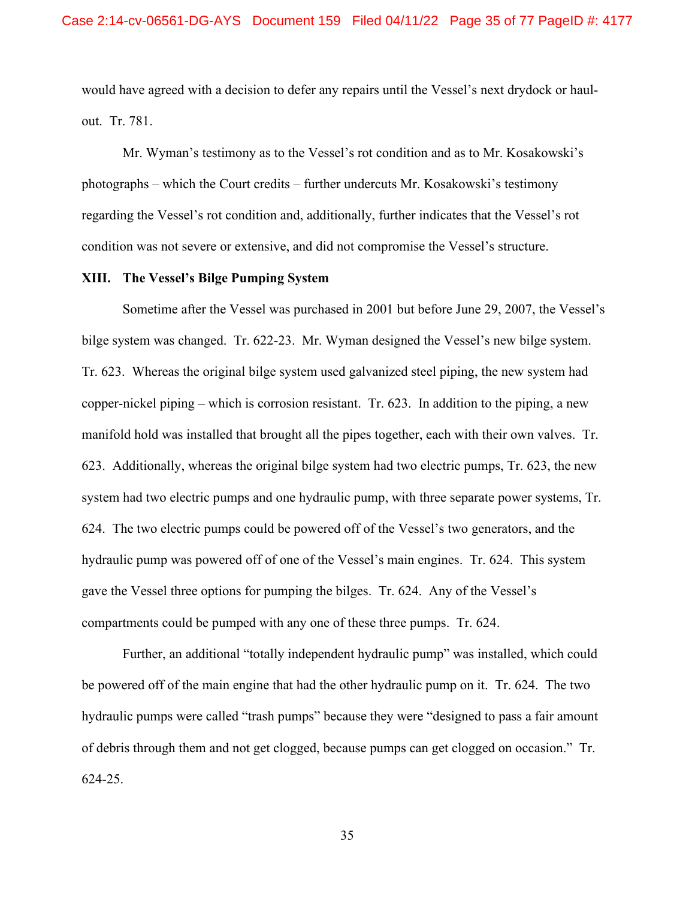would have agreed with a decision to defer any repairs until the Vessel's next drydock or haul-out. Tr. 781.

Mr. Wyman's testimony as to the Vessel's rot condition and as to Mr. Kosakowski's photographs – which the Court credits – further undercuts Mr. Kosakowski's testimony regarding the Vessel's rot condition and, additionally, further indicates that the Vessel's rot condition was not severe or extensive, and did not compromise the Vessel's structure.

## XIII. The Vessel's Bilge Pumping System

Sometime after the Vessel was purchased in 2001 but before June 29, 2007, the Vessel's bilge system was changed. Tr. 622-23. Mr. Wyman designed the Vessel's new bilge system. Tr. 623. Whereas the original bilge system used galvanized steel piping, the new system had copper-nickel piping – which is corrosion resistant. Tr. 623. In addition to the piping, a new manifold hold was installed that brought all the pipes together, each with their own valves. Tr. 623. Additionally, whereas the original bilge system had two electric pumps, Tr. 623, the new system had two electric pumps and one hydraulic pump, with three separate power systems, Tr. 624. The two electric pumps could be powered off of the Vessel's two generators, and the hydraulic pump was powered off of one of the Vessel's main engines. Tr. 624. This system gave the Vessel three options for pumping the bilges. Tr. 624. Any of the Vessel's compartments could be pumped with any one of these three pumps. Tr. 624.

Further, an additional "totally independent hydraulic pump" was installed, which could be powered off of the main engine that had the other hydraulic pump on it. Tr. 624. The two hydraulic pumps were called "trash pumps" because they were "designed to pass a fair amount of debris through them and not get clogged, because pumps can get clogged on occasion." Tr. 624-25.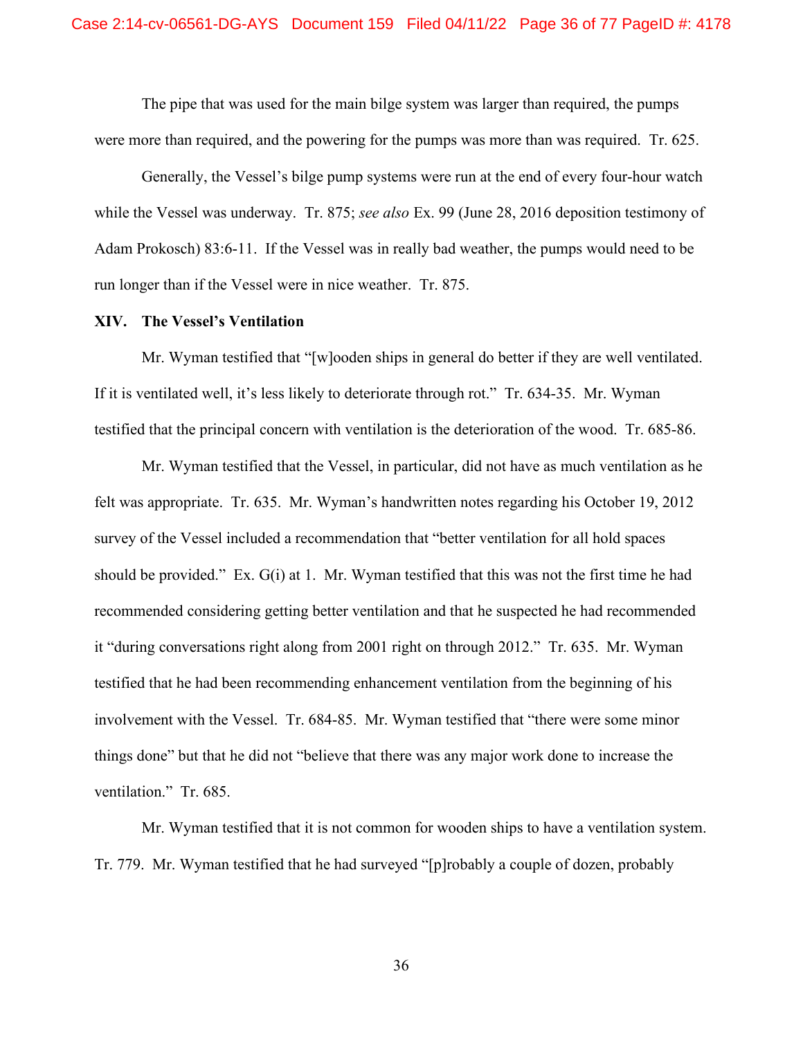The pipe that was used for the main bilge system was larger than required, the pumps were more than required, and the powering for the pumps was more than was required. Tr. 625.

Generally, the Vessel's bilge pump systems were run at the end of every four-hour watch while the Vessel was underway. Tr. 875; *see also* Ex. 99 (June 28, 2016 deposition testimony of Adam Prokosch) 83:6-11. If the Vessel was in really bad weather, the pumps would need to be run longer than if the Vessel were in nice weather. Tr. 875.

**XIV. The Vessel's Ventilation**

Mr. Wyman testified that "[w]ooden ships in general do better if they are well ventilated. If it is ventilated well, it's less likely to deteriorate through rot." Tr. 634-35. Mr. Wyman testified that the principal concern with ventilation is the deterioration of the wood. Tr. 685-86.

Mr. Wyman testified that the Vessel, in particular, did not have as much ventilation as he felt was appropriate. Tr. 635. Mr. Wyman's handwritten notes regarding his October 19, 2012 survey of the Vessel included a recommendation that "better ventilation for all hold spaces should be provided." Ex. G(i) at 1. Mr. Wyman testified that this was not the first time he had recommended considering getting better ventilation and that he suspected he had recommended it "during conversations right along from 2001 right on through 2012." Tr. 635. Mr. Wyman testified that he had been recommending enhancement ventilation from the beginning of his involvement with the Vessel. Tr. 684-85. Mr. Wyman testified that "there were some minor things done" but that he did not "believe that there was any major work done to increase the ventilation." Tr. 685.

Mr. Wyman testified that it is not common for wooden ships to have a ventilation system. Tr. 779. Mr. Wyman testified that he had surveyed "[p]robably a couple of dozen, probably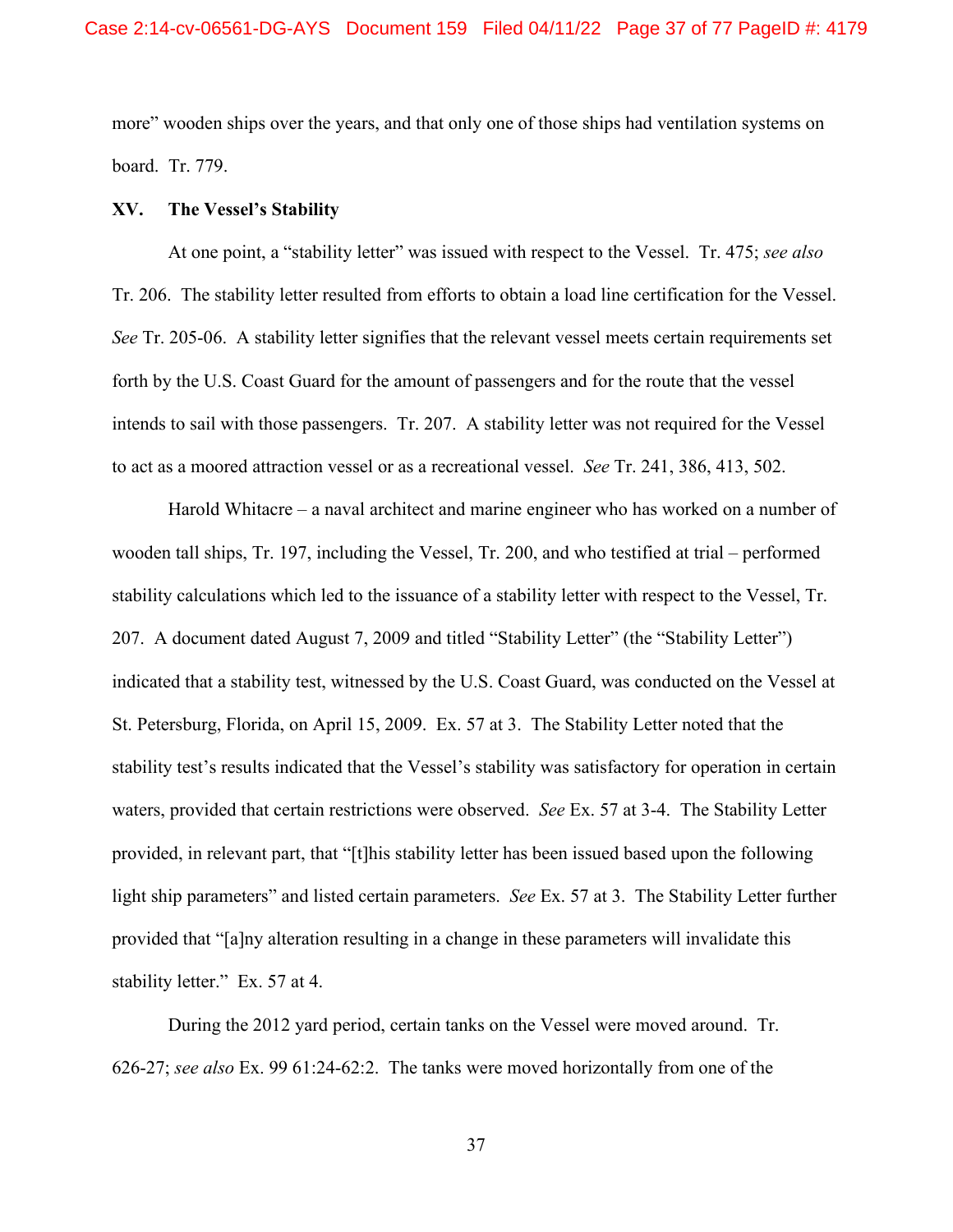more" wooden ships over the years, and that only one of those ships had ventilation systems on board. Tr. 779.

## XV. The Vessel's Stability

At one point, a "stability letter" was issued with respect to the Vessel. Tr. 475; *see also* Tr. 206. The stability letter resulted from efforts to obtain a load line certification for the Vessel. *See* Tr. 205-06. A stability letter signifies that the relevant vessel meets certain requirements set forth by the U.S. Coast Guard for the amount of passengers and for the route that the vessel intends to sail with those passengers. Tr. 207. A stability letter was not required for the Vessel to act as a moored attraction vessel or as a recreational vessel. *See* Tr. 241, 386, 413, 502.

Harold Whitacre – a naval architect and marine engineer who has worked on a number of wooden tall ships, Tr. 197, including the Vessel, Tr. 200, and who testified at trial – performed stability calculations which led to the issuance of a stability letter with respect to the Vessel, Tr. 207. A document dated August 7, 2009 and titled "Stability Letter" (the "Stability Letter") indicated that a stability test, witnessed by the U.S. Coast Guard, was conducted on the Vessel at St. Petersburg, Florida, on April 15, 2009. Ex. 57 at 3. The Stability Letter noted that the stability test's results indicated that the Vessel's stability was satisfactory for operation in certain waters, provided that certain restrictions were observed. *See* Ex. 57 at 3-4. The Stability Letter provided, in relevant part, that "[t]his stability letter has been issued based upon the following light ship parameters" and listed certain parameters. *See* Ex. 57 at 3. The Stability Letter further provided that "[a]ny alteration resulting in a change in these parameters will invalidate this stability letter." Ex. 57 at 4.

During the 2012 yard period, certain tanks on the Vessel were moved around. Tr. 626-27; *see also* Ex. 99 61:24-62:2. The tanks were moved horizontally from one of the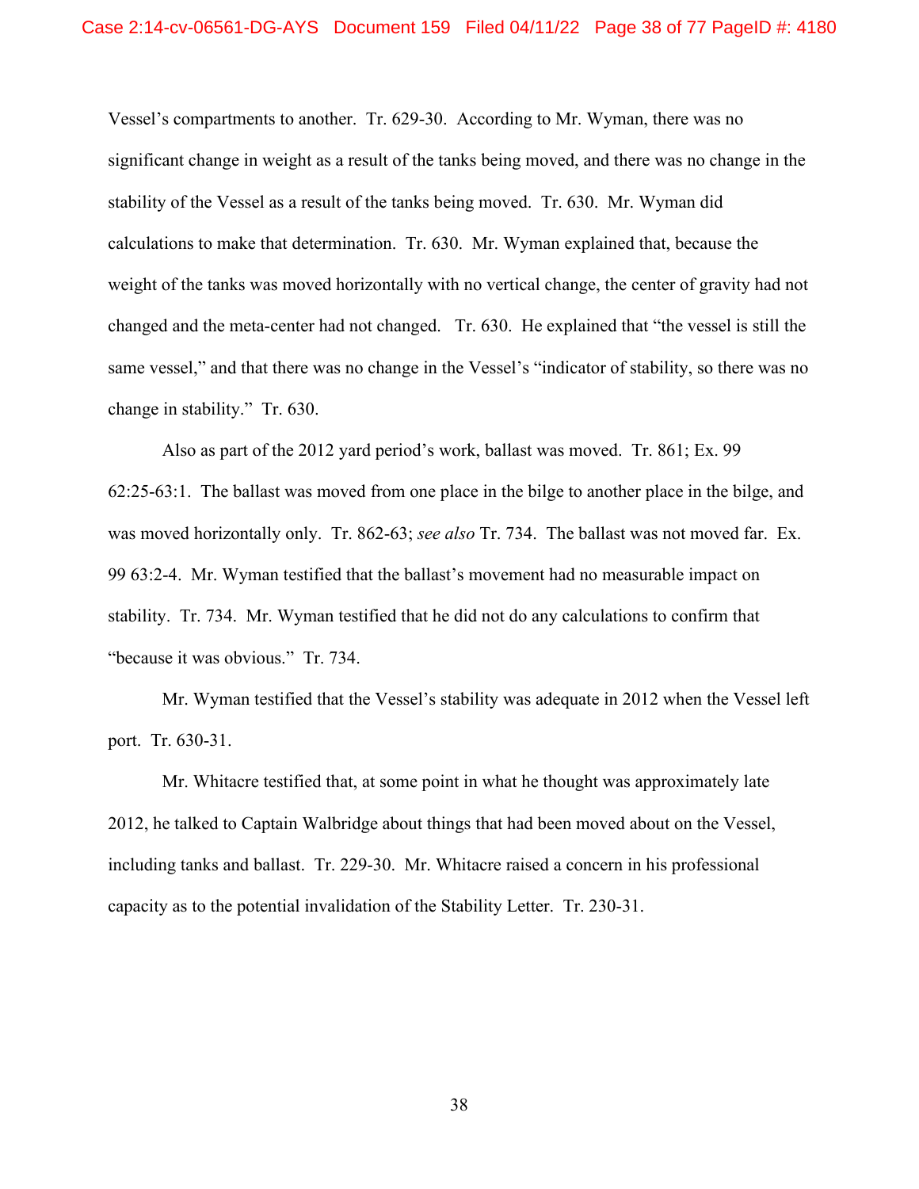Vessel's compartments to another. Tr. 629-30. According to Mr. Wyman, there was no significant change in weight as a result of the tanks being moved, and there was no change in the stability of the Vessel as a result of the tanks being moved. Tr. 630. Mr. Wyman did calculations to make that determination. Tr. 630. Mr. Wyman explained that, because the weight of the tanks was moved horizontally with no vertical change, the center of gravity had not changed and the meta-center had not changed. Tr. 630. He explained that "the vessel is still the same vessel," and that there was no change in the Vessel's "indicator of stability, so there was no change in stability." Tr. 630.

Also as part of the 2012 yard period's work, ballast was moved. Tr. 861; Ex. 99 62:25-63:1. The ballast was moved from one place in the bilge to another place in the bilge, and was moved horizontally only. Tr. 862-63; *see also* Tr. 734. The ballast was not moved far. Ex. 99 63:2-4. Mr. Wyman testified that the ballast's movement had no measurable impact on stability. Tr. 734. Mr. Wyman testified that he did not do any calculations to confirm that "because it was obvious." Tr. 734.

Mr. Wyman testified that the Vessel's stability was adequate in 2012 when the Vessel left port. Tr. 630-31.

Mr. Whitacre testified that, at some point in what he thought was approximately late 2012, he talked to Captain Walbridge about things that had been moved about on the Vessel, including tanks and ballast. Tr. 229-30. Mr. Whitacre raised a concern in his professional capacity as to the potential invalidation of the Stability Letter. Tr. 230-31.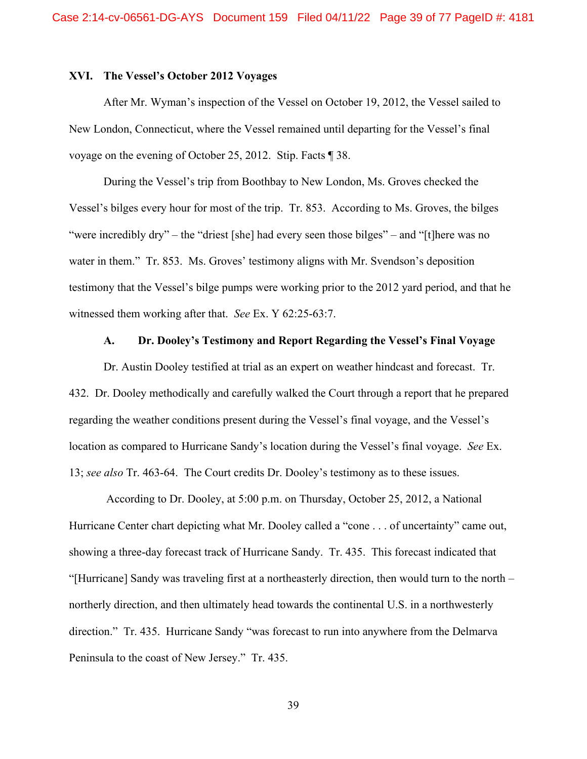## XVI. The Vessel's October 2012 Voyages

After Mr. Wyman's inspection of the Vessel on October 19, 2012, the Vessel sailed to New London, Connecticut, where the Vessel remained until departing for the Vessel's final voyage on the evening of October 25, 2012. Stip. Facts ¶ 38.

During the Vessel's trip from Boothbay to New London, Ms. Groves checked the Vessel's bilges every hour for most of the trip. Tr. 853. According to Ms. Groves, the bilges "were incredibly dry" – the "driest [she] had every seen those bilges" – and "[t]here was no water in them." Tr. 853. Ms. Groves' testimony aligns with Mr. Svendson's deposition testimony that the Vessel's bilge pumps were working prior to the 2012 yard period, and that he witnessed them working after that. *See* Ex. Y 62:25-63:7.

### A. Dr. Dooley's Testimony and Report Regarding the Vessel's Final Voyage

Dr. Austin Dooley testified at trial as an expert on weather hindcast and forecast. Tr. 432. Dr. Dooley methodically and carefully walked the Court through a report that he prepared regarding the weather conditions present during the Vessel's final voyage, and the Vessel's location as compared to Hurricane Sandy's location during the Vessel's final voyage. *See* Ex. 13; *see also* Tr. 463-64. The Court credits Dr. Dooley's testimony as to these issues.

According to Dr. Dooley, at 5:00 p.m. on Thursday, October 25, 2012, a National Hurricane Center chart depicting what Mr. Dooley called a "cone . . . of uncertainty" came out, showing a three-day forecast track of Hurricane Sandy. Tr. 435. This forecast indicated that "[Hurricane] Sandy was traveling first at a northeasterly direction, then would turn to the north – northerly direction, and then ultimately head towards the continental U.S. in a northwesterly direction." Tr. 435. Hurricane Sandy "was forecast to run into anywhere from the Delmarva Peninsula to the coast of New Jersey." Tr. 435.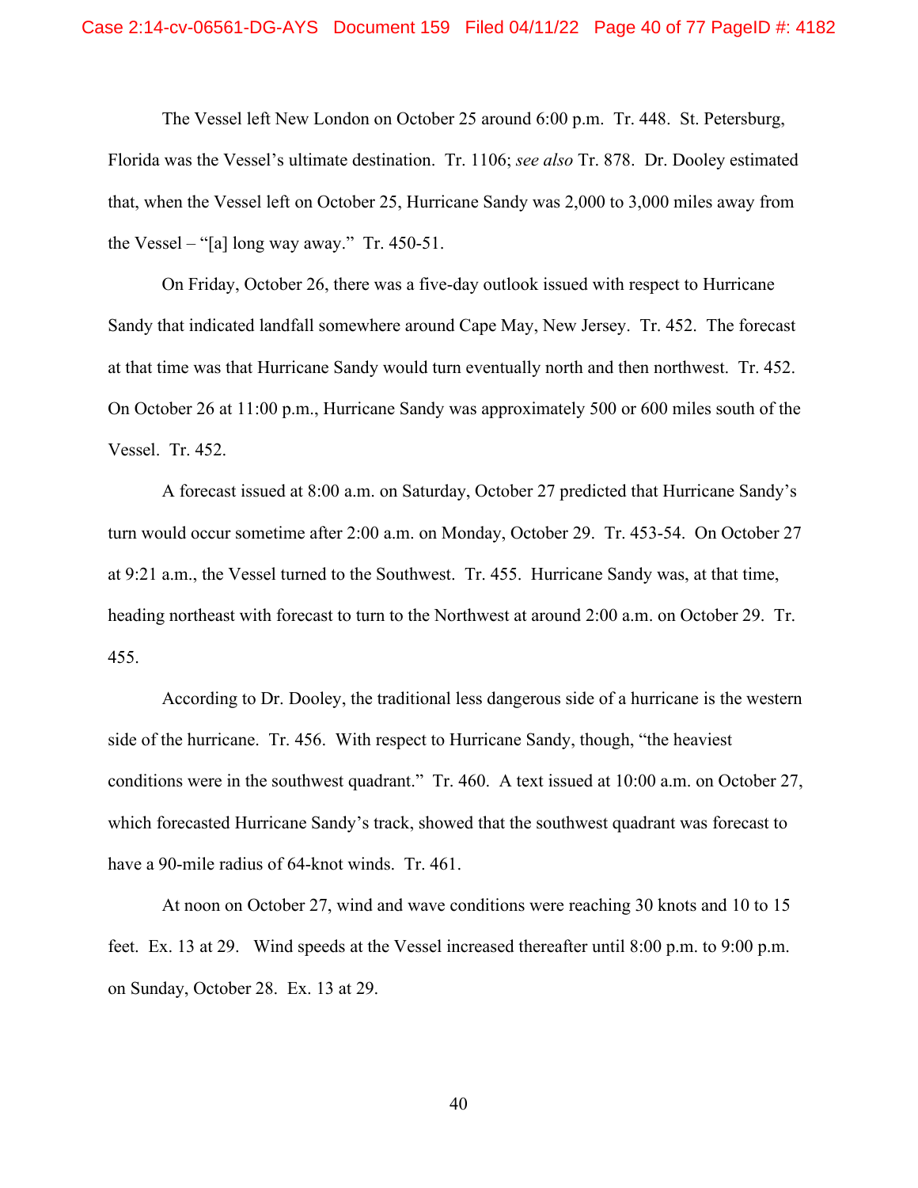The Vessel left New London on October 25 around 6:00 p.m. Tr. 448. St. Petersburg, Florida was the Vessel's ultimate destination. Tr. 1106; *see also* Tr. 878. Dr. Dooley estimated that, when the Vessel left on October 25, Hurricane Sandy was 2,000 to 3,000 miles away from the Vessel – "[a] long way away." Tr. 450-51.

On Friday, October 26, there was a five-day outlook issued with respect to Hurricane Sandy that indicated landfall somewhere around Cape May, New Jersey. Tr. 452. The forecast at that time was that Hurricane Sandy would turn eventually north and then northwest. Tr. 452. On October 26 at 11:00 p.m., Hurricane Sandy was approximately 500 or 600 miles south of the Vessel. Tr. 452.

A forecast issued at 8:00 a.m. on Saturday, October 27 predicted that Hurricane Sandy's turn would occur sometime after 2:00 a.m. on Monday, October 29. Tr. 453-54. On October 27 at 9:21 a.m., the Vessel turned to the Southwest. Tr. 455. Hurricane Sandy was, at that time, heading northeast with forecast to turn to the Northwest at around 2:00 a.m. on October 29. Tr. 455.

According to Dr. Dooley, the traditional less dangerous side of a hurricane is the western side of the hurricane. Tr. 456. With respect to Hurricane Sandy, though, "the heaviest conditions were in the southwest quadrant." Tr. 460. A text issued at 10:00 a.m. on October 27, which forecasted Hurricane Sandy's track, showed that the southwest quadrant was forecast to have a 90-mile radius of 64-knot winds. Tr. 461.

At noon on October 27, wind and wave conditions were reaching 30 knots and 10 to 15 feet. Ex. 13 at 29. Wind speeds at the Vessel increased thereafter until 8:00 p.m. to 9:00 p.m. on Sunday, October 28. Ex. 13 at 29.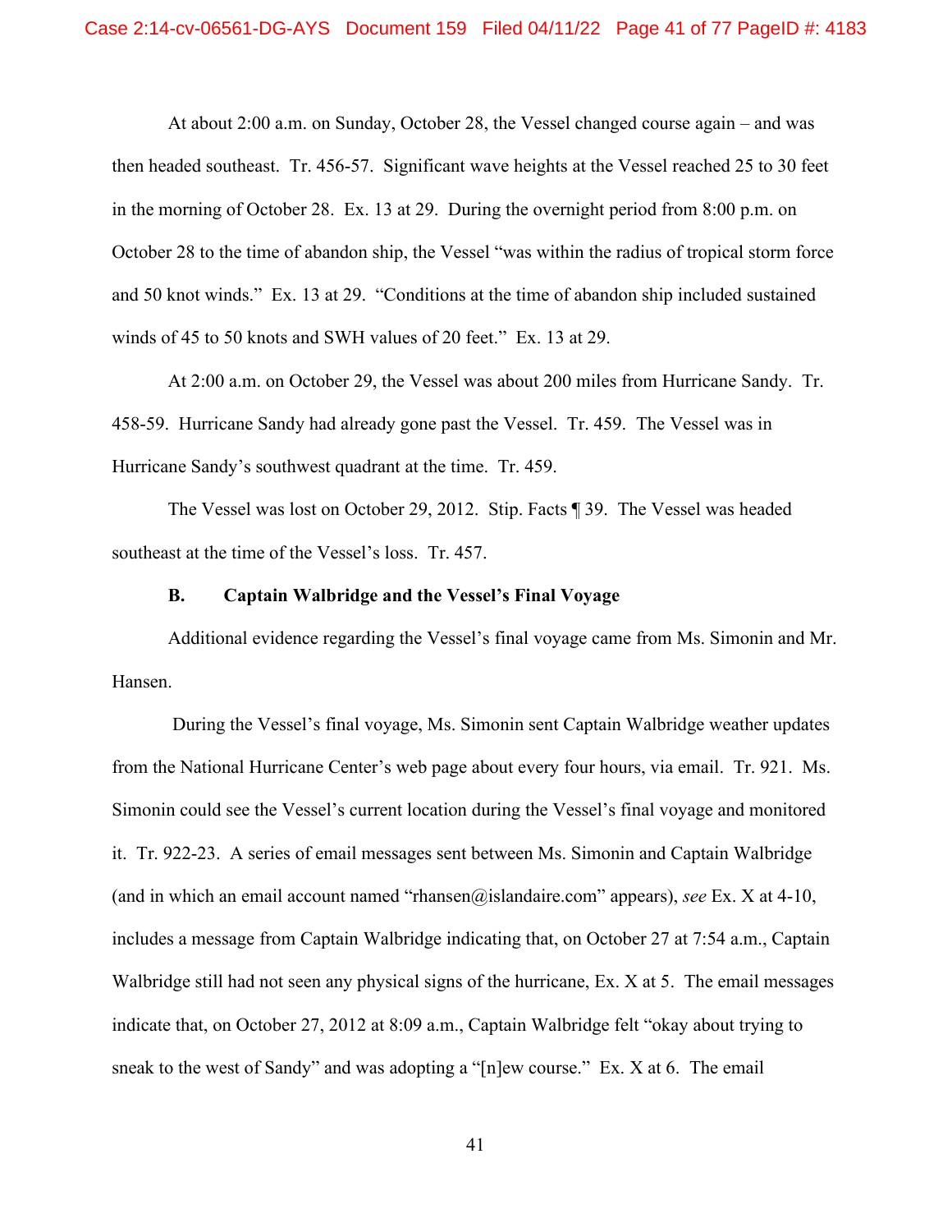At about 2:00 a.m. on Sunday, October 28, the Vessel changed course again – and was then headed southeast. Tr. 456-57. Significant wave heights at the Vessel reached 25 to 30 feet in the morning of October 28. Ex. 13 at 29. During the overnight period from 8:00 p.m. on October 28 to the time of abandon ship, the Vessel "was within the radius of tropical storm force and 50 knot winds." Ex. 13 at 29. "Conditions at the time of abandon ship included sustained winds of 45 to 50 knots and SWH values of 20 feet." Ex. 13 at 29.

At 2:00 a.m. on October 29, the Vessel was about 200 miles from Hurricane Sandy. Tr. 458-59. Hurricane Sandy had already gone past the Vessel. Tr. 459. The Vessel was in Hurricane Sandy's southwest quadrant at the time. Tr. 459.

The Vessel was lost on October 29, 2012. Stip. Facts ¶ 39. The Vessel was headed southeast at the time of the Vessel's loss. Tr. 457.

### B. Captain Walbridge and the Vessel's Final Voyage

Additional evidence regarding the Vessel's final voyage came from Ms. Simonin and Mr. Hansen.

During the Vessel's final voyage, Ms. Simonin sent Captain Walbridge weather updates from the National Hurricane Center's web page about every four hours, via email. Tr. 921. Ms. Simonin could see the Vessel's current location during the Vessel's final voyage and monitored it. Tr. 922-23. A series of email messages sent between Ms. Simonin and Captain Walbridge (and in which an email account named "rhansen@islandaire.com" appears), *see* Ex. X at 4-10, includes a message from Captain Walbridge indicating that, on October 27 at 7:54 a.m., Captain Walbridge still had not seen any physical signs of the hurricane, Ex. X at 5. The email messages indicate that, on October 27, 2012 at 8:09 a.m., Captain Walbridge felt "okay about trying to sneak to the west of Sandy" and was adopting a "[n]ew course." Ex. X at 6. The email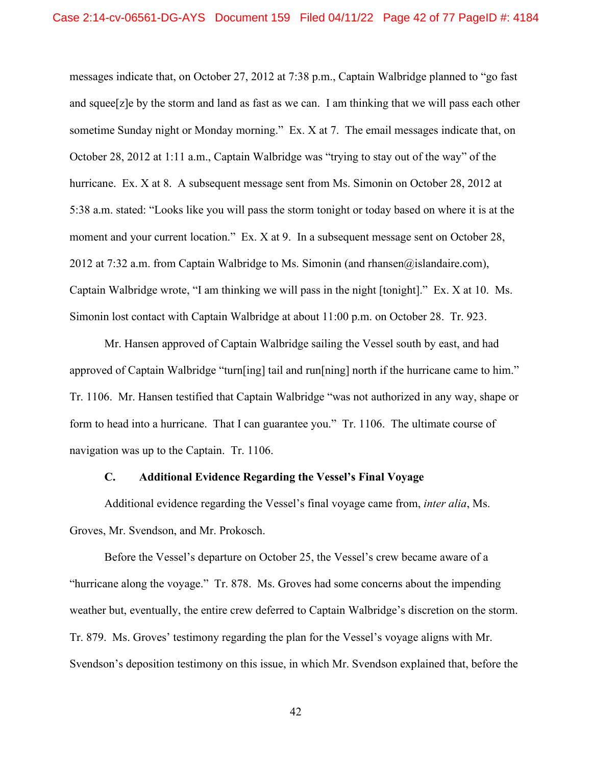messages indicate that, on October 27, 2012 at 7:38 p.m., Captain Walbridge planned to "go fast and squee[z]e by the storm and land as fast as we can. I am thinking that we will pass each other sometime Sunday night or Monday morning." Ex. X at 7. The email messages indicate that, on October 28, 2012 at 1:11 a.m., Captain Walbridge was "trying to stay out of the way" of the hurricane. Ex. X at 8. A subsequent message sent from Ms. Simonin on October 28, 2012 at 5:38 a.m. stated: "Looks like you will pass the storm tonight or today based on where it is at the moment and your current location." Ex. X at 9. In a subsequent message sent on October 28, 2012 at 7:32 a.m. from Captain Walbridge to Ms. Simonin (and rhansen@islandaire.com), Captain Walbridge wrote, "I am thinking we will pass in the night [tonight]." Ex. X at 10. Ms. Simonin lost contact with Captain Walbridge at about 11:00 p.m. on October 28. Tr. 923.

Mr. Hansen approved of Captain Walbridge sailing the Vessel south by east, and had approved of Captain Walbridge "turn[ing] tail and run[ning] north if the hurricane came to him." Tr. 1106. Mr. Hansen testified that Captain Walbridge "was not authorized in any way, shape or form to head into a hurricane. That I can guarantee you." Tr. 1106. The ultimate course of navigation was up to the Captain. Tr. 1106.

### C. Additional Evidence Regarding the Vessel's Final Voyage

Additional evidence regarding the Vessel's final voyage came from, *inter alia*, Ms. Groves, Mr. Svendson, and Mr. Prokosch.

Before the Vessel's departure on October 25, the Vessel's crew became aware of a "hurricane along the voyage." Tr. 878. Ms. Groves had some concerns about the impending weather but, eventually, the entire crew deferred to Captain Walbridge's discretion on the storm. Tr. 879. Ms. Groves' testimony regarding the plan for the Vessel's voyage aligns with Mr. Svendson's deposition testimony on this issue, in which Mr. Svendson explained that, before the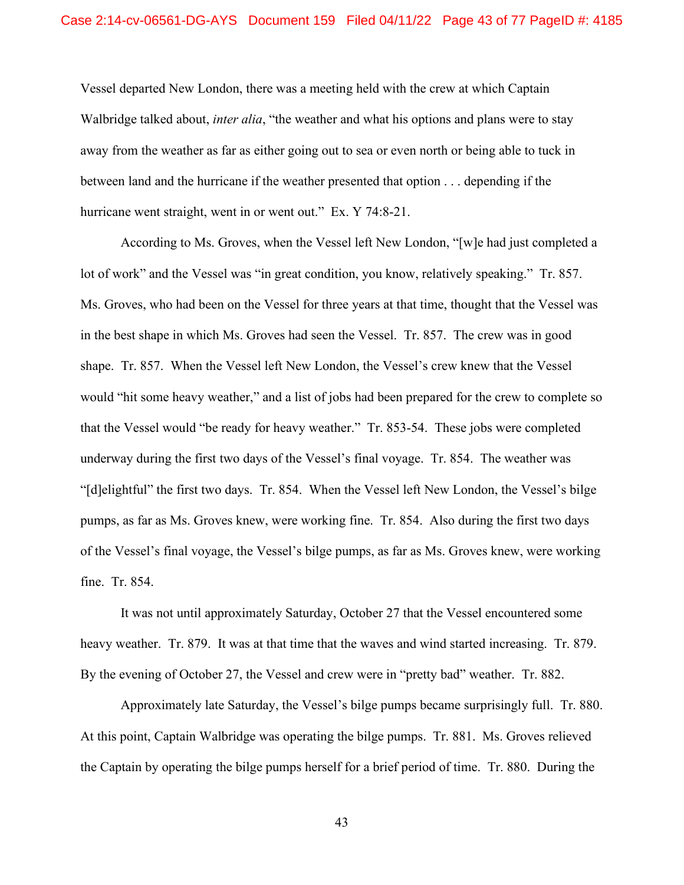Vessel departed New London, there was a meeting held with the crew at which Captain Walbridge talked about, *inter alia*, "the weather and what his options and plans were to stay away from the weather as far as either going out to sea or even north or being able to tuck in between land and the hurricane if the weather presented that option . . . depending if the hurricane went straight, went in or went out." Ex. Y 74:8-21.

According to Ms. Groves, when the Vessel left New London, "[w]e had just completed a lot of work" and the Vessel was "in great condition, you know, relatively speaking." Tr. 857. Ms. Groves, who had been on the Vessel for three years at that time, thought that the Vessel was in the best shape in which Ms. Groves had seen the Vessel. Tr. 857. The crew was in good shape. Tr. 857. When the Vessel left New London, the Vessel's crew knew that the Vessel would "hit some heavy weather," and a list of jobs had been prepared for the crew to complete so that the Vessel would "be ready for heavy weather." Tr. 853-54. These jobs were completed underway during the first two days of the Vessel's final voyage. Tr. 854. The weather was "[d]elightful" the first two days. Tr. 854. When the Vessel left New London, the Vessel's bilge pumps, as far as Ms. Groves knew, were working fine. Tr. 854. Also during the first two days of the Vessel's final voyage, the Vessel's bilge pumps, as far as Ms. Groves knew, were working fine. Tr. 854.

It was not until approximately Saturday, October 27 that the Vessel encountered some heavy weather. Tr. 879. It was at that time that the waves and wind started increasing. Tr. 879. By the evening of October 27, the Vessel and crew were in "pretty bad" weather. Tr. 882.

Approximately late Saturday, the Vessel's bilge pumps became surprisingly full. Tr. 880. At this point, Captain Walbridge was operating the bilge pumps. Tr. 881. Ms. Groves relieved the Captain by operating the bilge pumps herself for a brief period of time. Tr. 880. During the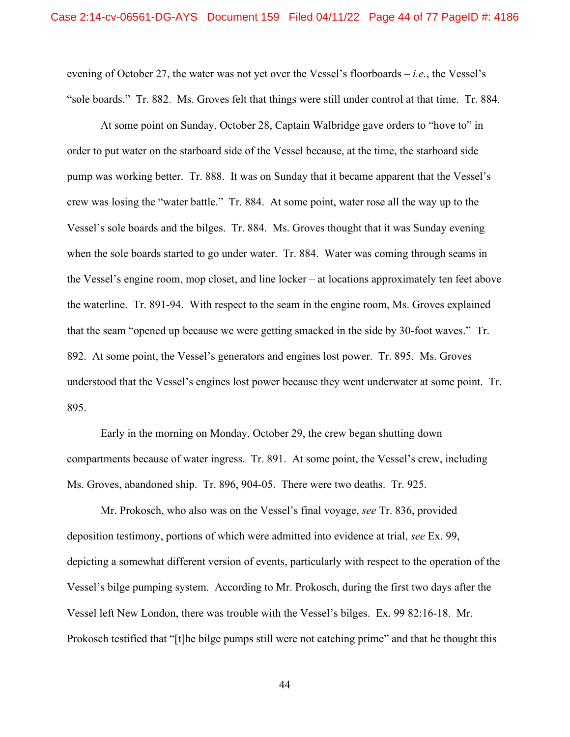evening of October 27, the water was not yet over the Vessel's floorboards – *i.e.*, the Vessel's "sole boards." Tr. 882. Ms. Groves felt that things were still under control at that time. Tr. 884.

At some point on Sunday, October 28, Captain Walbridge gave orders to "hove to" in order to put water on the starboard side of the Vessel because, at the time, the starboard side pump was working better. Tr. 888. It was on Sunday that it became apparent that the Vessel's crew was losing the "water battle." Tr. 884. At some point, water rose all the way up to the Vessel's sole boards and the bilges. Tr. 884. Ms. Groves thought that it was Sunday evening when the sole boards started to go under water. Tr. 884. Water was coming through seams in the Vessel's engine room, mop closet, and line locker – at locations approximately ten feet above the waterline. Tr. 891-94. With respect to the seam in the engine room, Ms. Groves explained that the seam "opened up because we were getting smacked in the side by 30-foot waves." Tr. 892. At some point, the Vessel's generators and engines lost power. Tr. 895. Ms. Groves understood that the Vessel's engines lost power because they went underwater at some point. Tr. 895.

Early in the morning on Monday, October 29, the crew began shutting down compartments because of water ingress. Tr. 891. At some point, the Vessel's crew, including Ms. Groves, abandoned ship. Tr. 896, 904-05. There were two deaths. Tr. 925.

Mr. Prokosch, who also was on the Vessel's final voyage, *see* Tr. 836, provided deposition testimony, portions of which were admitted into evidence at trial, *see* Ex. 99, depicting a somewhat different version of events, particularly with respect to the operation of the Vessel's bilge pumping system. According to Mr. Prokosch, during the first two days after the Vessel left New London, there was trouble with the Vessel's bilges. Ex. 99 82:16-18. Mr. Prokosch testified that "[t]he bilge pumps still were not catching prime" and that he thought this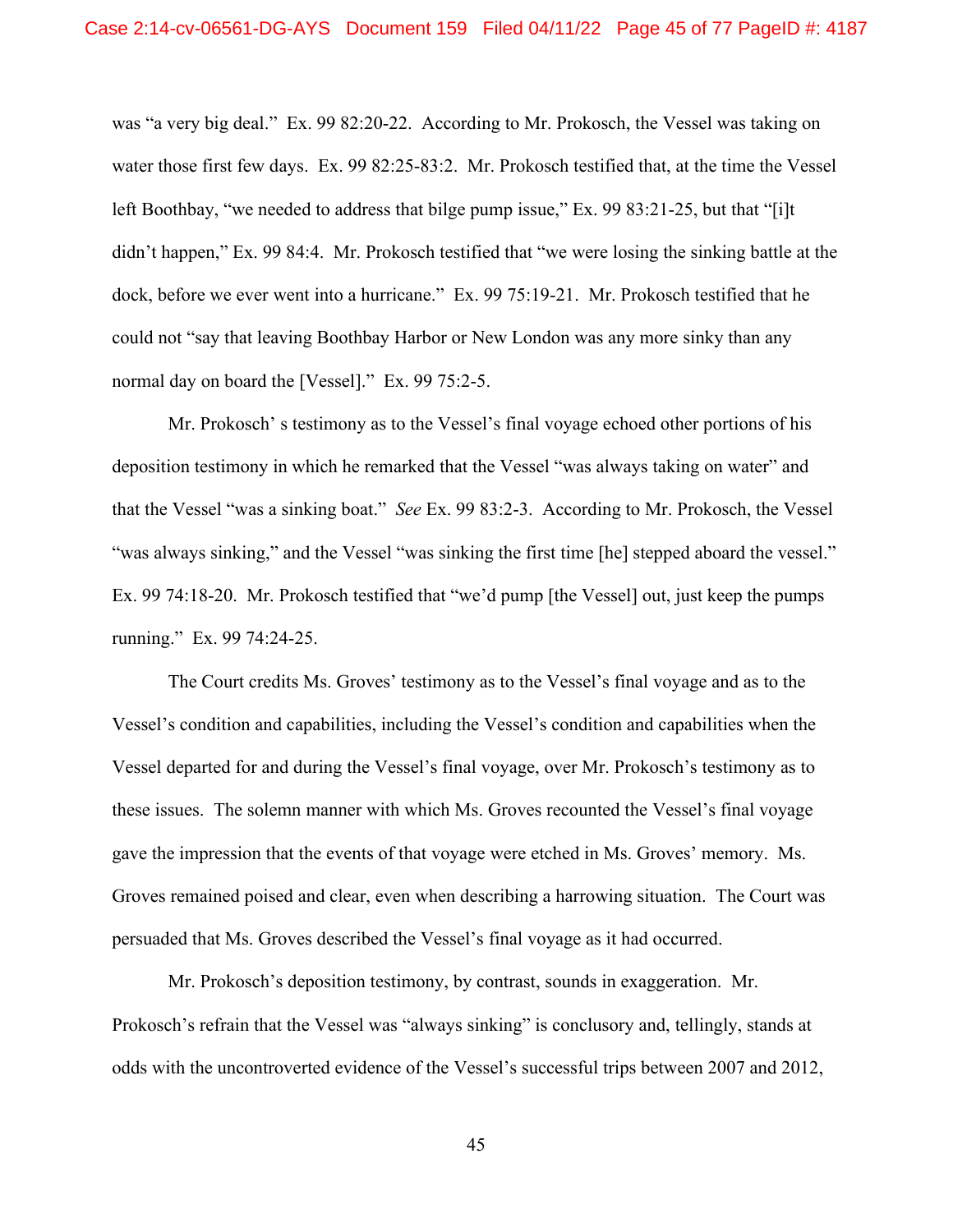was "a very big deal." Ex. 99 82:20-22. According to Mr. Prokosch, the Vessel was taking on water those first few days. Ex. 99 82:25-83:2. Mr. Prokosch testified that, at the time the Vessel left Boothbay, "we needed to address that bilge pump issue," Ex. 99 83:21-25, but that "[i]t didn't happen," Ex. 99 84:4. Mr. Prokosch testified that "we were losing the sinking battle at the dock, before we ever went into a hurricane." Ex. 99 75:19-21. Mr. Prokosch testified that he could not "say that leaving Boothbay Harbor or New London was any more sinky than any normal day on board the [Vessel]." Ex. 99 75:2-5.

Mr. Prokosch' s testimony as to the Vessel's final voyage echoed other portions of his deposition testimony in which he remarked that the Vessel "was always taking on water" and that the Vessel "was a sinking boat." *See* Ex. 99 83:2-3. According to Mr. Prokosch, the Vessel "was always sinking," and the Vessel "was sinking the first time [he] stepped aboard the vessel." Ex. 99 74:18-20. Mr. Prokosch testified that "we'd pump [the Vessel] out, just keep the pumps running." Ex. 99 74:24-25.

The Court credits Ms. Groves' testimony as to the Vessel's final voyage and as to the Vessel's condition and capabilities, including the Vessel's condition and capabilities when the Vessel departed for and during the Vessel's final voyage, over Mr. Prokosch's testimony as to these issues. The solemn manner with which Ms. Groves recounted the Vessel's final voyage gave the impression that the events of that voyage were etched in Ms. Groves' memory. Ms. Groves remained poised and clear, even when describing a harrowing situation. The Court was persuaded that Ms. Groves described the Vessel's final voyage as it had occurred.

Mr. Prokosch's deposition testimony, by contrast, sounds in exaggeration. Mr. Prokosch's refrain that the Vessel was "always sinking" is conclusory and, tellingly, stands at odds with the uncontroverted evidence of the Vessel's successful trips between 2007 and 2012,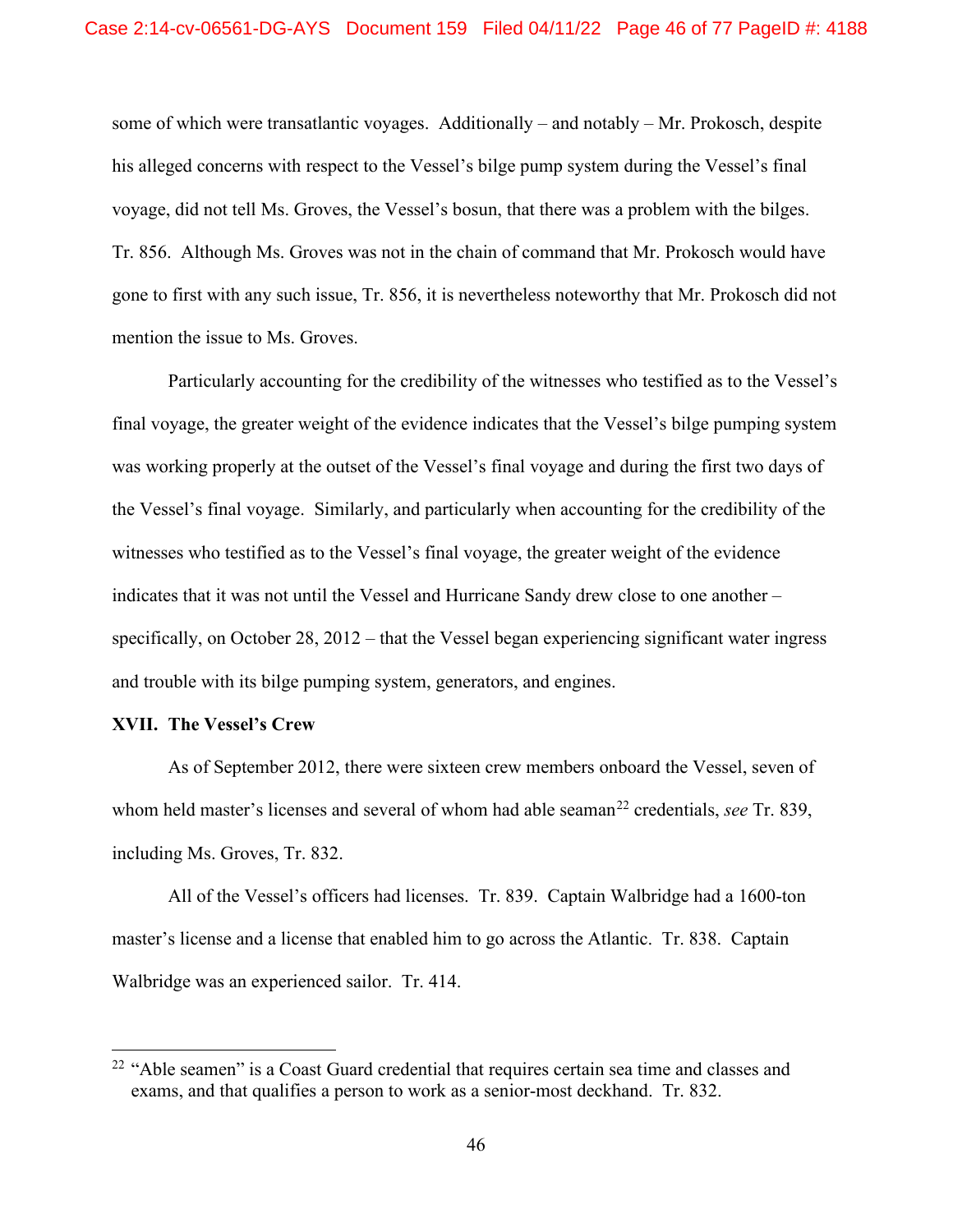some of which were transatlantic voyages. Additionally – and notably – Mr. Prokosch, despite his alleged concerns with respect to the Vessel's bilge pump system during the Vessel's final voyage, did not tell Ms. Groves, the Vessel's bosun, that there was a problem with the bilges. Tr. 856. Although Ms. Groves was not in the chain of command that Mr. Prokosch would have gone to first with any such issue, Tr. 856, it is nevertheless noteworthy that Mr. Prokosch did not mention the issue to Ms. Groves.

Particularly accounting for the credibility of the witnesses who testified as to the Vessel's final voyage, the greater weight of the evidence indicates that the Vessel's bilge pumping system was working properly at the outset of the Vessel's final voyage and during the first two days of the Vessel's final voyage. Similarly, and particularly when accounting for the credibility of the witnesses who testified as to the Vessel's final voyage, the greater weight of the evidence indicates that it was not until the Vessel and Hurricane Sandy drew close to one another – specifically, on October 28, 2012 – that the Vessel began experiencing significant water ingress and trouble with its bilge pumping system, generators, and engines.

## XVII. The Vessel's Crew

As of September 2012, there were sixteen crew members onboard the Vessel, seven of whom held master's licenses and several of whom had able seaman[22] credentials, *see* Tr. 839, including Ms. Groves, Tr. 832.

All of the Vessel's officers had licenses. Tr. 839. Captain Walbridge had a 1600-ton master's license and a license that enabled him to go across the Atlantic. Tr. 838. Captain Walbridge was an experienced sailor. Tr. 414.

---

[22] "Able seamen" is a Coast Guard credential that requires certain sea time and classes and exams, and that qualifies a person to work as a senior-most deckhand. Tr. 832.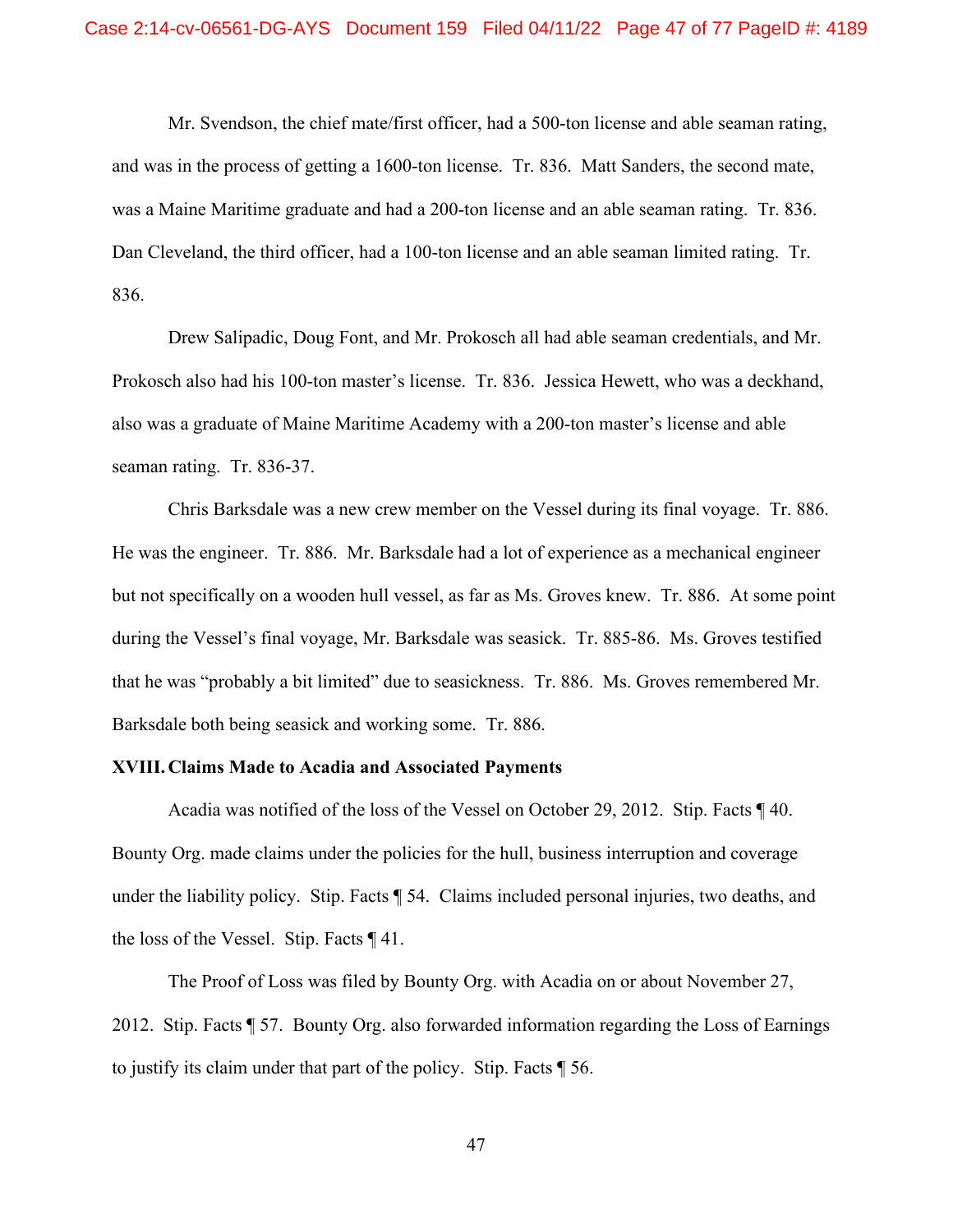Mr. Svendson, the chief mate/first officer, had a 500-ton license and able seaman rating, and was in the process of getting a 1600-ton license. Tr. 836. Matt Sanders, the second mate, was a Maine Maritime graduate and had a 200-ton license and an able seaman rating. Tr. 836. Dan Cleveland, the third officer, had a 100-ton license and an able seaman limited rating. Tr. 836.

Drew Salipadic, Doug Font, and Mr. Prokosch all had able seaman credentials, and Mr. Prokosch also had his 100-ton master's license. Tr. 836. Jessica Hewett, who was a deckhand, also was a graduate of Maine Maritime Academy with a 200-ton master's license and able seaman rating. Tr. 836-37.

Chris Barksdale was a new crew member on the Vessel during its final voyage. Tr. 886. He was the engineer. Tr. 886. Mr. Barksdale had a lot of experience as a mechanical engineer but not specifically on a wooden hull vessel, as far as Ms. Groves knew. Tr. 886. At some point during the Vessel's final voyage, Mr. Barksdale was seasick. Tr. 885-86. Ms. Groves testified that he was "probably a bit limited" due to seasickness. Tr. 886. Ms. Groves remembered Mr. Barksdale both being seasick and working some. Tr. 886.

## XVIII. Claims Made to Acadia and Associated Payments

Acadia was notified of the loss of the Vessel on October 29, 2012. Stip. Facts ¶ 40. Bounty Org. made claims under the policies for the hull, business interruption and coverage under the liability policy. Stip. Facts ¶ 54. Claims included personal injuries, two deaths, and the loss of the Vessel. Stip. Facts ¶ 41.

The Proof of Loss was filed by Bounty Org. with Acadia on or about November 27, 2012. Stip. Facts ¶ 57. Bounty Org. also forwarded information regarding the Loss of Earnings to justify its claim under that part of the policy. Stip. Facts ¶ 56.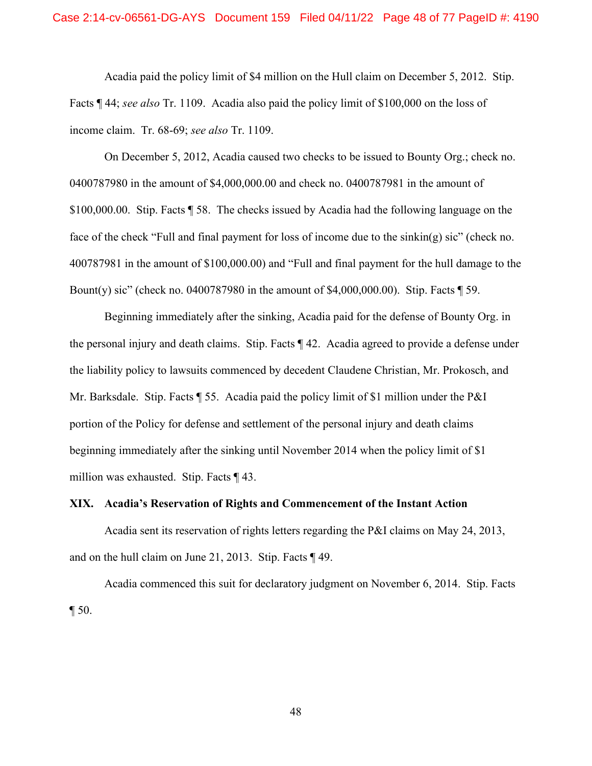Acadia paid the policy limit of $4 million on the Hull claim on December 5, 2012. Stip. Facts ¶ 44; *see also* Tr. 1109. Acadia also paid the policy limit of $100,000 on the loss of income claim. Tr. 68-69; *see also* Tr. 1109.

On December 5, 2012, Acadia caused two checks to be issued to Bounty Org.; check no. 0400787980 in the amount of $4,000,000.00 and check no. 0400787981 in the amount of $100,000.00. Stip. Facts ¶ 58. The checks issued by Acadia had the following language on the face of the check "Full and final payment for loss of income due to the sinkin(g) sic" (check no. 400787981 in the amount of $100,000.00) and "Full and final payment for the hull damage to the Bount(y) sic" (check no. 0400787980 in the amount of $4,000,000.00). Stip. Facts ¶ 59.

Beginning immediately after the sinking, Acadia paid for the defense of Bounty Org. in the personal injury and death claims. Stip. Facts ¶ 42. Acadia agreed to provide a defense under the liability policy to lawsuits commenced by decedent Claudene Christian, Mr. Prokosch, and Mr. Barksdale. Stip. Facts ¶ 55. Acadia paid the policy limit of $1 million under the P&I portion of the Policy for defense and settlement of the personal injury and death claims beginning immediately after the sinking until November 2014 when the policy limit of $1 million was exhausted. Stip. Facts ¶ 43.

## XIX. Acadia's Reservation of Rights and Commencement of the Instant Action

Acadia sent its reservation of rights letters regarding the P&I claims on May 24, 2013, and on the hull claim on June 21, 2013. Stip. Facts ¶ 49.

Acadia commenced this suit for declaratory judgment on November 6, 2014. Stip. Facts ¶ 50.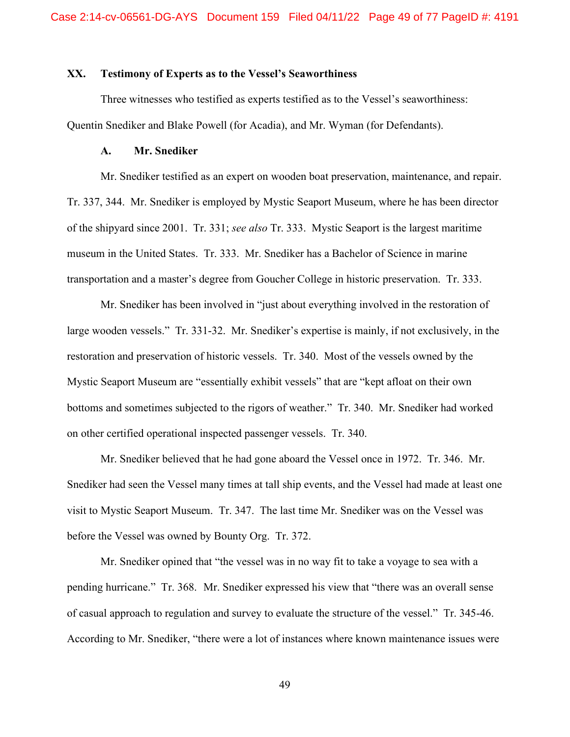## XX. Testimony of Experts as to the Vessel's Seaworthiness

Three witnesses who testified as experts testified as to the Vessel's seaworthiness: Quentin Snediker and Blake Powell (for Acadia), and Mr. Wyman (for Defendants).

### A. Mr. Snediker

Mr. Snediker testified as an expert on wooden boat preservation, maintenance, and repair. Tr. 337, 344. Mr. Snediker is employed by Mystic Seaport Museum, where he has been director of the shipyard since 2001. Tr. 331; *see also* Tr. 333. Mystic Seaport is the largest maritime museum in the United States. Tr. 333. Mr. Snediker has a Bachelor of Science in marine transportation and a master's degree from Goucher College in historic preservation. Tr. 333.

Mr. Snediker has been involved in "just about everything involved in the restoration of large wooden vessels." Tr. 331-32. Mr. Snediker's expertise is mainly, if not exclusively, in the restoration and preservation of historic vessels. Tr. 340. Most of the vessels owned by the Mystic Seaport Museum are "essentially exhibit vessels" that are "kept afloat on their own bottoms and sometimes subjected to the rigors of weather." Tr. 340. Mr. Snediker had worked on other certified operational inspected passenger vessels. Tr. 340.

Mr. Snediker believed that he had gone aboard the Vessel once in 1972. Tr. 346. Mr. Snediker had seen the Vessel many times at tall ship events, and the Vessel had made at least one visit to Mystic Seaport Museum. Tr. 347. The last time Mr. Snediker was on the Vessel was before the Vessel was owned by Bounty Org. Tr. 372.

Mr. Snediker opined that "the vessel was in no way fit to take a voyage to sea with a pending hurricane." Tr. 368. Mr. Snediker expressed his view that "there was an overall sense of casual approach to regulation and survey to evaluate the structure of the vessel." Tr. 345-46. According to Mr. Snediker, "there were a lot of instances where known maintenance issues were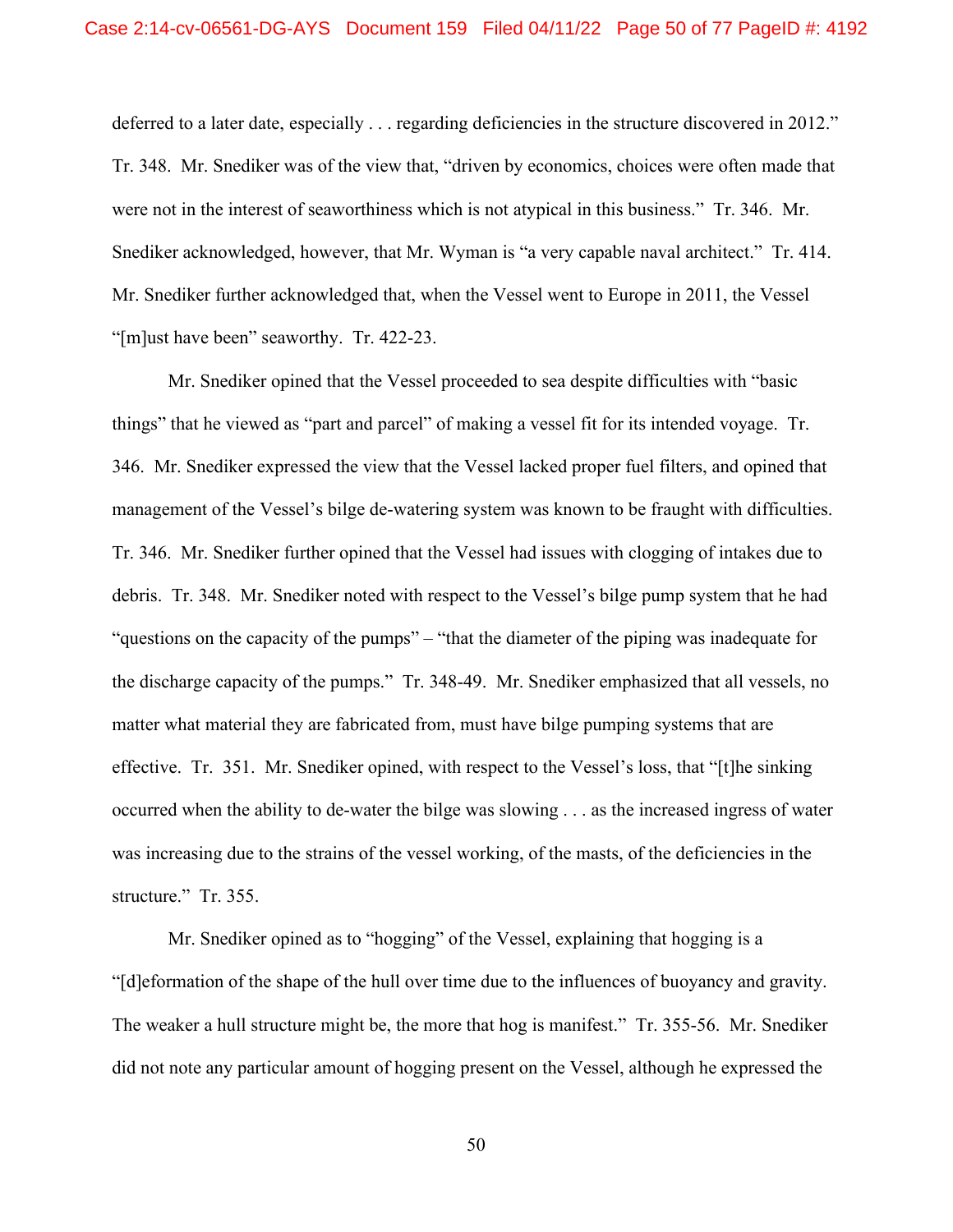deferred to a later date, especially . . . regarding deficiencies in the structure discovered in 2012." Tr. 348. Mr. Snediker was of the view that, "driven by economics, choices were often made that were not in the interest of seaworthiness which is not atypical in this business." Tr. 346. Mr. Snediker acknowledged, however, that Mr. Wyman is "a very capable naval architect." Tr. 414. Mr. Snediker further acknowledged that, when the Vessel went to Europe in 2011, the Vessel "[m]ust have been" seaworthy. Tr. 422-23.

Mr. Snediker opined that the Vessel proceeded to sea despite difficulties with "basic things" that he viewed as "part and parcel" of making a vessel fit for its intended voyage. Tr. 346. Mr. Snediker expressed the view that the Vessel lacked proper fuel filters, and opined that management of the Vessel's bilge de-watering system was known to be fraught with difficulties. Tr. 346. Mr. Snediker further opined that the Vessel had issues with clogging of intakes due to debris. Tr. 348. Mr. Snediker noted with respect to the Vessel's bilge pump system that he had "questions on the capacity of the pumps" – "that the diameter of the piping was inadequate for the discharge capacity of the pumps." Tr. 348-49. Mr. Snediker emphasized that all vessels, no matter what material they are fabricated from, must have bilge pumping systems that are effective. Tr. 351. Mr. Snediker opined, with respect to the Vessel's loss, that "[t]he sinking occurred when the ability to de-water the bilge was slowing . . . as the increased ingress of water was increasing due to the strains of the vessel working, of the masts, of the deficiencies in the structure." Tr. 355.

Mr. Snediker opined as to "hogging" of the Vessel, explaining that hogging is a "[d]eformation of the shape of the hull over time due to the influences of buoyancy and gravity. The weaker a hull structure might be, the more that hog is manifest." Tr. 355-56. Mr. Snediker did not note any particular amount of hogging present on the Vessel, although he expressed the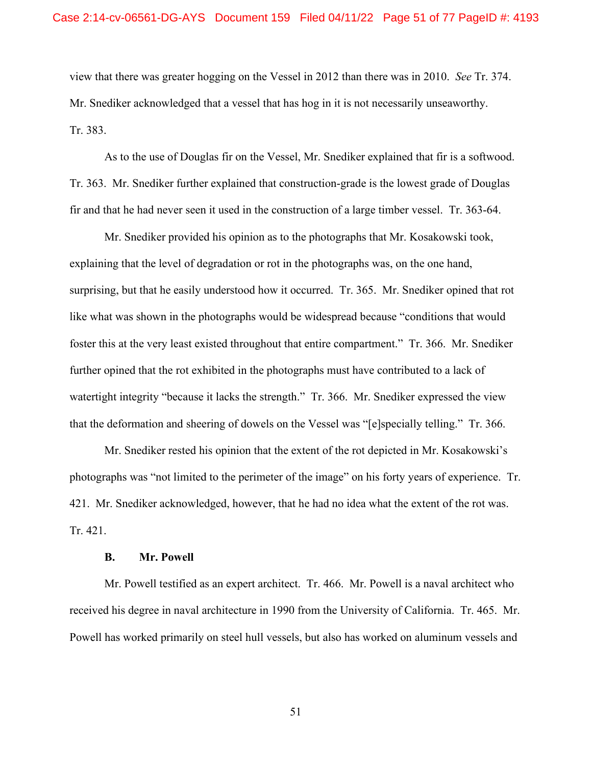view that there was greater hogging on the Vessel in 2012 than there was in 2010. *See* Tr. 374. Mr. Snediker acknowledged that a vessel that has hog in it is not necessarily unseaworthy. Tr. 383.

As to the use of Douglas fir on the Vessel, Mr. Snediker explained that fir is a softwood. Tr. 363. Mr. Snediker further explained that construction-grade is the lowest grade of Douglas fir and that he had never seen it used in the construction of a large timber vessel. Tr. 363-64.

Mr. Snediker provided his opinion as to the photographs that Mr. Kosakowski took, explaining that the level of degradation or rot in the photographs was, on the one hand, surprising, but that he easily understood how it occurred. Tr. 365. Mr. Snediker opined that rot like what was shown in the photographs would be widespread because "conditions that would foster this at the very least existed throughout that entire compartment." Tr. 366. Mr. Snediker further opined that the rot exhibited in the photographs must have contributed to a lack of watertight integrity "because it lacks the strength." Tr. 366. Mr. Snediker expressed the view that the deformation and sheering of dowels on the Vessel was "[e]specially telling." Tr. 366.

Mr. Snediker rested his opinion that the extent of the rot depicted in Mr. Kosakowski's photographs was "not limited to the perimeter of the image" on his forty years of experience. Tr. 421. Mr. Snediker acknowledged, however, that he had no idea what the extent of the rot was. Tr. 421.

### B. Mr. Powell

Mr. Powell testified as an expert architect. Tr. 466. Mr. Powell is a naval architect who received his degree in naval architecture in 1990 from the University of California. Tr. 465. Mr. Powell has worked primarily on steel hull vessels, but also has worked on aluminum vessels and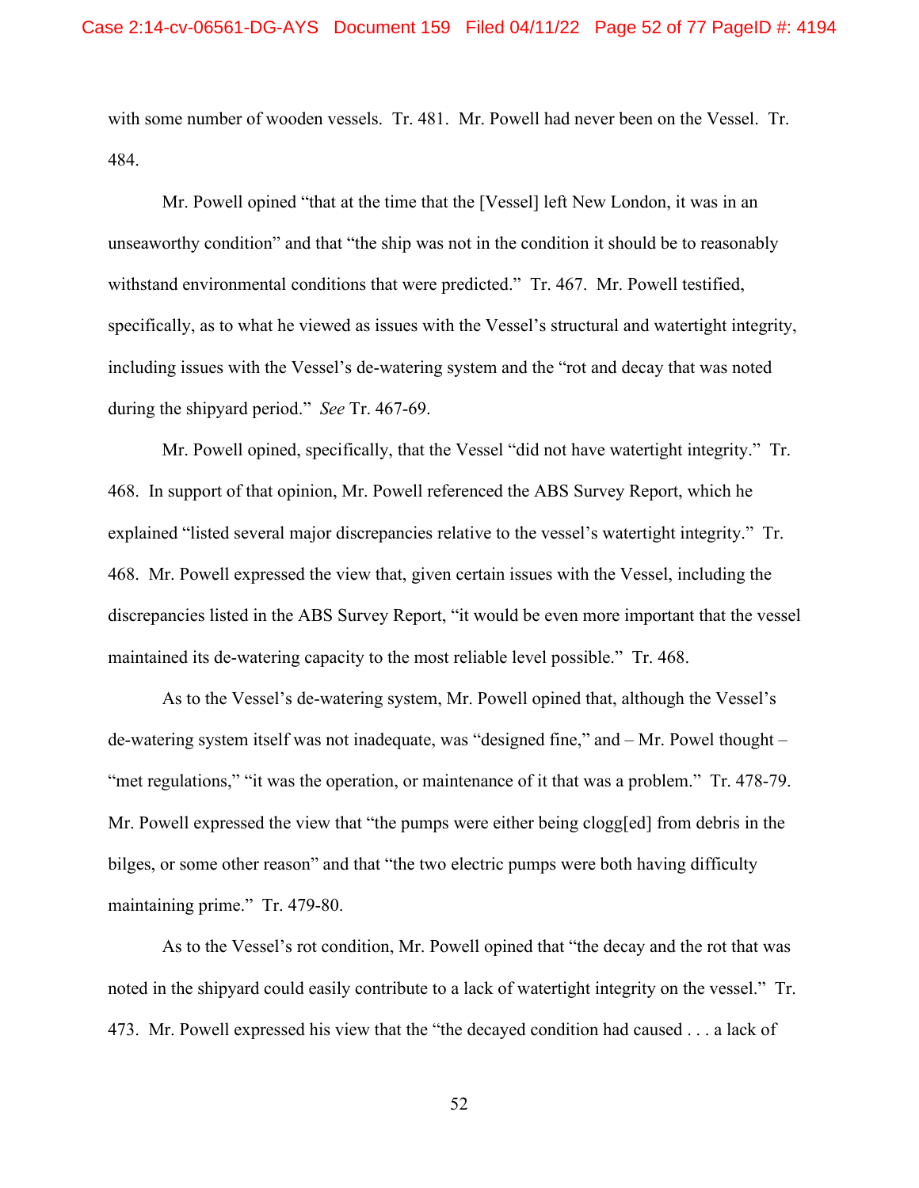with some number of wooden vessels. Tr. 481. Mr. Powell had never been on the Vessel. Tr. 484.

Mr. Powell opined "that at the time that the [Vessel] left New London, it was in an unseaworthy condition" and that "the ship was not in the condition it should be to reasonably withstand environmental conditions that were predicted." Tr. 467. Mr. Powell testified, specifically, as to what he viewed as issues with the Vessel's structural and watertight integrity, including issues with the Vessel's de-watering system and the "rot and decay that was noted during the shipyard period." *See* Tr. 467-69.

Mr. Powell opined, specifically, that the Vessel "did not have watertight integrity." Tr. 468. In support of that opinion, Mr. Powell referenced the ABS Survey Report, which he explained "listed several major discrepancies relative to the vessel's watertight integrity." Tr. 468. Mr. Powell expressed the view that, given certain issues with the Vessel, including the discrepancies listed in the ABS Survey Report, "it would be even more important that the vessel maintained its de-watering capacity to the most reliable level possible." Tr. 468.

As to the Vessel's de-watering system, Mr. Powell opined that, although the Vessel's de-watering system itself was not inadequate, was "designed fine," and – Mr. Powel thought – "met regulations," "it was the operation, or maintenance of it that was a problem." Tr. 478-79. Mr. Powell expressed the view that "the pumps were either being clogg[ed] from debris in the bilges, or some other reason" and that "the two electric pumps were both having difficulty maintaining prime." Tr. 479-80.

As to the Vessel's rot condition, Mr. Powell opined that "the decay and the rot that was noted in the shipyard could easily contribute to a lack of watertight integrity on the vessel." Tr. 473. Mr. Powell expressed his view that the "the decayed condition had caused . . . a lack of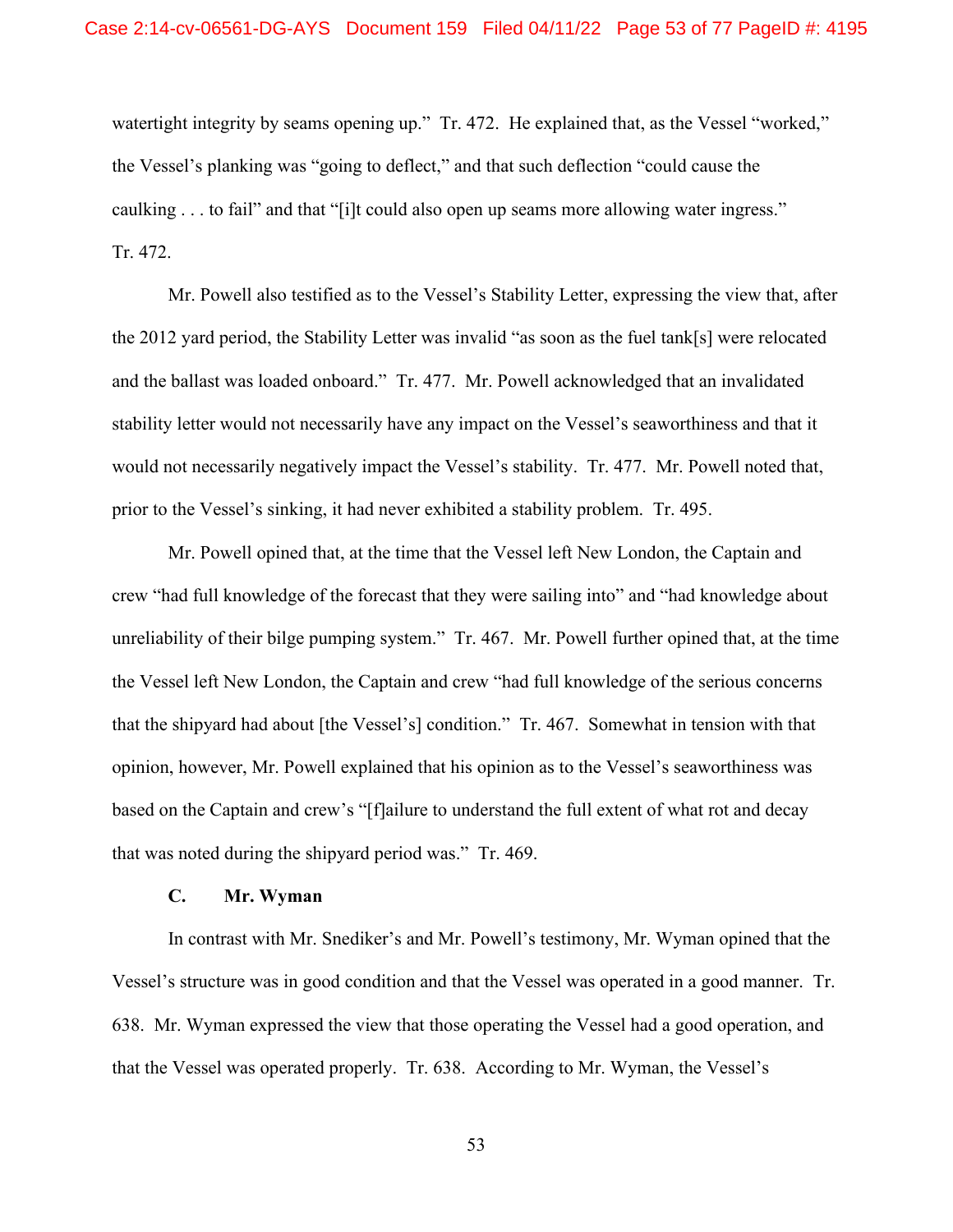watertight integrity by seams opening up." Tr. 472. He explained that, as the Vessel "worked," the Vessel's planking was "going to deflect," and that such deflection "could cause the caulking . . . to fail" and that "[i]t could also open up seams more allowing water ingress." Tr. 472.

Mr. Powell also testified as to the Vessel's Stability Letter, expressing the view that, after the 2012 yard period, the Stability Letter was invalid "as soon as the fuel tank[s] were relocated and the ballast was loaded onboard." Tr. 477. Mr. Powell acknowledged that an invalidated stability letter would not necessarily have any impact on the Vessel's seaworthiness and that it would not necessarily negatively impact the Vessel's stability. Tr. 477. Mr. Powell noted that, prior to the Vessel's sinking, it had never exhibited a stability problem. Tr. 495.

Mr. Powell opined that, at the time that the Vessel left New London, the Captain and crew "had full knowledge of the forecast that they were sailing into" and "had knowledge about unreliability of their bilge pumping system." Tr. 467. Mr. Powell further opined that, at the time the Vessel left New London, the Captain and crew "had full knowledge of the serious concerns that the shipyard had about [the Vessel's] condition." Tr. 467. Somewhat in tension with that opinion, however, Mr. Powell explained that his opinion as to the Vessel's seaworthiness was based on the Captain and crew's "[f]ailure to understand the full extent of what rot and decay that was noted during the shipyard period was." Tr. 469.

### C. Mr. Wyman

In contrast with Mr. Snediker's and Mr. Powell's testimony, Mr. Wyman opined that the Vessel's structure was in good condition and that the Vessel was operated in a good manner. Tr. 638. Mr. Wyman expressed the view that those operating the Vessel had a good operation, and that the Vessel was operated properly. Tr. 638. According to Mr. Wyman, the Vessel's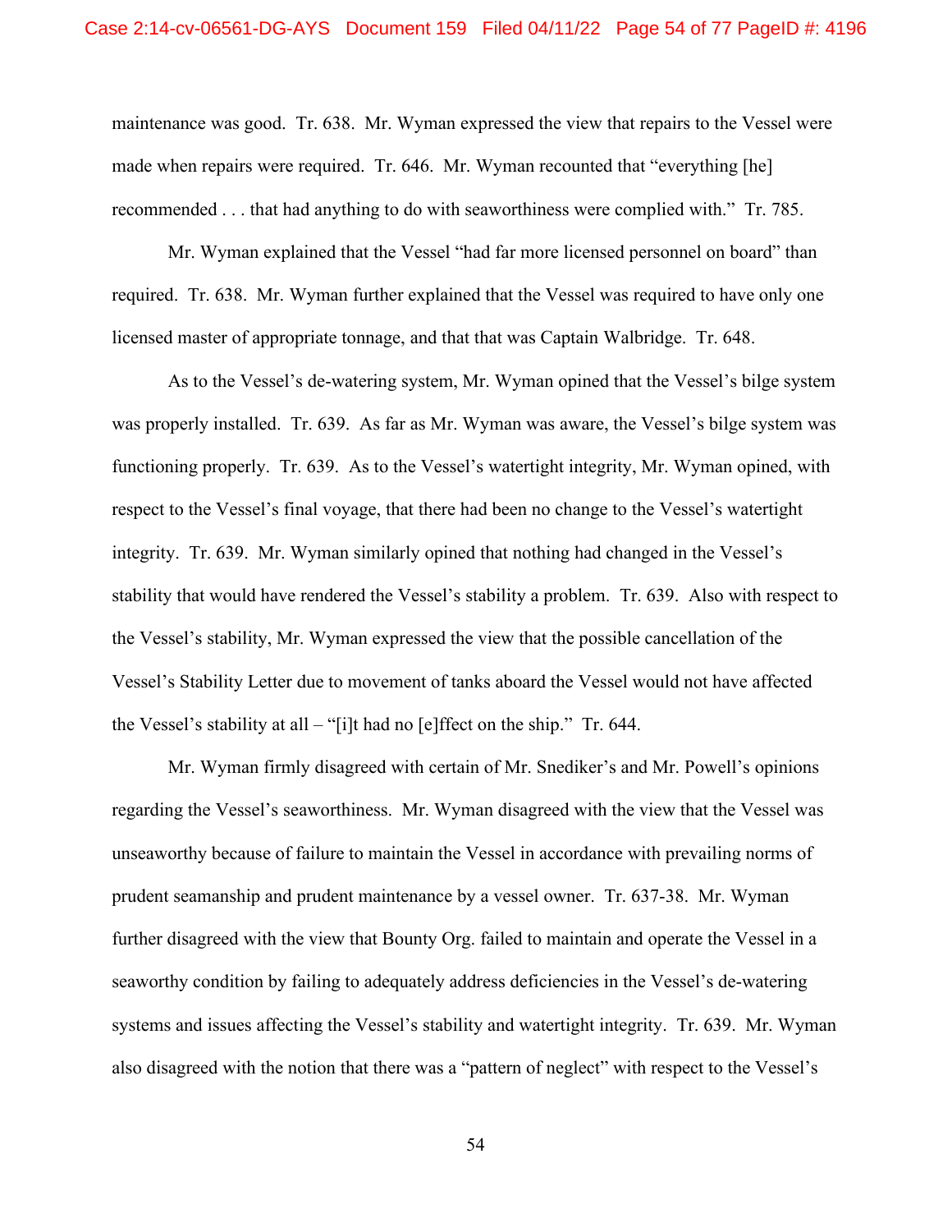maintenance was good. Tr. 638. Mr. Wyman expressed the view that repairs to the Vessel were made when repairs were required. Tr. 646. Mr. Wyman recounted that "everything [he] recommended . . . that had anything to do with seaworthiness were complied with." Tr. 785.

Mr. Wyman explained that the Vessel "had far more licensed personnel on board" than required. Tr. 638. Mr. Wyman further explained that the Vessel was required to have only one licensed master of appropriate tonnage, and that that was Captain Walbridge. Tr. 648.

As to the Vessel's de-watering system, Mr. Wyman opined that the Vessel's bilge system was properly installed. Tr. 639. As far as Mr. Wyman was aware, the Vessel's bilge system was functioning properly. Tr. 639. As to the Vessel's watertight integrity, Mr. Wyman opined, with respect to the Vessel's final voyage, that there had been no change to the Vessel's watertight integrity. Tr. 639. Mr. Wyman similarly opined that nothing had changed in the Vessel's stability that would have rendered the Vessel's stability a problem. Tr. 639. Also with respect to the Vessel's stability, Mr. Wyman expressed the view that the possible cancellation of the Vessel's Stability Letter due to movement of tanks aboard the Vessel would not have affected the Vessel's stability at all – "[i]t had no [e]ffect on the ship." Tr. 644.

Mr. Wyman firmly disagreed with certain of Mr. Snediker's and Mr. Powell's opinions regarding the Vessel's seaworthiness. Mr. Wyman disagreed with the view that the Vessel was unseaworthy because of failure to maintain the Vessel in accordance with prevailing norms of prudent seamanship and prudent maintenance by a vessel owner. Tr. 637-38. Mr. Wyman further disagreed with the view that Bounty Org. failed to maintain and operate the Vessel in a seaworthy condition by failing to adequately address deficiencies in the Vessel's de-watering systems and issues affecting the Vessel's stability and watertight integrity. Tr. 639. Mr. Wyman also disagreed with the notion that there was a "pattern of neglect" with respect to the Vessel's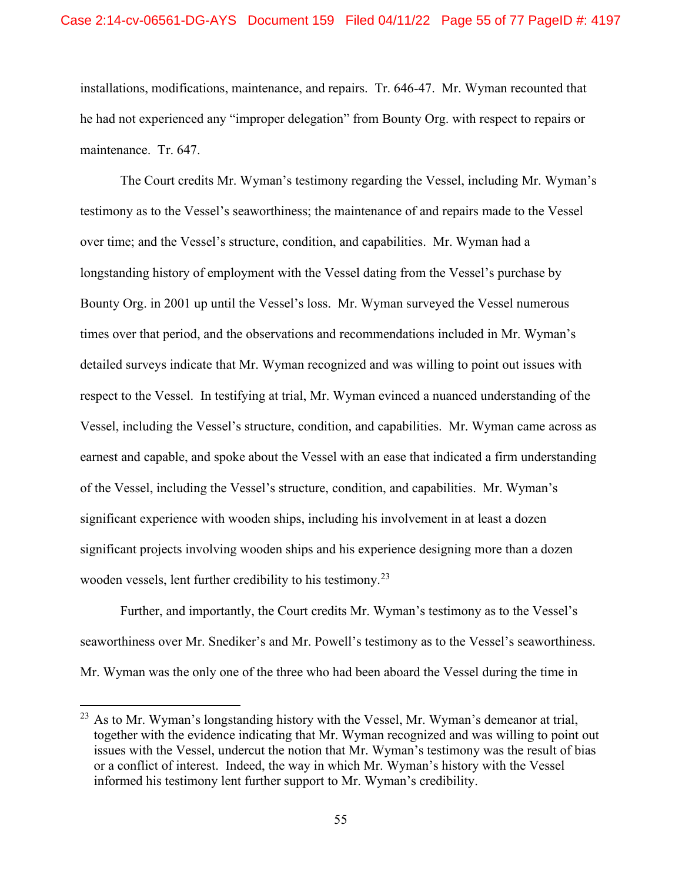installations, modifications, maintenance, and repairs. Tr. 646-47. Mr. Wyman recounted that he had not experienced any "improper delegation" from Bounty Org. with respect to repairs or maintenance. Tr. 647.

The Court credits Mr. Wyman's testimony regarding the Vessel, including Mr. Wyman's testimony as to the Vessel's seaworthiness; the maintenance of and repairs made to the Vessel over time; and the Vessel's structure, condition, and capabilities. Mr. Wyman had a longstanding history of employment with the Vessel dating from the Vessel's purchase by Bounty Org. in 2001 up until the Vessel's loss. Mr. Wyman surveyed the Vessel numerous times over that period, and the observations and recommendations included in Mr. Wyman's detailed surveys indicate that Mr. Wyman recognized and was willing to point out issues with respect to the Vessel. In testifying at trial, Mr. Wyman evinced a nuanced understanding of the Vessel, including the Vessel's structure, condition, and capabilities. Mr. Wyman came across as earnest and capable, and spoke about the Vessel with an ease that indicated a firm understanding of the Vessel, including the Vessel's structure, condition, and capabilities. Mr. Wyman's significant experience with wooden ships, including his involvement in at least a dozen significant projects involving wooden ships and his experience designing more than a dozen wooden vessels, lent further credibility to his testimony.[23]

Further, and importantly, the Court credits Mr. Wyman's testimony as to the Vessel's seaworthiness over Mr. Snediker's and Mr. Powell's testimony as to the Vessel's seaworthiness. Mr. Wyman was the only one of the three who had been aboard the Vessel during the time in

---

[23] As to Mr. Wyman's longstanding history with the Vessel, Mr. Wyman's demeanor at trial, together with the evidence indicating that Mr. Wyman recognized and was willing to point out issues with the Vessel, undercut the notion that Mr. Wyman's testimony was the result of bias or a conflict of interest. Indeed, the way in which Mr. Wyman's history with the Vessel informed his testimony lent further support to Mr. Wyman's credibility.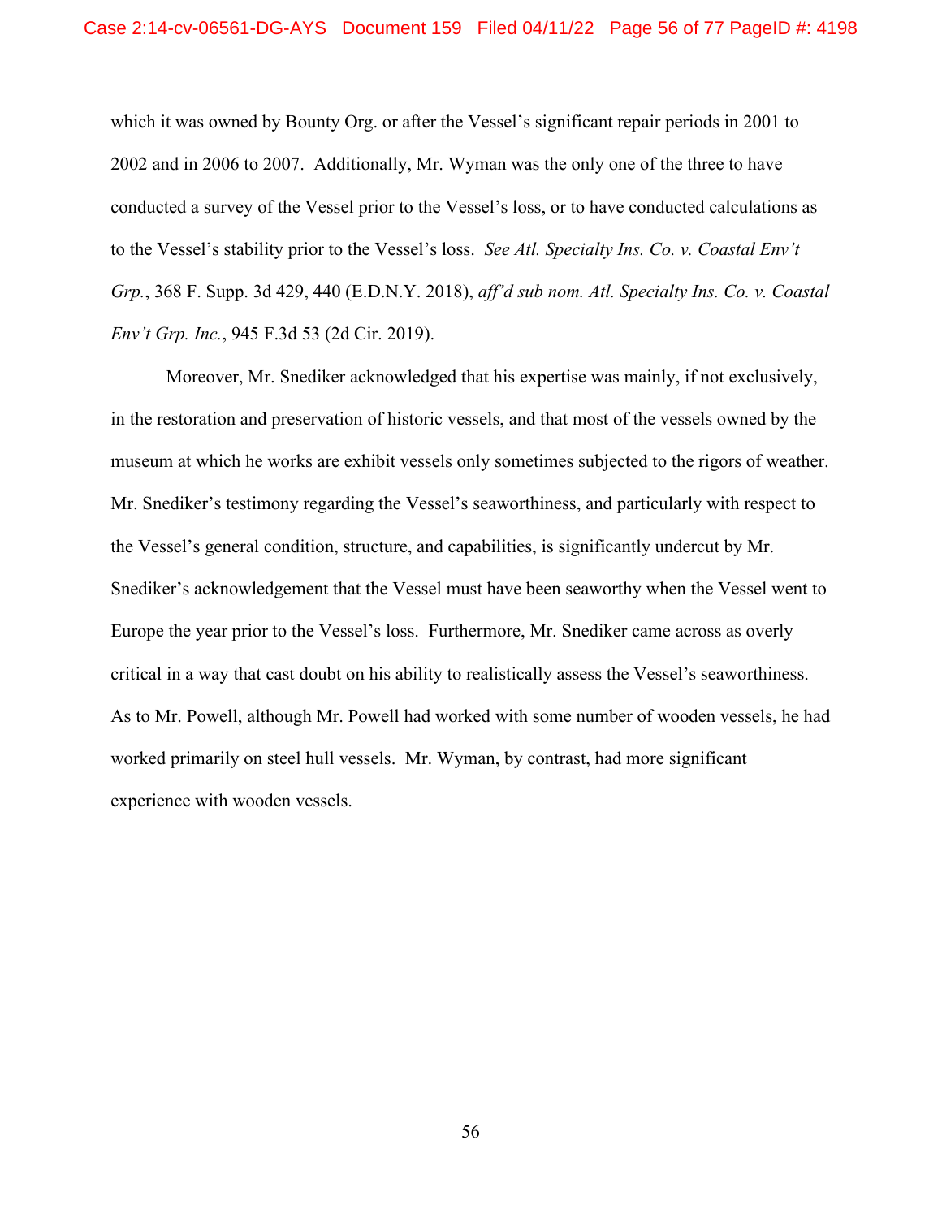which it was owned by Bounty Org. or after the Vessel's significant repair periods in 2001 to 2002 and in 2006 to 2007. Additionally, Mr. Wyman was the only one of the three to have conducted a survey of the Vessel prior to the Vessel's loss, or to have conducted calculations as to the Vessel's stability prior to the Vessel's loss. *See Atl. Specialty Ins. Co. v. Coastal Env't Grp.*, 368 F. Supp. 3d 429, 440 (E.D.N.Y. 2018), *aff'd sub nom. Atl. Specialty Ins. Co. v. Coastal Env't Grp. Inc.*, 945 F.3d 53 (2d Cir. 2019).

Moreover, Mr. Snediker acknowledged that his expertise was mainly, if not exclusively, in the restoration and preservation of historic vessels, and that most of the vessels owned by the museum at which he works are exhibit vessels only sometimes subjected to the rigors of weather. Mr. Snediker's testimony regarding the Vessel's seaworthiness, and particularly with respect to the Vessel's general condition, structure, and capabilities, is significantly undercut by Mr. Snediker's acknowledgement that the Vessel must have been seaworthy when the Vessel went to Europe the year prior to the Vessel's loss. Furthermore, Mr. Snediker came across as overly critical in a way that cast doubt on his ability to realistically assess the Vessel's seaworthiness. As to Mr. Powell, although Mr. Powell had worked with some number of wooden vessels, he had worked primarily on steel hull vessels. Mr. Wyman, by contrast, had more significant experience with wooden vessels.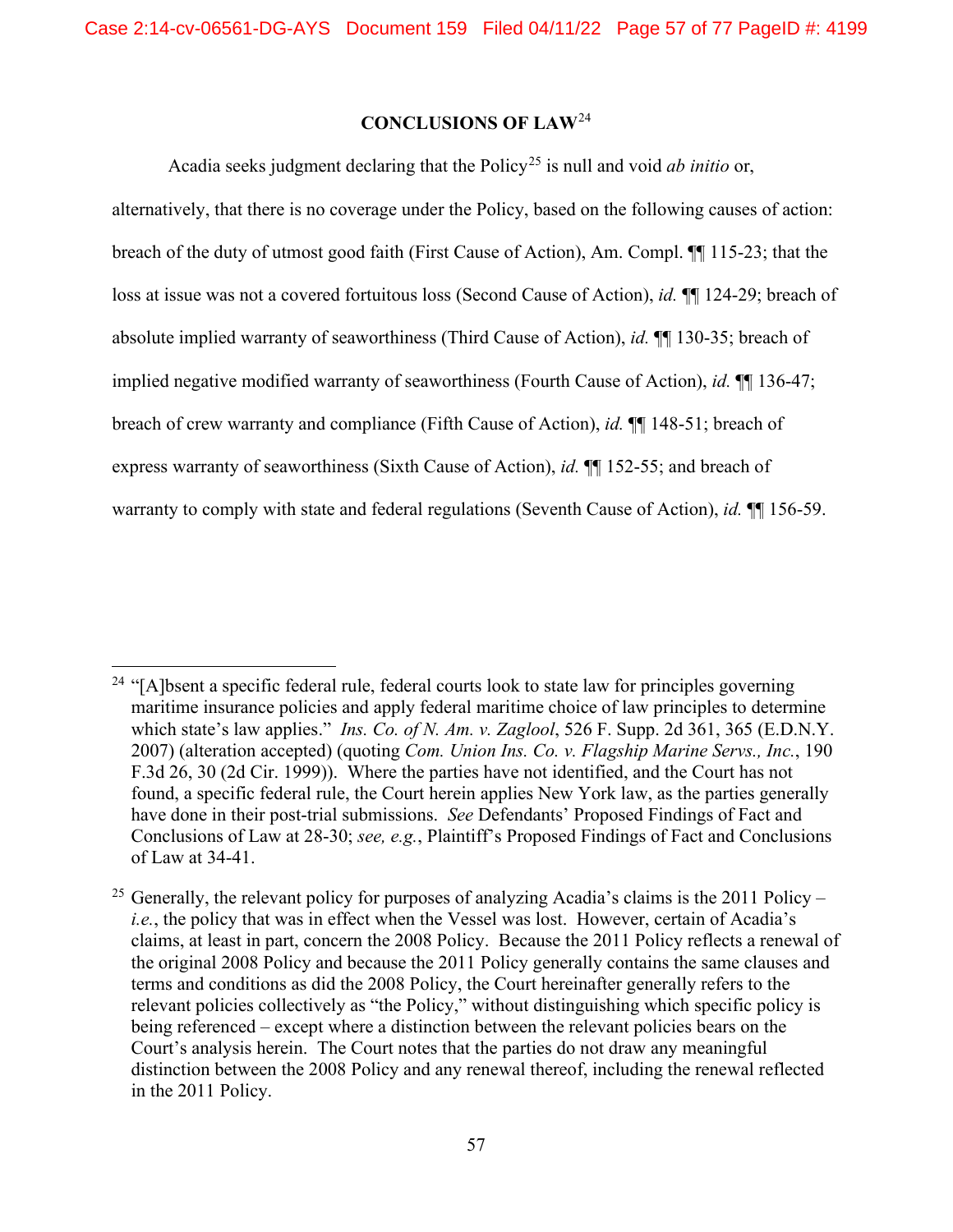## CONCLUSIONS OF LAW[24]

Acadia seeks judgment declaring that the Policy[25] is null and void *ab initio* or, alternatively, that there is no coverage under the Policy, based on the following causes of action: breach of the duty of utmost good faith (First Cause of Action), Am. Compl. ¶¶ 115-23; that the loss at issue was not a covered fortuitous loss (Second Cause of Action), *id.* ¶¶ 124-29; breach of absolute implied warranty of seaworthiness (Third Cause of Action), *id.* ¶¶ 130-35; breach of implied negative modified warranty of seaworthiness (Fourth Cause of Action), *id.* ¶¶ 136-47; breach of crew warranty and compliance (Fifth Cause of Action), *id.* ¶¶ 148-51; breach of express warranty of seaworthiness (Sixth Cause of Action), *id.* ¶¶ 152-55; and breach of warranty to comply with state and federal regulations (Seventh Cause of Action), *id.* ¶¶ 156-59.

---

[24] "[A]bsent a specific federal rule, federal courts look to state law for principles governing maritime insurance policies and apply federal maritime choice of law principles to determine which state's law applies." *Ins. Co. of N. Am. v. Zaglool*, 526 F. Supp. 2d 361, 365 (E.D.N.Y. 2007) (alteration accepted) (quoting *Com. Union Ins. Co. v. Flagship Marine Servs., Inc.*, 190 F.3d 26, 30 (2d Cir. 1999)). Where the parties have not identified, and the Court has not found, a specific federal rule, the Court herein applies New York law, as the parties generally have done in their post-trial submissions. *See* Defendants' Proposed Findings of Fact and Conclusions of Law at 28-30; *see, e.g.*, Plaintiff's Proposed Findings of Fact and Conclusions of Law at 34-41.

[25] Generally, the relevant policy for purposes of analyzing Acadia's claims is the 2011 Policy – *i.e.*, the policy that was in effect when the Vessel was lost. However, certain of Acadia's claims, at least in part, concern the 2008 Policy. Because the 2011 Policy reflects a renewal of the original 2008 Policy and because the 2011 Policy generally contains the same clauses and terms and conditions as did the 2008 Policy, the Court hereinafter generally refers to the relevant policies collectively as "the Policy," without distinguishing which specific policy is being referenced – except where a distinction between the relevant policies bears on the Court's analysis herein. The Court notes that the parties do not draw any meaningful distinction between the 2008 Policy and any renewal thereof, including the renewal reflected in the 2011 Policy.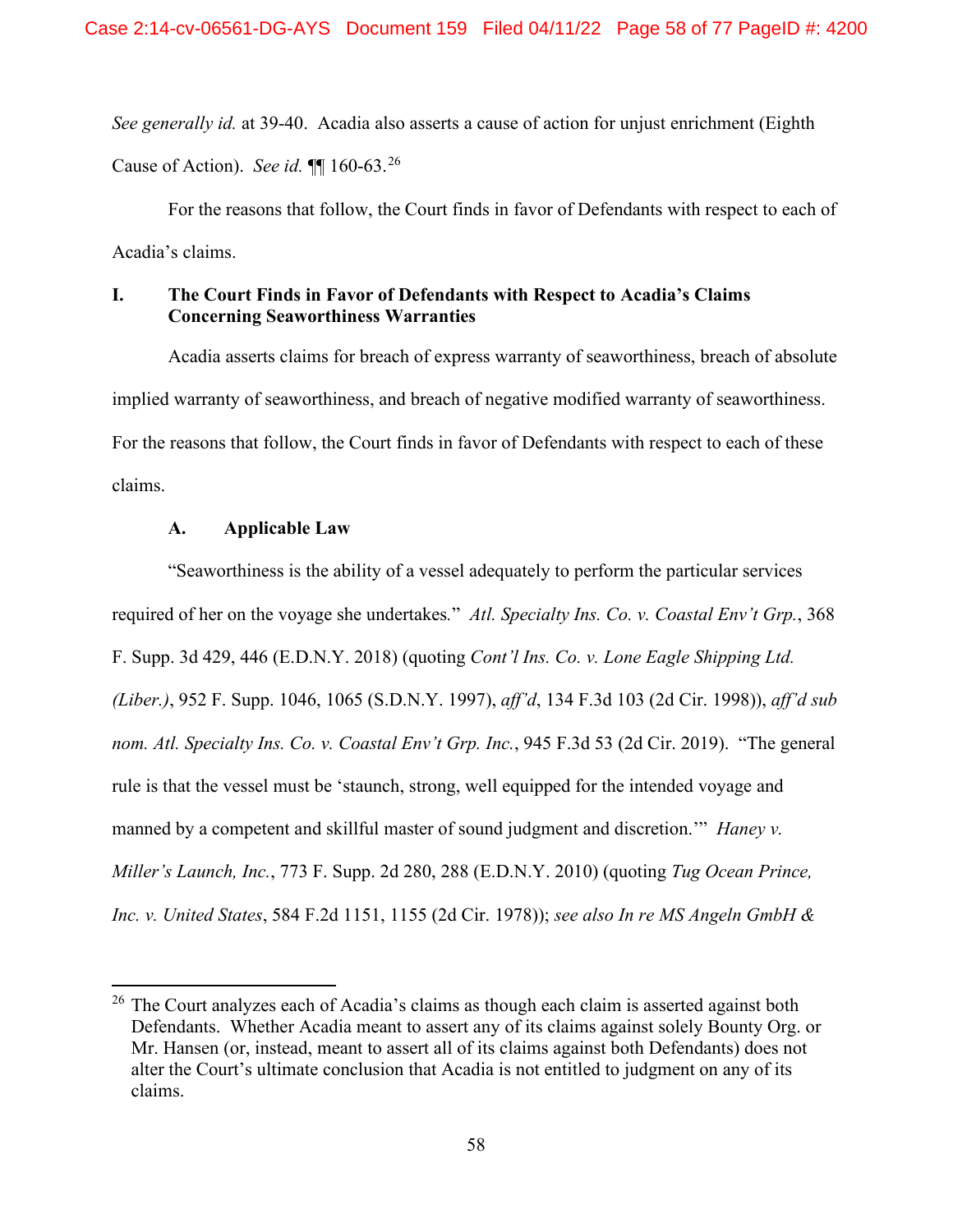*See generally id.* at 39-40. Acadia also asserts a cause of action for unjust enrichment (Eighth Cause of Action). *See id.* ¶¶ 160-63.[26]

For the reasons that follow, the Court finds in favor of Defendants with respect to each of Acadia's claims.

## I. The Court Finds in Favor of Defendants with Respect to Acadia's Claims Concerning Seaworthiness Warranties

Acadia asserts claims for breach of express warranty of seaworthiness, breach of absolute implied warranty of seaworthiness, and breach of negative modified warranty of seaworthiness. For the reasons that follow, the Court finds in favor of Defendants with respect to each of these claims.

### A. Applicable Law

"Seaworthiness is the ability of a vessel adequately to perform the particular services required of her on the voyage she undertakes." *Atl. Specialty Ins. Co. v. Coastal Env't Grp.*, 368 F. Supp. 3d 429, 446 (E.D.N.Y. 2018) (quoting *Cont'l Ins. Co. v. Lone Eagle Shipping Ltd. (Liber.)*, 952 F. Supp. 1046, 1065 (S.D.N.Y. 1997), *aff'd*, 134 F.3d 103 (2d Cir. 1998)), *aff'd sub nom. Atl. Specialty Ins. Co. v. Coastal Env't Grp. Inc.*, 945 F.3d 53 (2d Cir. 2019). "The general rule is that the vessel must be 'staunch, strong, well equipped for the intended voyage and manned by a competent and skillful master of sound judgment and discretion.'" *Haney v. Miller's Launch, Inc.*, 773 F. Supp. 2d 280, 288 (E.D.N.Y. 2010) (quoting *Tug Ocean Prince, Inc. v. United States*, 584 F.2d 1151, 1155 (2d Cir. 1978)); *see also In re MS Angeln GmbH &*

---

[26] The Court analyzes each of Acadia's claims as though each claim is asserted against both Defendants. Whether Acadia meant to assert any of its claims against solely Bounty Org. or Mr. Hansen (or, instead, meant to assert all of its claims against both Defendants) does not alter the Court's ultimate conclusion that Acadia is not entitled to judgment on any of its claims.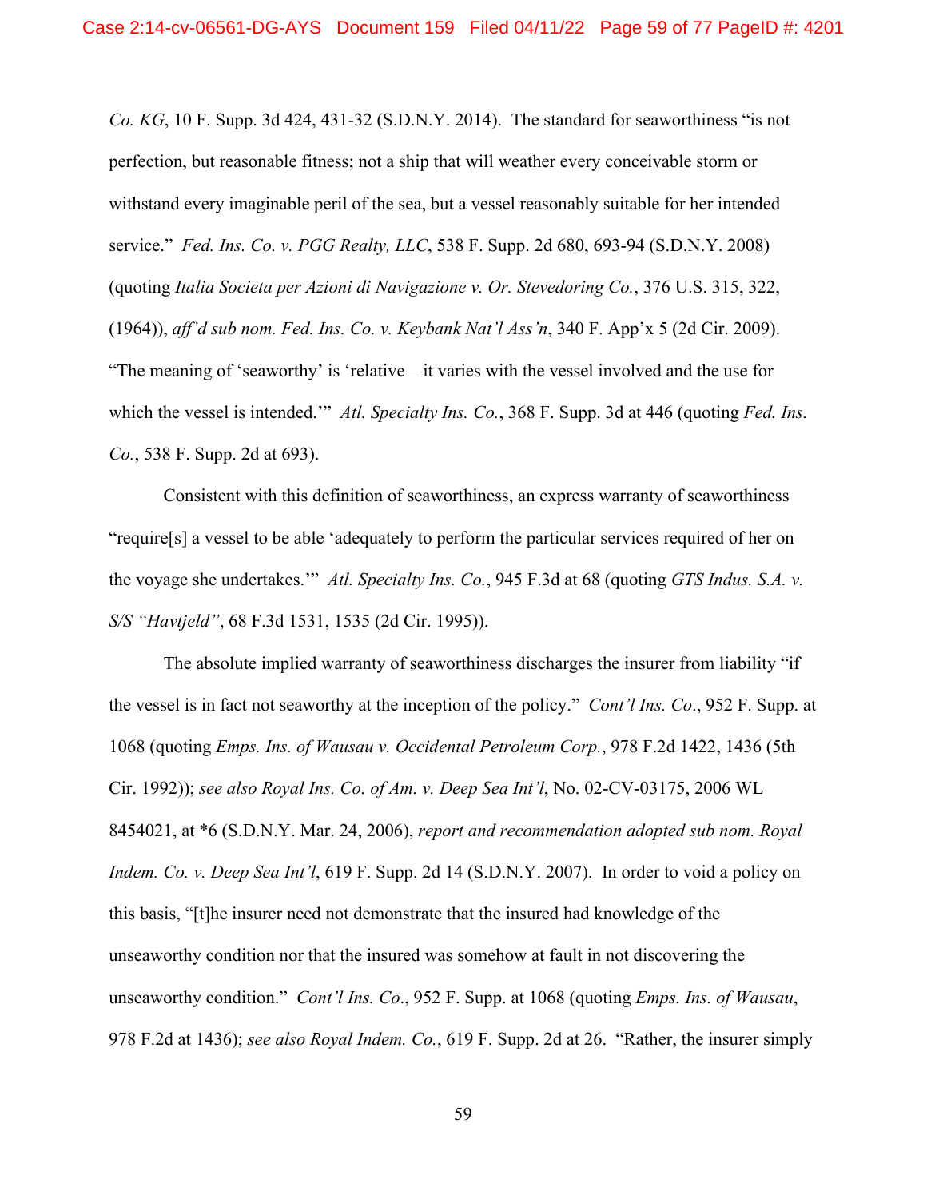*Co. KG*, 10 F. Supp. 3d 424, 431-32 (S.D.N.Y. 2014). The standard for seaworthiness "is not perfection, but reasonable fitness; not a ship that will weather every conceivable storm or withstand every imaginable peril of the sea, but a vessel reasonably suitable for her intended service." *Fed. Ins. Co. v. PGG Realty, LLC*, 538 F. Supp. 2d 680, 693-94 (S.D.N.Y. 2008) (quoting *Italia Societa per Azioni di Navigazione v. Or. Stevedoring Co.*, 376 U.S. 315, 322, (1964)), *aff'd sub nom. Fed. Ins. Co. v. Keybank Nat'l Ass'n*, 340 F. App'x 5 (2d Cir. 2009). "The meaning of 'seaworthy' is 'relative – it varies with the vessel involved and the use for which the vessel is intended.'" *Atl. Specialty Ins. Co.*, 368 F. Supp. 3d at 446 (quoting *Fed. Ins. Co.*, 538 F. Supp. 2d at 693).

Consistent with this definition of seaworthiness, an express warranty of seaworthiness "require[s] a vessel to be able 'adequately to perform the particular services required of her on the voyage she undertakes.'" *Atl. Specialty Ins. Co.*, 945 F.3d at 68 (quoting *GTS Indus. S.A. v. S/S "Havtjeld"*, 68 F.3d 1531, 1535 (2d Cir. 1995)).

The absolute implied warranty of seaworthiness discharges the insurer from liability "if the vessel is in fact not seaworthy at the inception of the policy." *Cont'l Ins. Co*., 952 F. Supp. at 1068 (quoting *Emps. Ins. of Wausau v. Occidental Petroleum Corp.*, 978 F.2d 1422, 1436 (5th Cir. 1992)); *see also Royal Ins. Co. of Am. v. Deep Sea Int'l*, No. 02-CV-03175, 2006 WL 8454021, at *6 (S.D.N.Y. Mar. 24, 2006), *report and recommendation adopted sub nom. Royal Indem. Co. v. Deep Sea Int'l*, 619 F. Supp. 2d 14 (S.D.N.Y. 2007). In order to void a policy on this basis, "[t]he insurer need not demonstrate that the insured had knowledge of the unseaworthy condition nor that the insured was somehow at fault in not discovering the unseaworthy condition." *Cont'l Ins. Co*., 952 F. Supp. at 1068 (quoting *Emps. Ins. of Wausau*, 978 F.2d at 1436); *see also Royal Indem. Co.*, 619 F. Supp. 2d at 26. "Rather, the insurer simply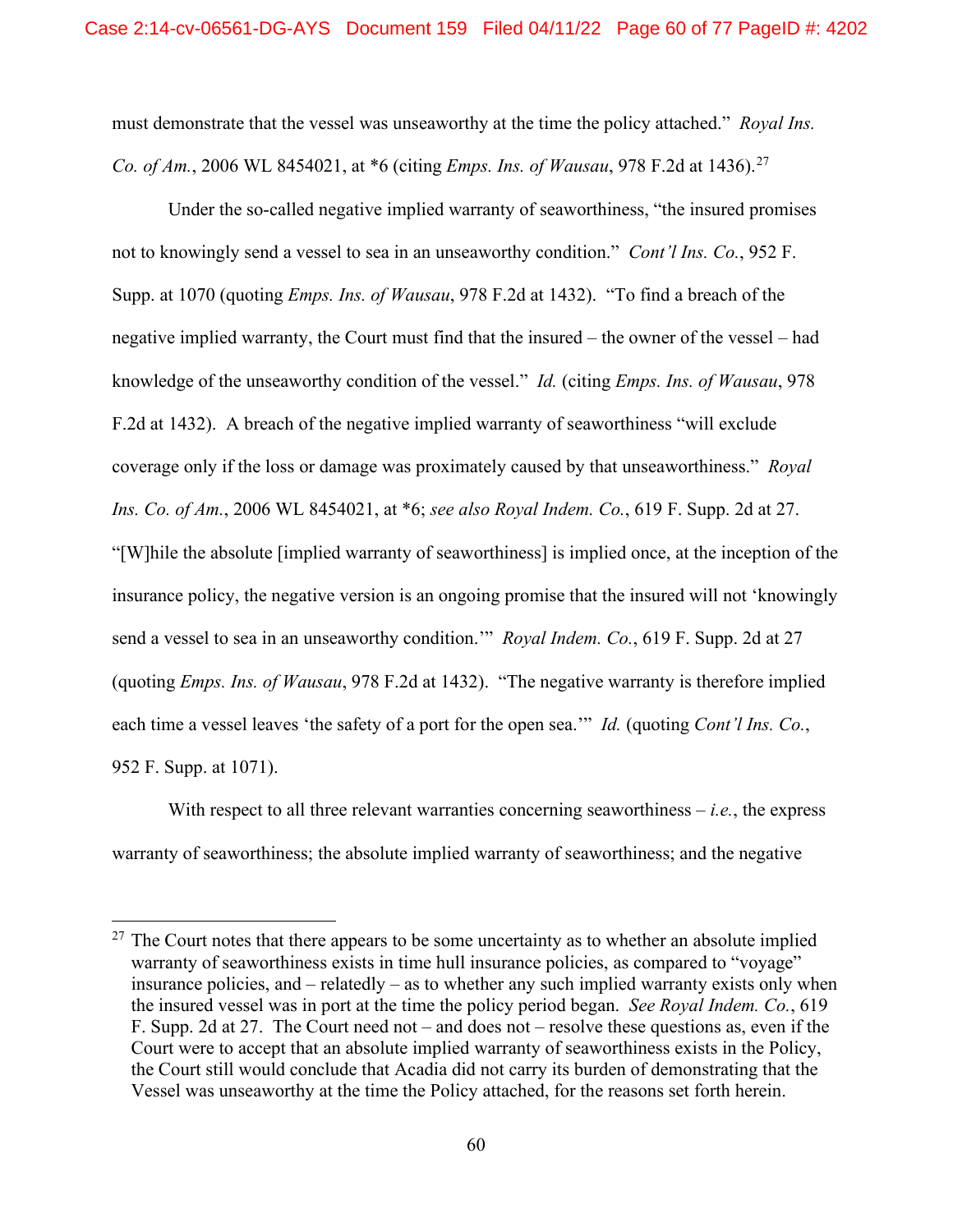must demonstrate that the vessel was unseaworthy at the time the policy attached." *Royal Ins. Co. of Am.*, 2006 WL 8454021, at *6 (citing *Emps. Ins. of Wausau*, 978 F.2d at 1436).[27]

Under the so-called negative implied warranty of seaworthiness, "the insured promises not to knowingly send a vessel to sea in an unseaworthy condition." *Cont'l Ins. Co.*, 952 F. Supp. at 1070 (quoting *Emps. Ins. of Wausau*, 978 F.2d at 1432). "To find a breach of the negative implied warranty, the Court must find that the insured – the owner of the vessel – had knowledge of the unseaworthy condition of the vessel." *Id.* (citing *Emps. Ins. of Wausau*, 978 F.2d at 1432). A breach of the negative implied warranty of seaworthiness "will exclude coverage only if the loss or damage was proximately caused by that unseaworthiness." *Royal Ins. Co. of Am.*, 2006 WL 8454021, at *6; *see also Royal Indem. Co.*, 619 F. Supp. 2d at 27. "[W]hile the absolute [implied warranty of seaworthiness] is implied once, at the inception of the insurance policy, the negative version is an ongoing promise that the insured will not 'knowingly send a vessel to sea in an unseaworthy condition.'" *Royal Indem. Co.*, 619 F. Supp. 2d at 27 (quoting *Emps. Ins. of Wausau*, 978 F.2d at 1432). "The negative warranty is therefore implied each time a vessel leaves 'the safety of a port for the open sea.'" *Id.* (quoting *Cont'l Ins. Co.*, 952 F. Supp. at 1071).

With respect to all three relevant warranties concerning seaworthiness – *i.e.*, the express warranty of seaworthiness; the absolute implied warranty of seaworthiness; and the negative

---

[27] The Court notes that there appears to be some uncertainty as to whether an absolute implied warranty of seaworthiness exists in time hull insurance policies, as compared to "voyage" insurance policies, and – relatedly – as to whether any such implied warranty exists only when the insured vessel was in port at the time the policy period began. *See Royal Indem. Co.*, 619 F. Supp. 2d at 27. The Court need not – and does not – resolve these questions as, even if the Court were to accept that an absolute implied warranty of seaworthiness exists in the Policy, the Court still would conclude that Acadia did not carry its burden of demonstrating that the Vessel was unseaworthy at the time the Policy attached, for the reasons set forth herein.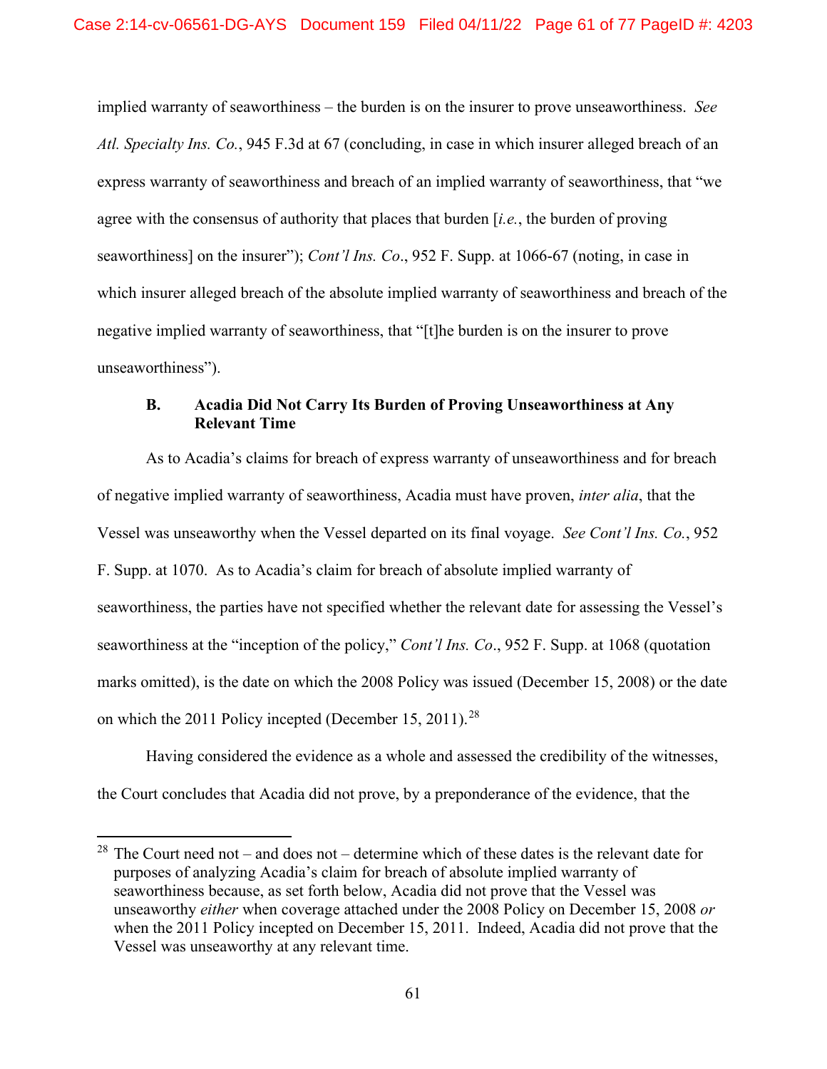implied warranty of seaworthiness – the burden is on the insurer to prove unseaworthiness. *See Atl. Specialty Ins. Co.*, 945 F.3d at 67 (concluding, in case in which insurer alleged breach of an express warranty of seaworthiness and breach of an implied warranty of seaworthiness, that "we agree with the consensus of authority that places that burden [*i.e.*, the burden of proving seaworthiness] on the insurer"); *Cont'l Ins. Co*., 952 F. Supp. at 1066-67 (noting, in case in which insurer alleged breach of the absolute implied warranty of seaworthiness and breach of the negative implied warranty of seaworthiness, that "[t]he burden is on the insurer to prove unseaworthiness").

### B. Acadia Did Not Carry Its Burden of Proving Unseaworthiness at Any Relevant Time

As to Acadia's claims for breach of express warranty of unseaworthiness and for breach of negative implied warranty of seaworthiness, Acadia must have proven, *inter alia*, that the Vessel was unseaworthy when the Vessel departed on its final voyage. *See Cont'l Ins. Co.*, 952 F. Supp. at 1070. As to Acadia's claim for breach of absolute implied warranty of seaworthiness, the parties have not specified whether the relevant date for assessing the Vessel's seaworthiness at the "inception of the policy," *Cont'l Ins. Co*., 952 F. Supp. at 1068 (quotation marks omitted), is the date on which the 2008 Policy was issued (December 15, 2008) or the date on which the 2011 Policy incepted (December 15, 2011).[28]

Having considered the evidence as a whole and assessed the credibility of the witnesses, the Court concludes that Acadia did not prove, by a preponderance of the evidence, that the

[28] The Court need not – and does not – determine which of these dates is the relevant date for purposes of analyzing Acadia's claim for breach of absolute implied warranty of seaworthiness because, as set forth below, Acadia did not prove that the Vessel was unseaworthy *either* when coverage attached under the 2008 Policy on December 15, 2008 *or* when the 2011 Policy incepted on December 15, 2011. Indeed, Acadia did not prove that the Vessel was unseaworthy at any relevant time.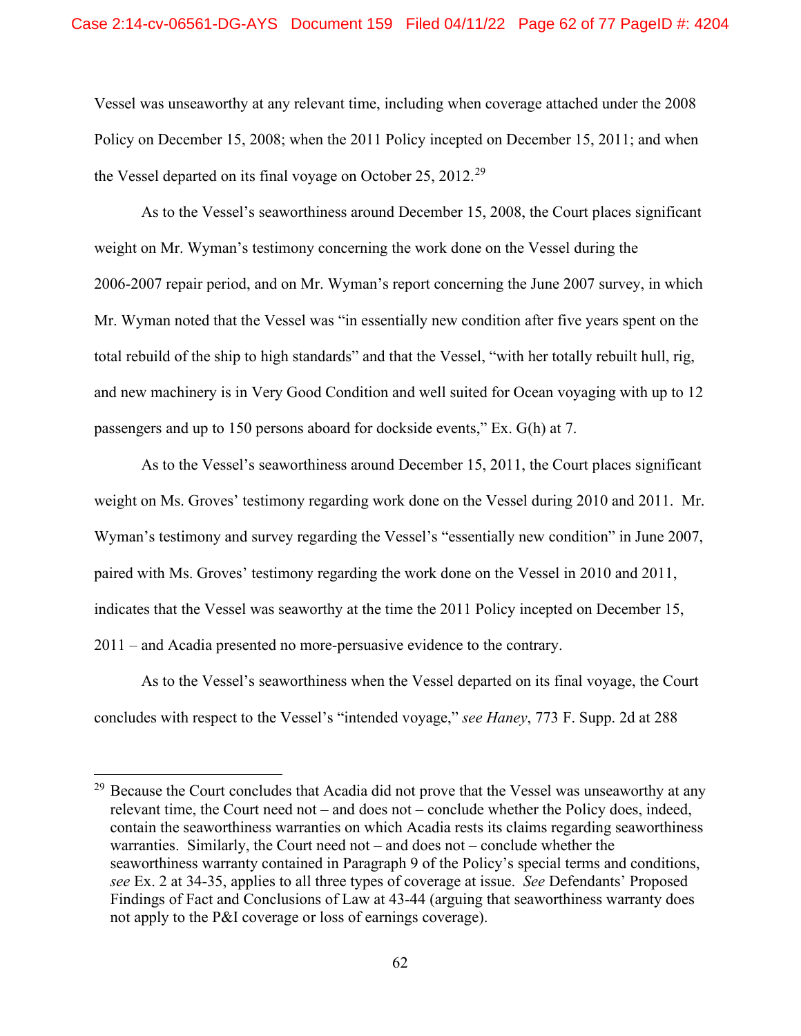Vessel was unseaworthy at any relevant time, including when coverage attached under the 2008 Policy on December 15, 2008; when the 2011 Policy incepted on December 15, 2011; and when the Vessel departed on its final voyage on October 25, 2012.[29]

As to the Vessel's seaworthiness around December 15, 2008, the Court places significant weight on Mr. Wyman's testimony concerning the work done on the Vessel during the 2006-2007 repair period, and on Mr. Wyman's report concerning the June 2007 survey, in which Mr. Wyman noted that the Vessel was "in essentially new condition after five years spent on the total rebuild of the ship to high standards" and that the Vessel, "with her totally rebuilt hull, rig, and new machinery is in Very Good Condition and well suited for Ocean voyaging with up to 12 passengers and up to 150 persons aboard for dockside events," Ex. G(h) at 7.

As to the Vessel's seaworthiness around December 15, 2011, the Court places significant weight on Ms. Groves' testimony regarding work done on the Vessel during 2010 and 2011. Mr. Wyman's testimony and survey regarding the Vessel's "essentially new condition" in June 2007, paired with Ms. Groves' testimony regarding the work done on the Vessel in 2010 and 2011, indicates that the Vessel was seaworthy at the time the 2011 Policy incepted on December 15, 2011 – and Acadia presented no more-persuasive evidence to the contrary.

As to the Vessel's seaworthiness when the Vessel departed on its final voyage, the Court concludes with respect to the Vessel's "intended voyage," *see Haney*, 773 F. Supp. 2d at 288

---

[29] Because the Court concludes that Acadia did not prove that the Vessel was unseaworthy at any relevant time, the Court need not – and does not – conclude whether the Policy does, indeed, contain the seaworthiness warranties on which Acadia rests its claims regarding seaworthiness warranties. Similarly, the Court need not – and does not – conclude whether the seaworthiness warranty contained in Paragraph 9 of the Policy's special terms and conditions, *see* Ex. 2 at 34-35, applies to all three types of coverage at issue. *See* Defendants' Proposed Findings of Fact and Conclusions of Law at 43-44 (arguing that seaworthiness warranty does not apply to the P&I coverage or loss of earnings coverage).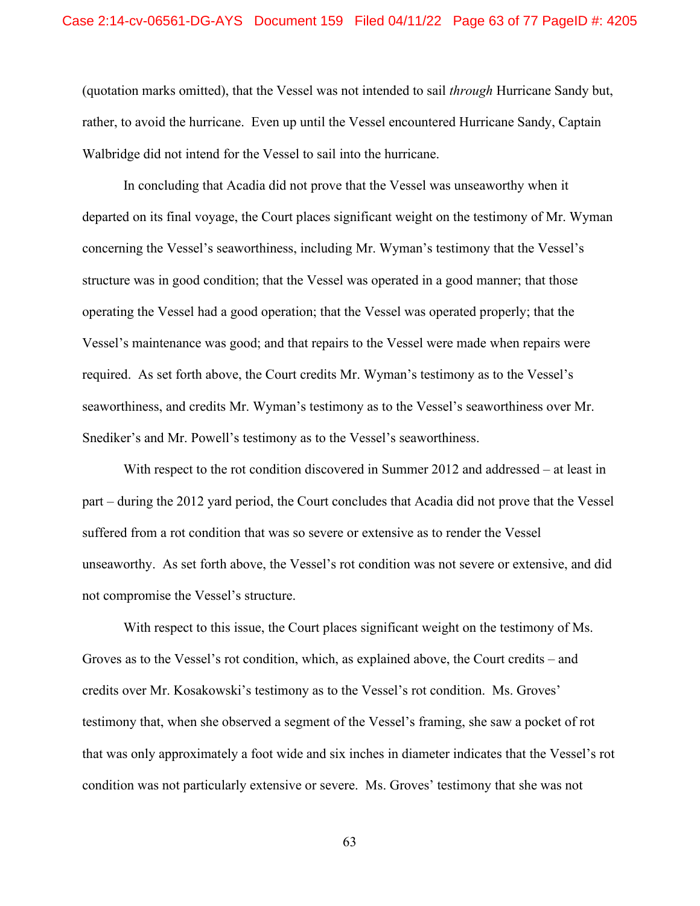(quotation marks omitted), that the Vessel was not intended to sail *through* Hurricane Sandy but, rather, to avoid the hurricane. Even up until the Vessel encountered Hurricane Sandy, Captain Walbridge did not intend for the Vessel to sail into the hurricane.

In concluding that Acadia did not prove that the Vessel was unseaworthy when it departed on its final voyage, the Court places significant weight on the testimony of Mr. Wyman concerning the Vessel's seaworthiness, including Mr. Wyman's testimony that the Vessel's structure was in good condition; that the Vessel was operated in a good manner; that those operating the Vessel had a good operation; that the Vessel was operated properly; that the Vessel's maintenance was good; and that repairs to the Vessel were made when repairs were required. As set forth above, the Court credits Mr. Wyman's testimony as to the Vessel's seaworthiness, and credits Mr. Wyman's testimony as to the Vessel's seaworthiness over Mr. Snediker's and Mr. Powell's testimony as to the Vessel's seaworthiness.

With respect to the rot condition discovered in Summer 2012 and addressed – at least in part – during the 2012 yard period, the Court concludes that Acadia did not prove that the Vessel suffered from a rot condition that was so severe or extensive as to render the Vessel unseaworthy. As set forth above, the Vessel's rot condition was not severe or extensive, and did not compromise the Vessel's structure.

With respect to this issue, the Court places significant weight on the testimony of Ms. Groves as to the Vessel's rot condition, which, as explained above, the Court credits – and credits over Mr. Kosakowski's testimony as to the Vessel's rot condition. Ms. Groves' testimony that, when she observed a segment of the Vessel's framing, she saw a pocket of rot that was only approximately a foot wide and six inches in diameter indicates that the Vessel's rot condition was not particularly extensive or severe. Ms. Groves' testimony that she was not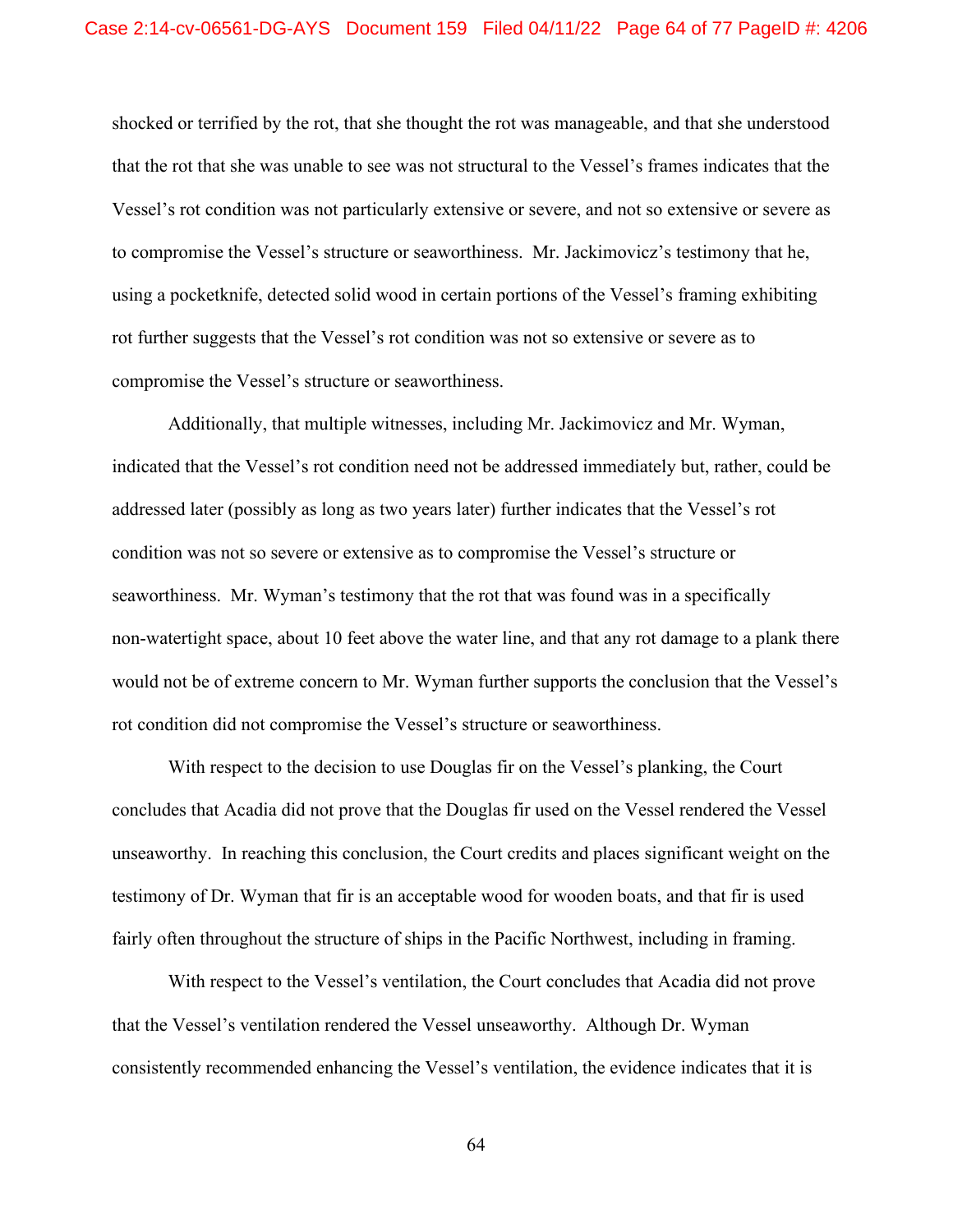shocked or terrified by the rot, that she thought the rot was manageable, and that she understood that the rot that she was unable to see was not structural to the Vessel's frames indicates that the Vessel's rot condition was not particularly extensive or severe, and not so extensive or severe as to compromise the Vessel's structure or seaworthiness. Mr. Jackimovicz's testimony that he, using a pocketknife, detected solid wood in certain portions of the Vessel's framing exhibiting rot further suggests that the Vessel's rot condition was not so extensive or severe as to compromise the Vessel's structure or seaworthiness.

Additionally, that multiple witnesses, including Mr. Jackimovicz and Mr. Wyman, indicated that the Vessel's rot condition need not be addressed immediately but, rather, could be addressed later (possibly as long as two years later) further indicates that the Vessel's rot condition was not so severe or extensive as to compromise the Vessel's structure or seaworthiness. Mr. Wyman's testimony that the rot that was found was in a specifically non-watertight space, about 10 feet above the water line, and that any rot damage to a plank there would not be of extreme concern to Mr. Wyman further supports the conclusion that the Vessel's rot condition did not compromise the Vessel's structure or seaworthiness.

With respect to the decision to use Douglas fir on the Vessel's planking, the Court concludes that Acadia did not prove that the Douglas fir used on the Vessel rendered the Vessel unseaworthy. In reaching this conclusion, the Court credits and places significant weight on the testimony of Dr. Wyman that fir is an acceptable wood for wooden boats, and that fir is used fairly often throughout the structure of ships in the Pacific Northwest, including in framing.

With respect to the Vessel's ventilation, the Court concludes that Acadia did not prove that the Vessel's ventilation rendered the Vessel unseaworthy. Although Dr. Wyman consistently recommended enhancing the Vessel's ventilation, the evidence indicates that it is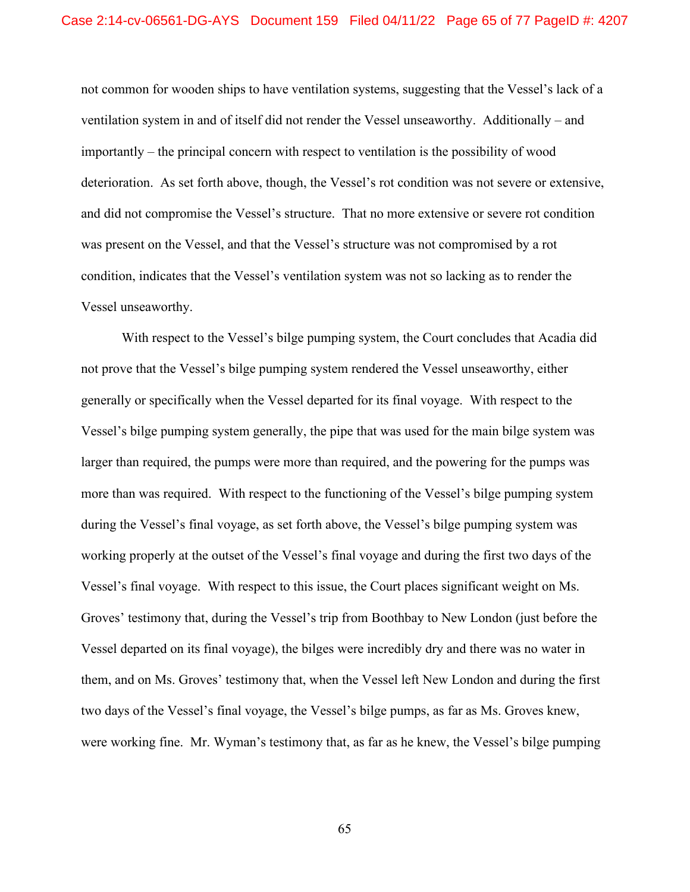not common for wooden ships to have ventilation systems, suggesting that the Vessel's lack of a ventilation system in and of itself did not render the Vessel unseaworthy. Additionally – and importantly – the principal concern with respect to ventilation is the possibility of wood deterioration. As set forth above, though, the Vessel's rot condition was not severe or extensive, and did not compromise the Vessel's structure. That no more extensive or severe rot condition was present on the Vessel, and that the Vessel's structure was not compromised by a rot condition, indicates that the Vessel's ventilation system was not so lacking as to render the Vessel unseaworthy.

With respect to the Vessel's bilge pumping system, the Court concludes that Acadia did not prove that the Vessel's bilge pumping system rendered the Vessel unseaworthy, either generally or specifically when the Vessel departed for its final voyage. With respect to the Vessel's bilge pumping system generally, the pipe that was used for the main bilge system was larger than required, the pumps were more than required, and the powering for the pumps was more than was required. With respect to the functioning of the Vessel's bilge pumping system during the Vessel's final voyage, as set forth above, the Vessel's bilge pumping system was working properly at the outset of the Vessel's final voyage and during the first two days of the Vessel's final voyage. With respect to this issue, the Court places significant weight on Ms. Groves' testimony that, during the Vessel's trip from Boothbay to New London (just before the Vessel departed on its final voyage), the bilges were incredibly dry and there was no water in them, and on Ms. Groves' testimony that, when the Vessel left New London and during the first two days of the Vessel's final voyage, the Vessel's bilge pumps, as far as Ms. Groves knew, were working fine. Mr. Wyman's testimony that, as far as he knew, the Vessel's bilge pumping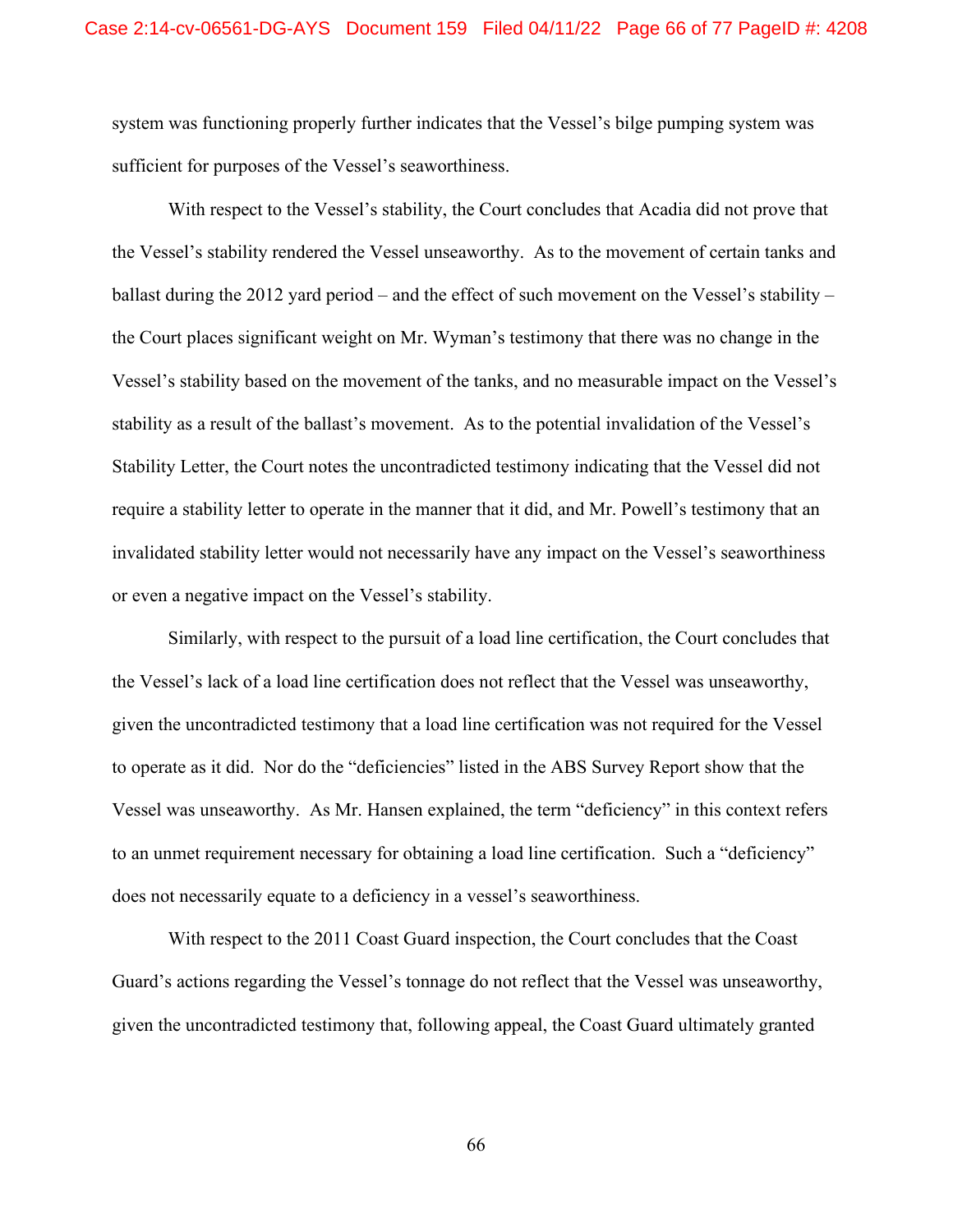system was functioning properly further indicates that the Vessel's bilge pumping system was sufficient for purposes of the Vessel's seaworthiness.

With respect to the Vessel's stability, the Court concludes that Acadia did not prove that the Vessel's stability rendered the Vessel unseaworthy. As to the movement of certain tanks and ballast during the 2012 yard period – and the effect of such movement on the Vessel's stability – the Court places significant weight on Mr. Wyman's testimony that there was no change in the Vessel's stability based on the movement of the tanks, and no measurable impact on the Vessel's stability as a result of the ballast's movement. As to the potential invalidation of the Vessel's Stability Letter, the Court notes the uncontradicted testimony indicating that the Vessel did not require a stability letter to operate in the manner that it did, and Mr. Powell's testimony that an invalidated stability letter would not necessarily have any impact on the Vessel's seaworthiness or even a negative impact on the Vessel's stability.

Similarly, with respect to the pursuit of a load line certification, the Court concludes that the Vessel's lack of a load line certification does not reflect that the Vessel was unseaworthy, given the uncontradicted testimony that a load line certification was not required for the Vessel to operate as it did. Nor do the "deficiencies" listed in the ABS Survey Report show that the Vessel was unseaworthy. As Mr. Hansen explained, the term "deficiency" in this context refers to an unmet requirement necessary for obtaining a load line certification. Such a "deficiency" does not necessarily equate to a deficiency in a vessel's seaworthiness.

With respect to the 2011 Coast Guard inspection, the Court concludes that the Coast Guard's actions regarding the Vessel's tonnage do not reflect that the Vessel was unseaworthy, given the uncontradicted testimony that, following appeal, the Coast Guard ultimately granted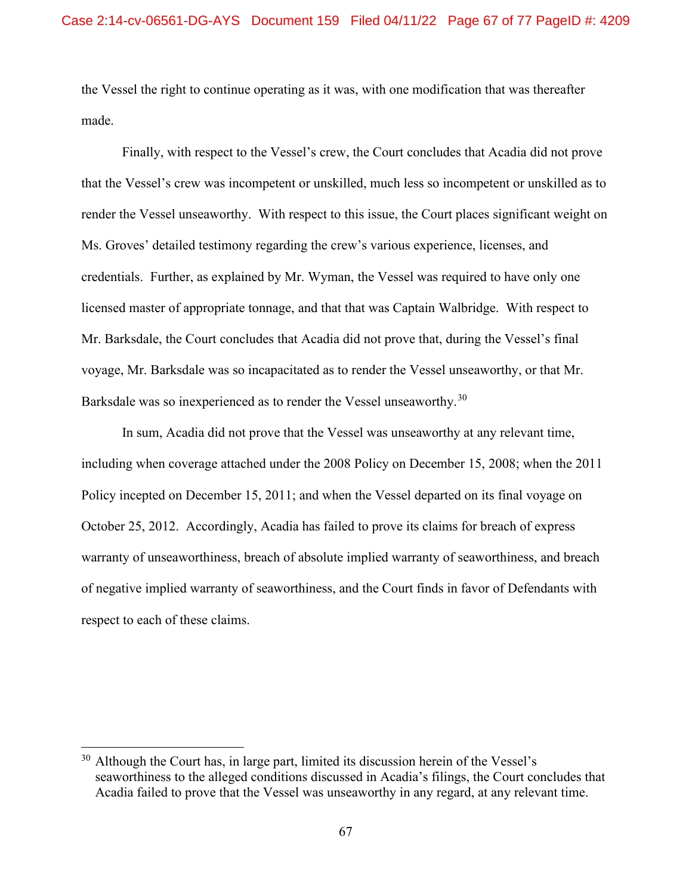the Vessel the right to continue operating as it was, with one modification that was thereafter made.

Finally, with respect to the Vessel's crew, the Court concludes that Acadia did not prove that the Vessel's crew was incompetent or unskilled, much less so incompetent or unskilled as to render the Vessel unseaworthy. With respect to this issue, the Court places significant weight on Ms. Groves' detailed testimony regarding the crew's various experience, licenses, and credentials. Further, as explained by Mr. Wyman, the Vessel was required to have only one licensed master of appropriate tonnage, and that that was Captain Walbridge. With respect to Mr. Barksdale, the Court concludes that Acadia did not prove that, during the Vessel's final voyage, Mr. Barksdale was so incapacitated as to render the Vessel unseaworthy, or that Mr. Barksdale was so inexperienced as to render the Vessel unseaworthy.[30]

In sum, Acadia did not prove that the Vessel was unseaworthy at any relevant time, including when coverage attached under the 2008 Policy on December 15, 2008; when the 2011 Policy incepted on December 15, 2011; and when the Vessel departed on its final voyage on October 25, 2012. Accordingly, Acadia has failed to prove its claims for breach of express warranty of unseaworthiness, breach of absolute implied warranty of seaworthiness, and breach of negative implied warranty of seaworthiness, and the Court finds in favor of Defendants with respect to each of these claims.

---

[30] Although the Court has, in large part, limited its discussion herein of the Vessel's seaworthiness to the alleged conditions discussed in Acadia's filings, the Court concludes that Acadia failed to prove that the Vessel was unseaworthy in any regard, at any relevant time.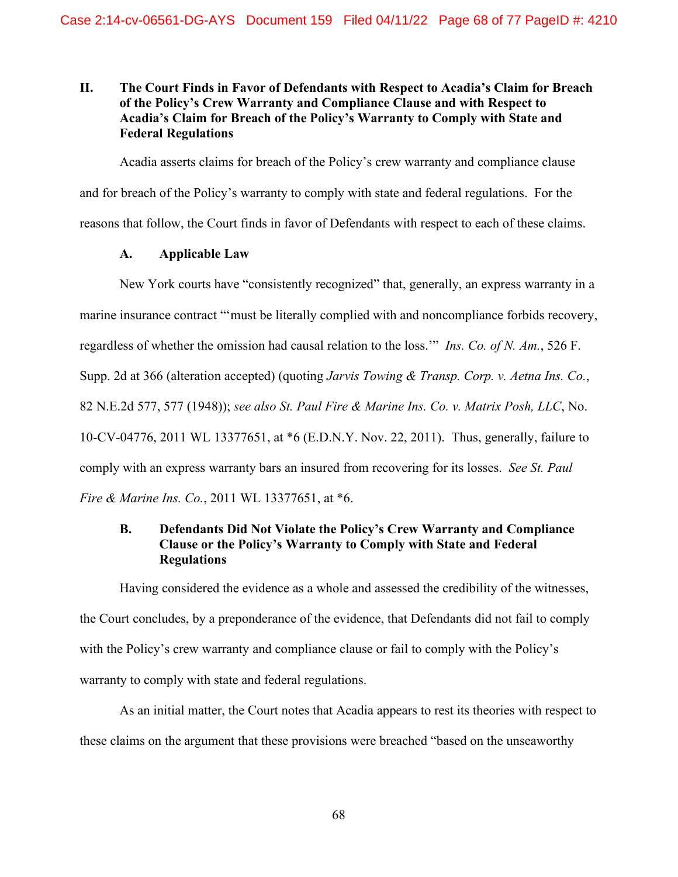## II. The Court Finds in Favor of Defendants with Respect to Acadia's Claim for Breach of the Policy's Crew Warranty and Compliance Clause and with Respect to Acadia's Claim for Breach of the Policy's Warranty to Comply with State and Federal Regulations

Acadia asserts claims for breach of the Policy's crew warranty and compliance clause and for breach of the Policy's warranty to comply with state and federal regulations. For the reasons that follow, the Court finds in favor of Defendants with respect to each of these claims.

### A. Applicable Law

New York courts have "consistently recognized" that, generally, an express warranty in a marine insurance contract "'must be literally complied with and noncompliance forbids recovery, regardless of whether the omission had causal relation to the loss.'" *Ins. Co. of N. Am.*, 526 F. Supp. 2d at 366 (alteration accepted) (quoting *Jarvis Towing & Transp. Corp. v. Aetna Ins. Co.*, 82 N.E.2d 577, 577 (1948)); *see also St. Paul Fire & Marine Ins. Co. v. Matrix Posh, LLC*, No. 10-CV-04776, 2011 WL 13377651, at *6 (E.D.N.Y. Nov. 22, 2011). Thus, generally, failure to comply with an express warranty bars an insured from recovering for its losses. *See St. Paul Fire & Marine Ins. Co.*, 2011 WL 13377651, at *6.

### B. Defendants Did Not Violate the Policy's Crew Warranty and Compliance Clause or the Policy's Warranty to Comply with State and Federal Regulations

Having considered the evidence as a whole and assessed the credibility of the witnesses, the Court concludes, by a preponderance of the evidence, that Defendants did not fail to comply with the Policy's crew warranty and compliance clause or fail to comply with the Policy's warranty to comply with state and federal regulations.

As an initial matter, the Court notes that Acadia appears to rest its theories with respect to these claims on the argument that these provisions were breached "based on the unseaworthy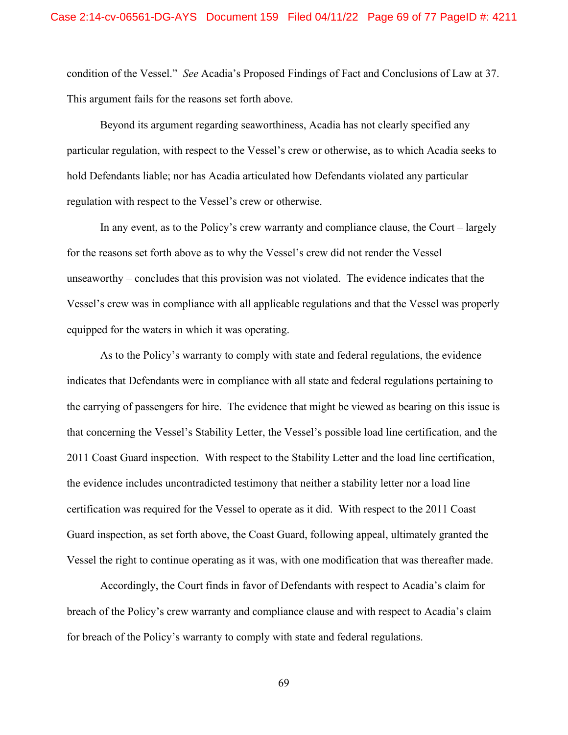condition of the Vessel." *See* Acadia's Proposed Findings of Fact and Conclusions of Law at 37. This argument fails for the reasons set forth above.

Beyond its argument regarding seaworthiness, Acadia has not clearly specified any particular regulation, with respect to the Vessel's crew or otherwise, as to which Acadia seeks to hold Defendants liable; nor has Acadia articulated how Defendants violated any particular regulation with respect to the Vessel's crew or otherwise.

In any event, as to the Policy's crew warranty and compliance clause, the Court – largely for the reasons set forth above as to why the Vessel's crew did not render the Vessel unseaworthy – concludes that this provision was not violated. The evidence indicates that the Vessel's crew was in compliance with all applicable regulations and that the Vessel was properly equipped for the waters in which it was operating.

As to the Policy's warranty to comply with state and federal regulations, the evidence indicates that Defendants were in compliance with all state and federal regulations pertaining to the carrying of passengers for hire. The evidence that might be viewed as bearing on this issue is that concerning the Vessel's Stability Letter, the Vessel's possible load line certification, and the 2011 Coast Guard inspection. With respect to the Stability Letter and the load line certification, the evidence includes uncontradicted testimony that neither a stability letter nor a load line certification was required for the Vessel to operate as it did. With respect to the 2011 Coast Guard inspection, as set forth above, the Coast Guard, following appeal, ultimately granted the Vessel the right to continue operating as it was, with one modification that was thereafter made.

Accordingly, the Court finds in favor of Defendants with respect to Acadia's claim for breach of the Policy's crew warranty and compliance clause and with respect to Acadia's claim for breach of the Policy's warranty to comply with state and federal regulations.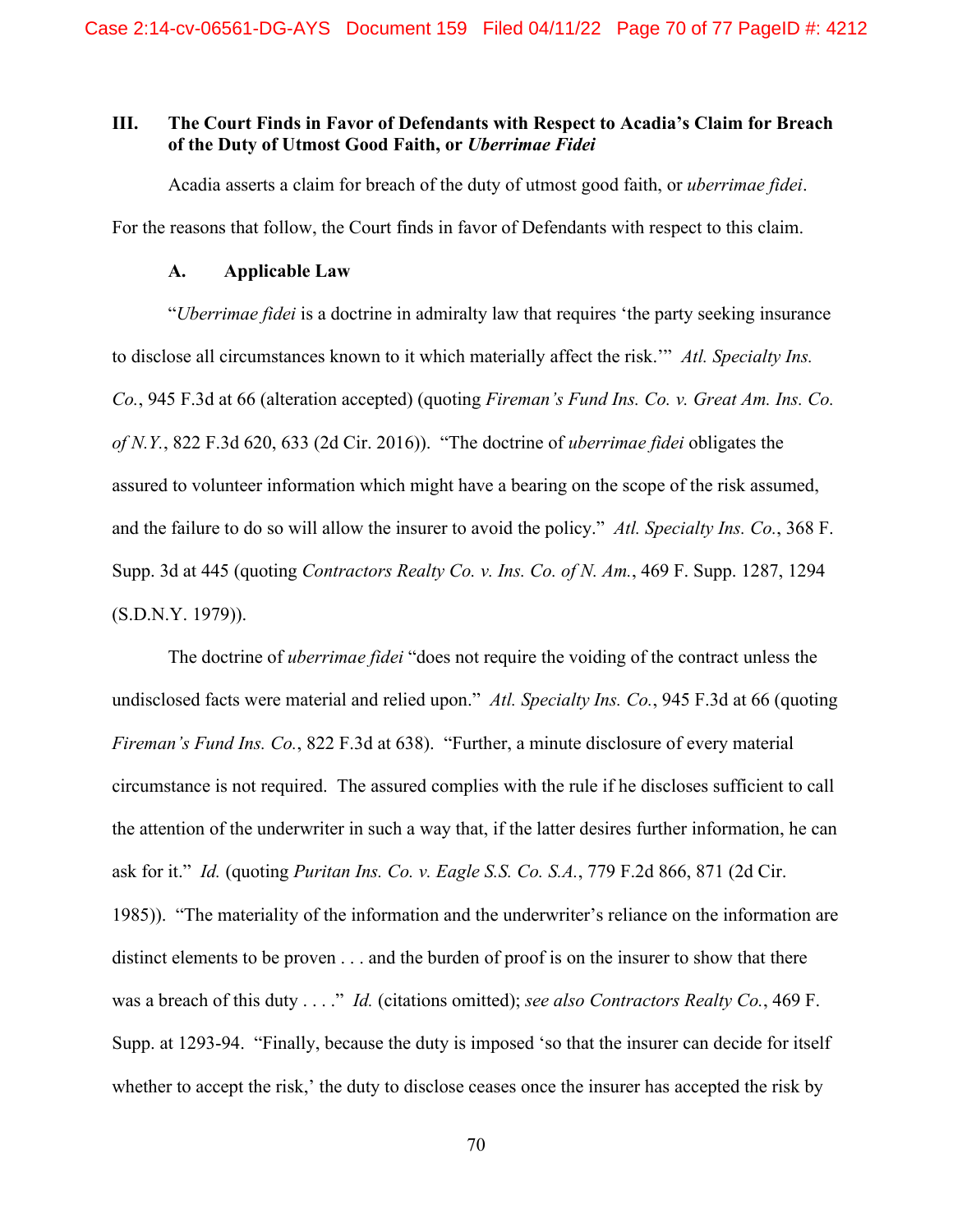## III. The Court Finds in Favor of Defendants with Respect to Acadia's Claim for Breach of the Duty of Utmost Good Faith, or *Uberrimae Fidei*

Acadia asserts a claim for breach of the duty of utmost good faith, or *uberrimae fidei*. For the reasons that follow, the Court finds in favor of Defendants with respect to this claim.

### A. Applicable Law

"*Uberrimae fidei* is a doctrine in admiralty law that requires 'the party seeking insurance to disclose all circumstances known to it which materially affect the risk.'" *Atl. Specialty Ins. Co.*, 945 F.3d at 66 (alteration accepted) (quoting *Fireman's Fund Ins. Co. v. Great Am. Ins. Co. of N.Y.*, 822 F.3d 620, 633 (2d Cir. 2016)). "The doctrine of *uberrimae fidei* obligates the assured to volunteer information which might have a bearing on the scope of the risk assumed, and the failure to do so will allow the insurer to avoid the policy." *Atl. Specialty Ins. Co.*, 368 F. Supp. 3d at 445 (quoting *Contractors Realty Co. v. Ins. Co. of N. Am.*, 469 F. Supp. 1287, 1294 (S.D.N.Y. 1979)).

The doctrine of *uberrimae fidei* "does not require the voiding of the contract unless the undisclosed facts were material and relied upon." *Atl. Specialty Ins. Co.*, 945 F.3d at 66 (quoting *Fireman's Fund Ins. Co.*, 822 F.3d at 638). "Further, a minute disclosure of every material circumstance is not required. The assured complies with the rule if he discloses sufficient to call the attention of the underwriter in such a way that, if the latter desires further information, he can ask for it." *Id.* (quoting *Puritan Ins. Co. v. Eagle S.S. Co. S.A.*, 779 F.2d 866, 871 (2d Cir. 1985)). "The materiality of the information and the underwriter's reliance on the information are distinct elements to be proven . . . and the burden of proof is on the insurer to show that there was a breach of this duty . . . ." *Id.* (citations omitted); *see also Contractors Realty Co.*, 469 F. Supp. at 1293-94. "Finally, because the duty is imposed 'so that the insurer can decide for itself whether to accept the risk,' the duty to disclose ceases once the insurer has accepted the risk by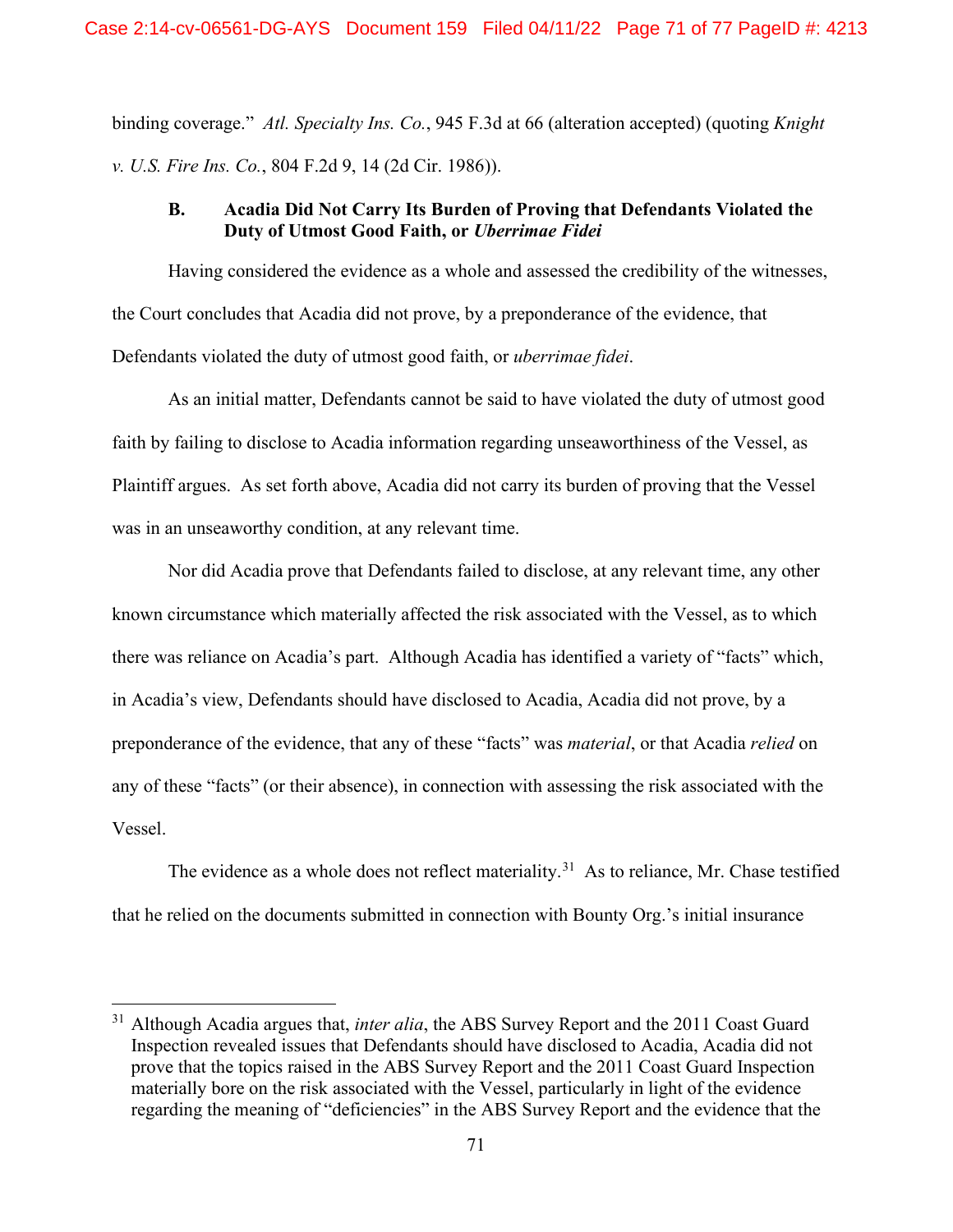binding coverage." *Atl. Specialty Ins. Co.*, 945 F.3d at 66 (alteration accepted) (quoting *Knight v. U.S. Fire Ins. Co.*, 804 F.2d 9, 14 (2d Cir. 1986)).

### B. Acadia Did Not Carry Its Burden of Proving that Defendants Violated the Duty of Utmost Good Faith, or *Uberrimae Fidei*

Having considered the evidence as a whole and assessed the credibility of the witnesses, the Court concludes that Acadia did not prove, by a preponderance of the evidence, that Defendants violated the duty of utmost good faith, or *uberrimae fidei*.

As an initial matter, Defendants cannot be said to have violated the duty of utmost good faith by failing to disclose to Acadia information regarding unseaworthiness of the Vessel, as Plaintiff argues. As set forth above, Acadia did not carry its burden of proving that the Vessel was in an unseaworthy condition, at any relevant time.

Nor did Acadia prove that Defendants failed to disclose, at any relevant time, any other known circumstance which materially affected the risk associated with the Vessel, as to which there was reliance on Acadia's part. Although Acadia has identified a variety of "facts" which, in Acadia's view, Defendants should have disclosed to Acadia, Acadia did not prove, by a preponderance of the evidence, that any of these "facts" was *material*, or that Acadia *relied* on any of these "facts" (or their absence), in connection with assessing the risk associated with the Vessel.

The evidence as a whole does not reflect materiality.[31] As to reliance, Mr. Chase testified that he relied on the documents submitted in connection with Bounty Org.'s initial insurance

[31] Although Acadia argues that, *inter alia*, the ABS Survey Report and the 2011 Coast Guard Inspection revealed issues that Defendants should have disclosed to Acadia, Acadia did not prove that the topics raised in the ABS Survey Report and the 2011 Coast Guard Inspection materially bore on the risk associated with the Vessel, particularly in light of the evidence regarding the meaning of "deficiencies" in the ABS Survey Report and the evidence that the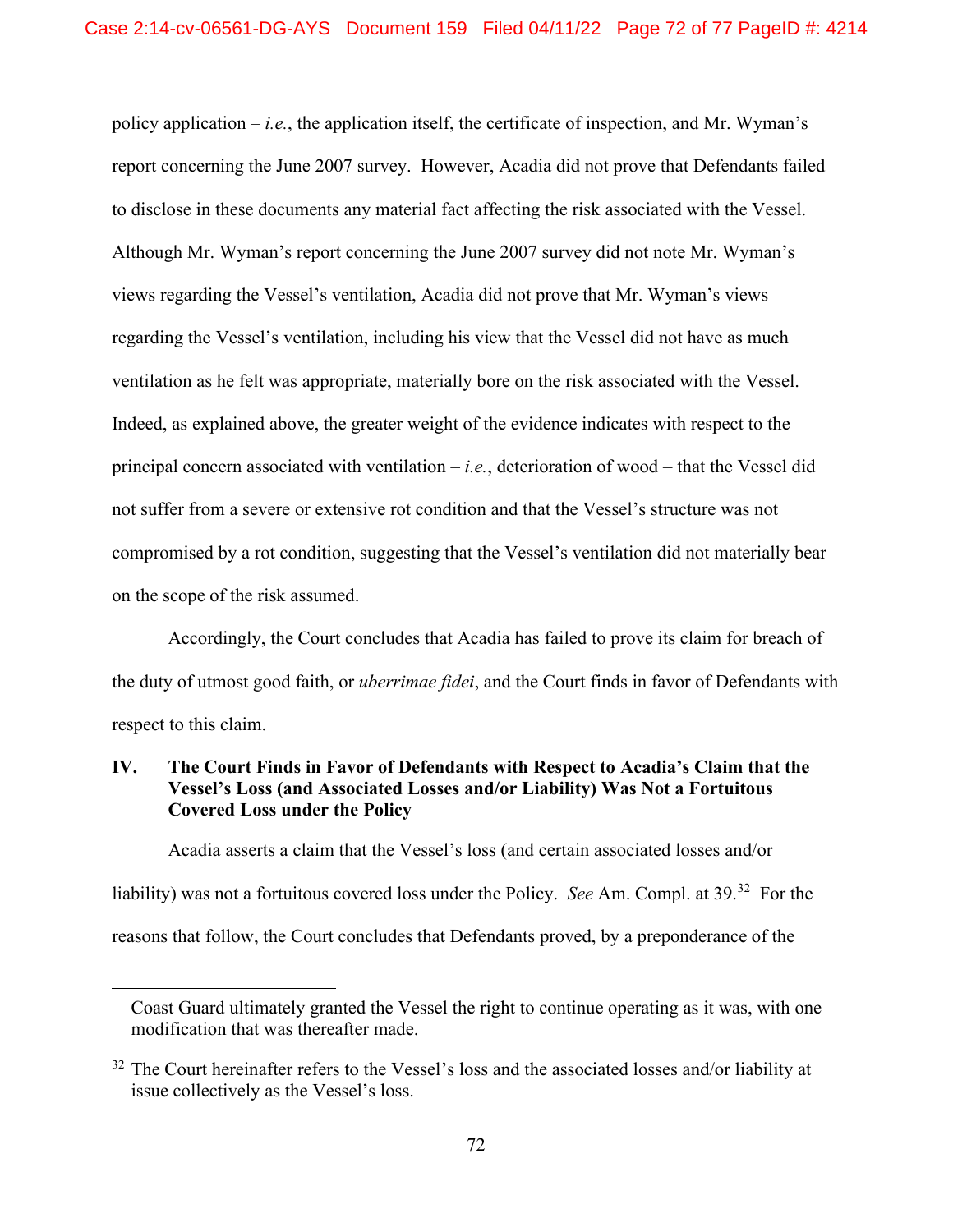policy application – *i.e.*, the application itself, the certificate of inspection, and Mr. Wyman's report concerning the June 2007 survey. However, Acadia did not prove that Defendants failed to disclose in these documents any material fact affecting the risk associated with the Vessel. Although Mr. Wyman's report concerning the June 2007 survey did not note Mr. Wyman's views regarding the Vessel's ventilation, Acadia did not prove that Mr. Wyman's views regarding the Vessel's ventilation, including his view that the Vessel did not have as much ventilation as he felt was appropriate, materially bore on the risk associated with the Vessel. Indeed, as explained above, the greater weight of the evidence indicates with respect to the principal concern associated with ventilation – *i.e.*, deterioration of wood – that the Vessel did not suffer from a severe or extensive rot condition and that the Vessel's structure was not compromised by a rot condition, suggesting that the Vessel's ventilation did not materially bear on the scope of the risk assumed.

Accordingly, the Court concludes that Acadia has failed to prove its claim for breach of the duty of utmost good faith, or *uberrimae fidei*, and the Court finds in favor of Defendants with respect to this claim.

## IV. The Court Finds in Favor of Defendants with Respect to Acadia's Claim that the Vessel's Loss (and Associated Losses and/or Liability) Was Not a Fortuitous Covered Loss under the Policy

Acadia asserts a claim that the Vessel's loss (and certain associated losses and/or liability) was not a fortuitous covered loss under the Policy. *See* Am. Compl. at 39.[32] For the reasons that follow, the Court concludes that Defendants proved, by a preponderance of the

---

Coast Guard ultimately granted the Vessel the right to continue operating as it was, with one modification that was thereafter made.

[32] The Court hereinafter refers to the Vessel's loss and the associated losses and/or liability at issue collectively as the Vessel's loss.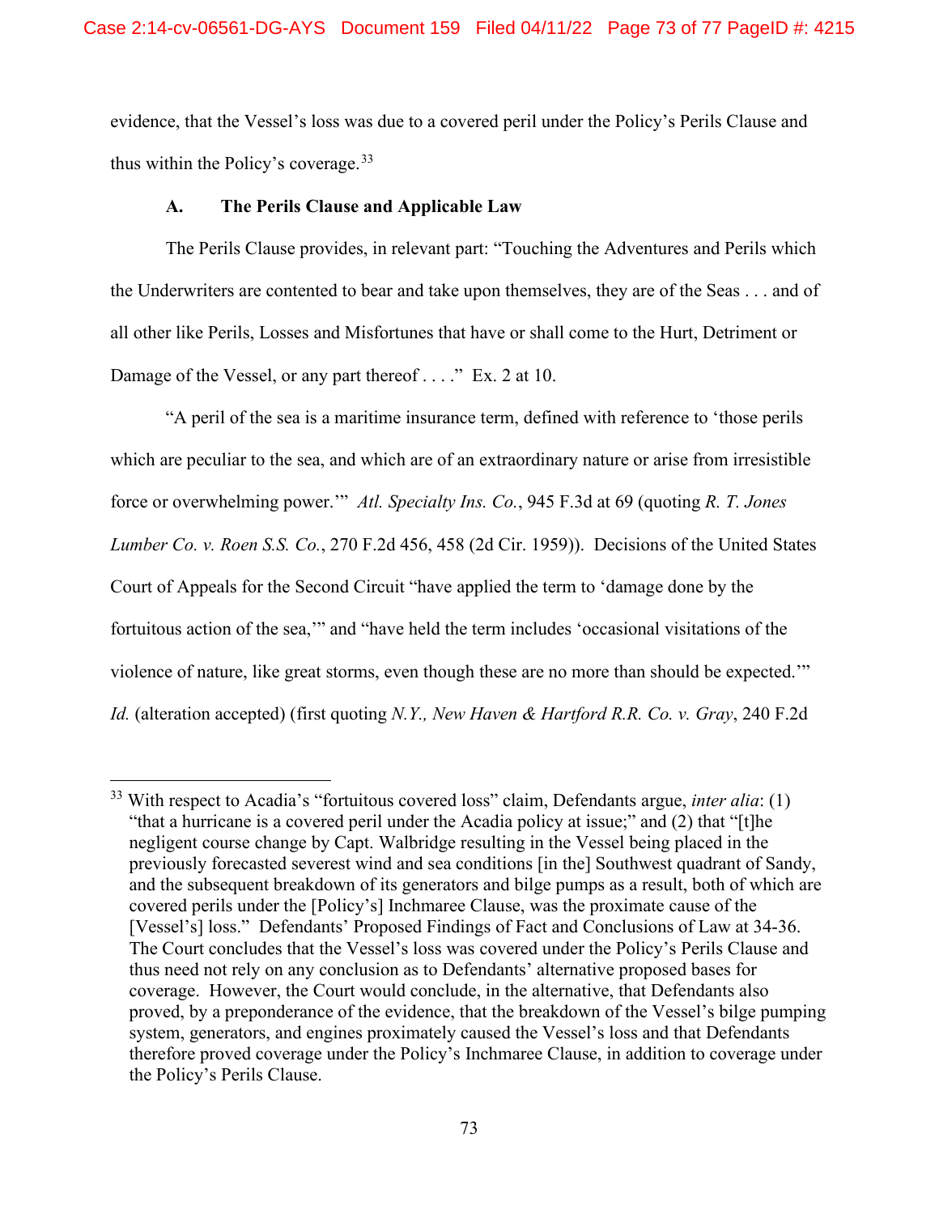evidence, that the Vessel's loss was due to a covered peril under the Policy's Perils Clause and thus within the Policy's coverage.[33]

### A. The Perils Clause and Applicable Law

The Perils Clause provides, in relevant part: "Touching the Adventures and Perils which the Underwriters are contented to bear and take upon themselves, they are of the Seas . . . and of all other like Perils, Losses and Misfortunes that have or shall come to the Hurt, Detriment or Damage of the Vessel, or any part thereof . . . ." Ex. 2 at 10.

"A peril of the sea is a maritime insurance term, defined with reference to 'those perils which are peculiar to the sea, and which are of an extraordinary nature or arise from irresistible force or overwhelming power.'" *Atl. Specialty Ins. Co.*, 945 F.3d at 69 (quoting *R. T. Jones Lumber Co. v. Roen S.S. Co.*, 270 F.2d 456, 458 (2d Cir. 1959)). Decisions of the United States Court of Appeals for the Second Circuit "have applied the term to 'damage done by the fortuitous action of the sea,'" and "have held the term includes 'occasional visitations of the violence of nature, like great storms, even though these are no more than should be expected.'" *Id.* (alteration accepted) (first quoting *N.Y., New Haven & Hartford R.R. Co. v. Gray*, 240 F.2d

---

[33] With respect to Acadia's "fortuitous covered loss" claim, Defendants argue, *inter alia*: (1) "that a hurricane is a covered peril under the Acadia policy at issue;" and (2) that "[t]he negligent course change by Capt. Walbridge resulting in the Vessel being placed in the previously forecasted severest wind and sea conditions [in the] Southwest quadrant of Sandy, and the subsequent breakdown of its generators and bilge pumps as a result, both of which are covered perils under the [Policy's] Inchmaree Clause, was the proximate cause of the [Vessel's] loss." Defendants' Proposed Findings of Fact and Conclusions of Law at 34-36. The Court concludes that the Vessel's loss was covered under the Policy's Perils Clause and thus need not rely on any conclusion as to Defendants' alternative proposed bases for coverage. However, the Court would conclude, in the alternative, that Defendants also proved, by a preponderance of the evidence, that the breakdown of the Vessel's bilge pumping system, generators, and engines proximately caused the Vessel's loss and that Defendants therefore proved coverage under the Policy's Inchmaree Clause, in addition to coverage under the Policy's Perils Clause.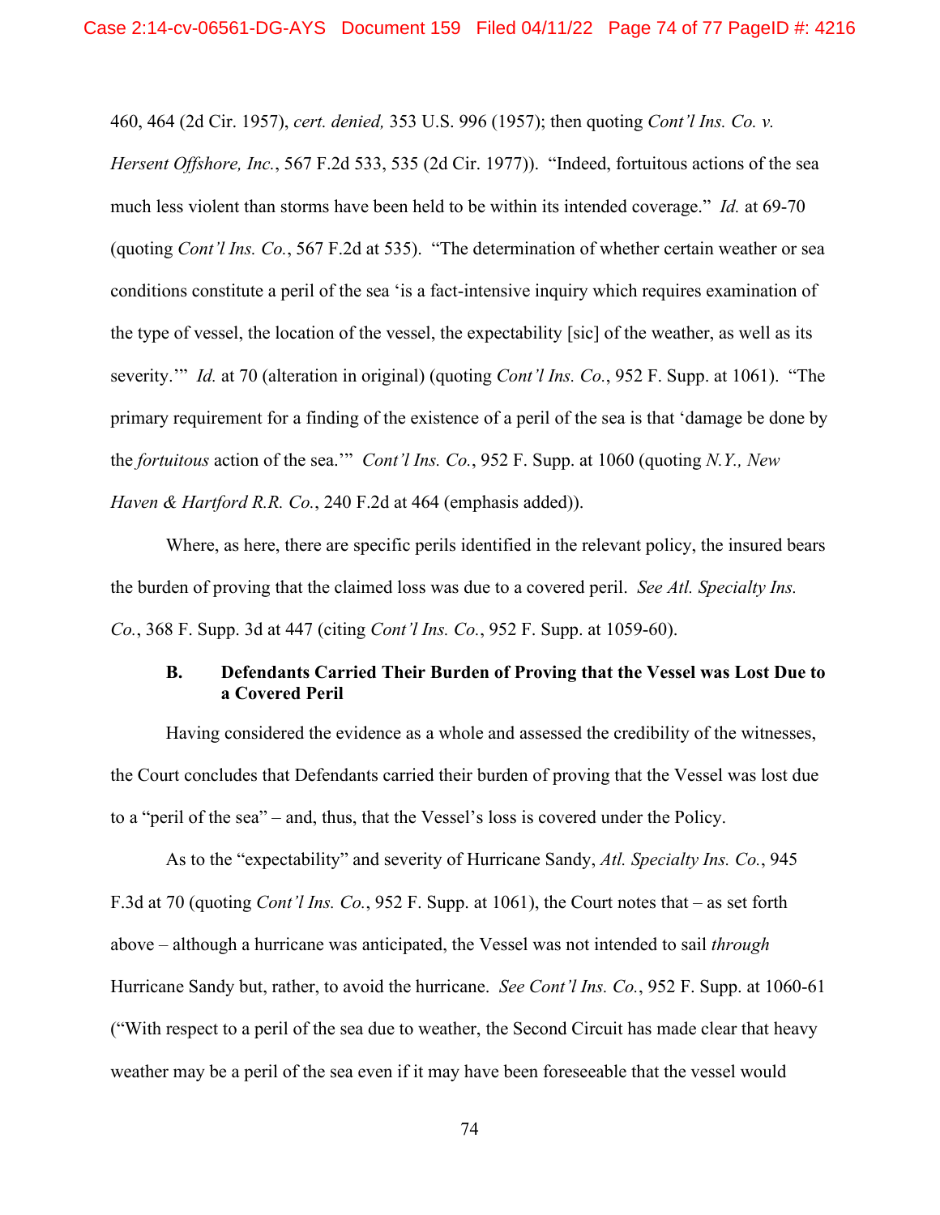460, 464 (2d Cir. 1957), *cert. denied,* 353 U.S. 996 (1957); then quoting *Cont'l Ins. Co. v. Hersent Offshore, Inc.*, 567 F.2d 533, 535 (2d Cir. 1977)). "Indeed, fortuitous actions of the sea much less violent than storms have been held to be within its intended coverage." *Id.* at 69-70 (quoting *Cont'l Ins. Co.*, 567 F.2d at 535). "The determination of whether certain weather or sea conditions constitute a peril of the sea 'is a fact-intensive inquiry which requires examination of the type of vessel, the location of the vessel, the expectability [sic] of the weather, as well as its severity.'" *Id.* at 70 (alteration in original) (quoting *Cont'l Ins. Co.*, 952 F. Supp. at 1061). "The primary requirement for a finding of the existence of a peril of the sea is that 'damage be done by the *fortuitous* action of the sea.'" *Cont'l Ins. Co.*, 952 F. Supp. at 1060 (quoting *N.Y., New Haven & Hartford R.R. Co.*, 240 F.2d at 464 (emphasis added)).

Where, as here, there are specific perils identified in the relevant policy, the insured bears the burden of proving that the claimed loss was due to a covered peril. *See Atl. Specialty Ins. Co.*, 368 F. Supp. 3d at 447 (citing *Cont'l Ins. Co.*, 952 F. Supp. at 1059-60).

### B. Defendants Carried Their Burden of Proving that the Vessel was Lost Due to a Covered Peril

Having considered the evidence as a whole and assessed the credibility of the witnesses, the Court concludes that Defendants carried their burden of proving that the Vessel was lost due to a "peril of the sea" – and, thus, that the Vessel's loss is covered under the Policy.

As to the "expectability" and severity of Hurricane Sandy, *Atl. Specialty Ins. Co.*, 945 F.3d at 70 (quoting *Cont'l Ins. Co.*, 952 F. Supp. at 1061), the Court notes that – as set forth above – although a hurricane was anticipated, the Vessel was not intended to sail *through* Hurricane Sandy but, rather, to avoid the hurricane. *See Cont'l Ins. Co.*, 952 F. Supp. at 1060-61 ("With respect to a peril of the sea due to weather, the Second Circuit has made clear that heavy weather may be a peril of the sea even if it may have been foreseeable that the vessel would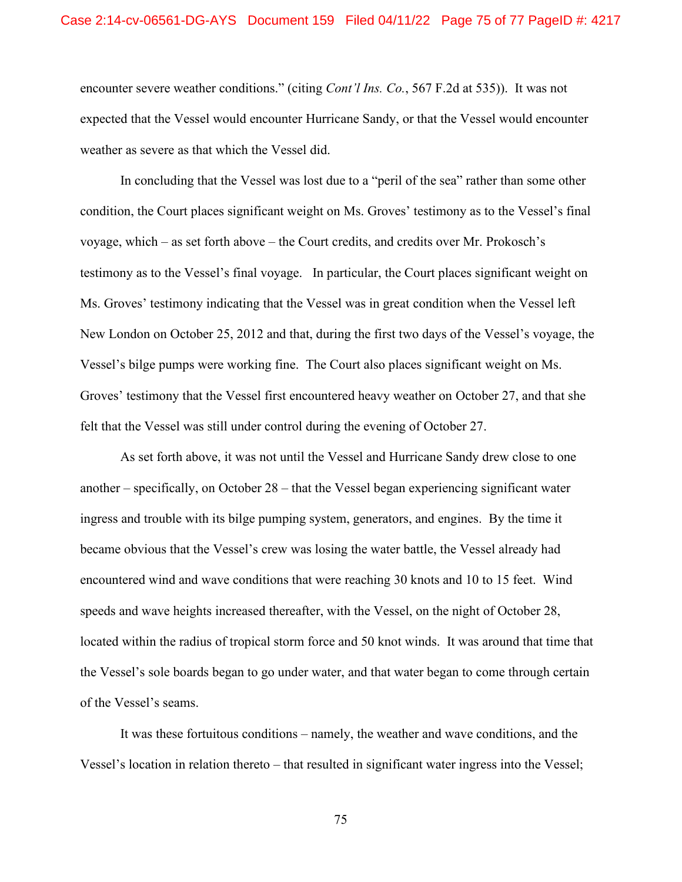encounter severe weather conditions." (citing *Cont'l Ins. Co.*, 567 F.2d at 535)). It was not expected that the Vessel would encounter Hurricane Sandy, or that the Vessel would encounter weather as severe as that which the Vessel did.

In concluding that the Vessel was lost due to a "peril of the sea" rather than some other condition, the Court places significant weight on Ms. Groves' testimony as to the Vessel's final voyage, which – as set forth above – the Court credits, and credits over Mr. Prokosch's testimony as to the Vessel's final voyage. In particular, the Court places significant weight on Ms. Groves' testimony indicating that the Vessel was in great condition when the Vessel left New London on October 25, 2012 and that, during the first two days of the Vessel's voyage, the Vessel's bilge pumps were working fine. The Court also places significant weight on Ms. Groves' testimony that the Vessel first encountered heavy weather on October 27, and that she felt that the Vessel was still under control during the evening of October 27.

As set forth above, it was not until the Vessel and Hurricane Sandy drew close to one another – specifically, on October 28 – that the Vessel began experiencing significant water ingress and trouble with its bilge pumping system, generators, and engines. By the time it became obvious that the Vessel's crew was losing the water battle, the Vessel already had encountered wind and wave conditions that were reaching 30 knots and 10 to 15 feet. Wind speeds and wave heights increased thereafter, with the Vessel, on the night of October 28, located within the radius of tropical storm force and 50 knot winds. It was around that time that the Vessel's sole boards began to go under water, and that water began to come through certain of the Vessel's seams.

It was these fortuitous conditions – namely, the weather and wave conditions, and the Vessel's location in relation thereto – that resulted in significant water ingress into the Vessel;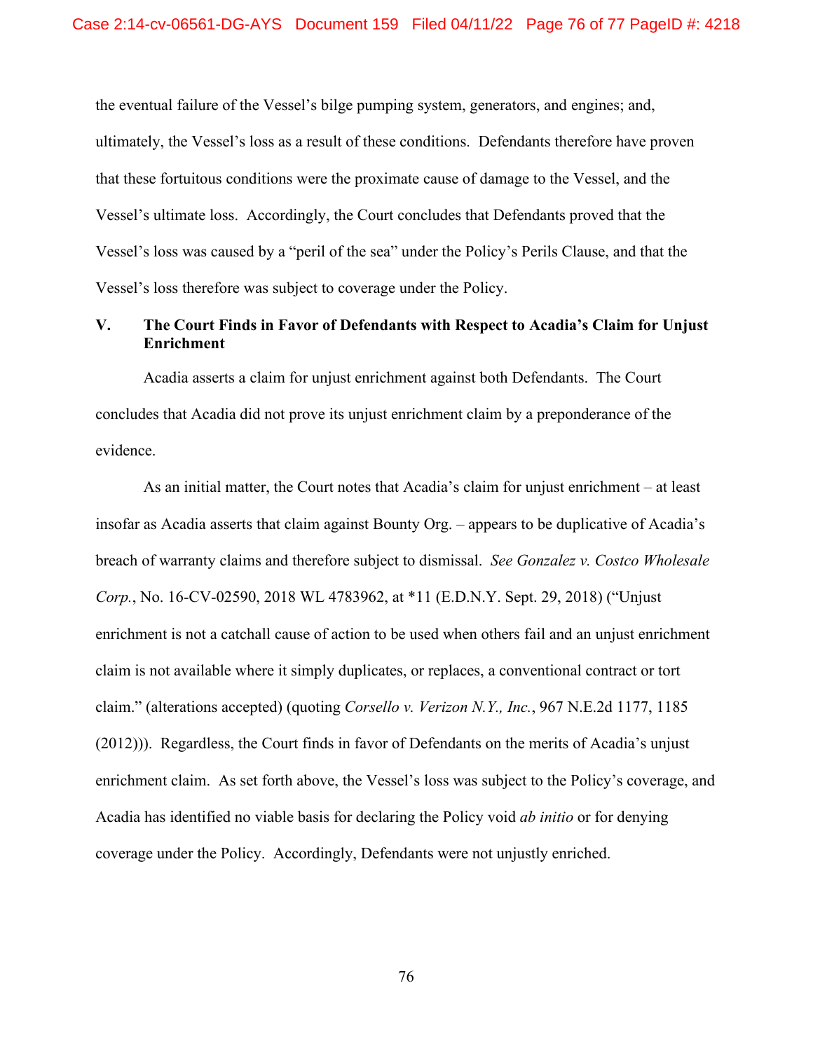the eventual failure of the Vessel's bilge pumping system, generators, and engines; and, ultimately, the Vessel's loss as a result of these conditions. Defendants therefore have proven that these fortuitous conditions were the proximate cause of damage to the Vessel, and the Vessel's ultimate loss. Accordingly, the Court concludes that Defendants proved that the Vessel's loss was caused by a "peril of the sea" under the Policy's Perils Clause, and that the Vessel's loss therefore was subject to coverage under the Policy.

## V. The Court Finds in Favor of Defendants with Respect to Acadia's Claim for Unjust Enrichment

Acadia asserts a claim for unjust enrichment against both Defendants. The Court concludes that Acadia did not prove its unjust enrichment claim by a preponderance of the evidence.

As an initial matter, the Court notes that Acadia's claim for unjust enrichment – at least insofar as Acadia asserts that claim against Bounty Org. – appears to be duplicative of Acadia's breach of warranty claims and therefore subject to dismissal. *See Gonzalez v. Costco Wholesale Corp.*, No. 16-CV-02590, 2018 WL 4783962, at *11 (E.D.N.Y. Sept. 29, 2018) ("Unjust enrichment is not a catchall cause of action to be used when others fail and an unjust enrichment claim is not available where it simply duplicates, or replaces, a conventional contract or tort claim." (alterations accepted) (quoting *Corsello v. Verizon N.Y., Inc.*, 967 N.E.2d 1177, 1185 (2012))). Regardless, the Court finds in favor of Defendants on the merits of Acadia's unjust enrichment claim. As set forth above, the Vessel's loss was subject to the Policy's coverage, and Acadia has identified no viable basis for declaring the Policy void *ab initio* or for denying coverage under the Policy. Accordingly, Defendants were not unjustly enriched.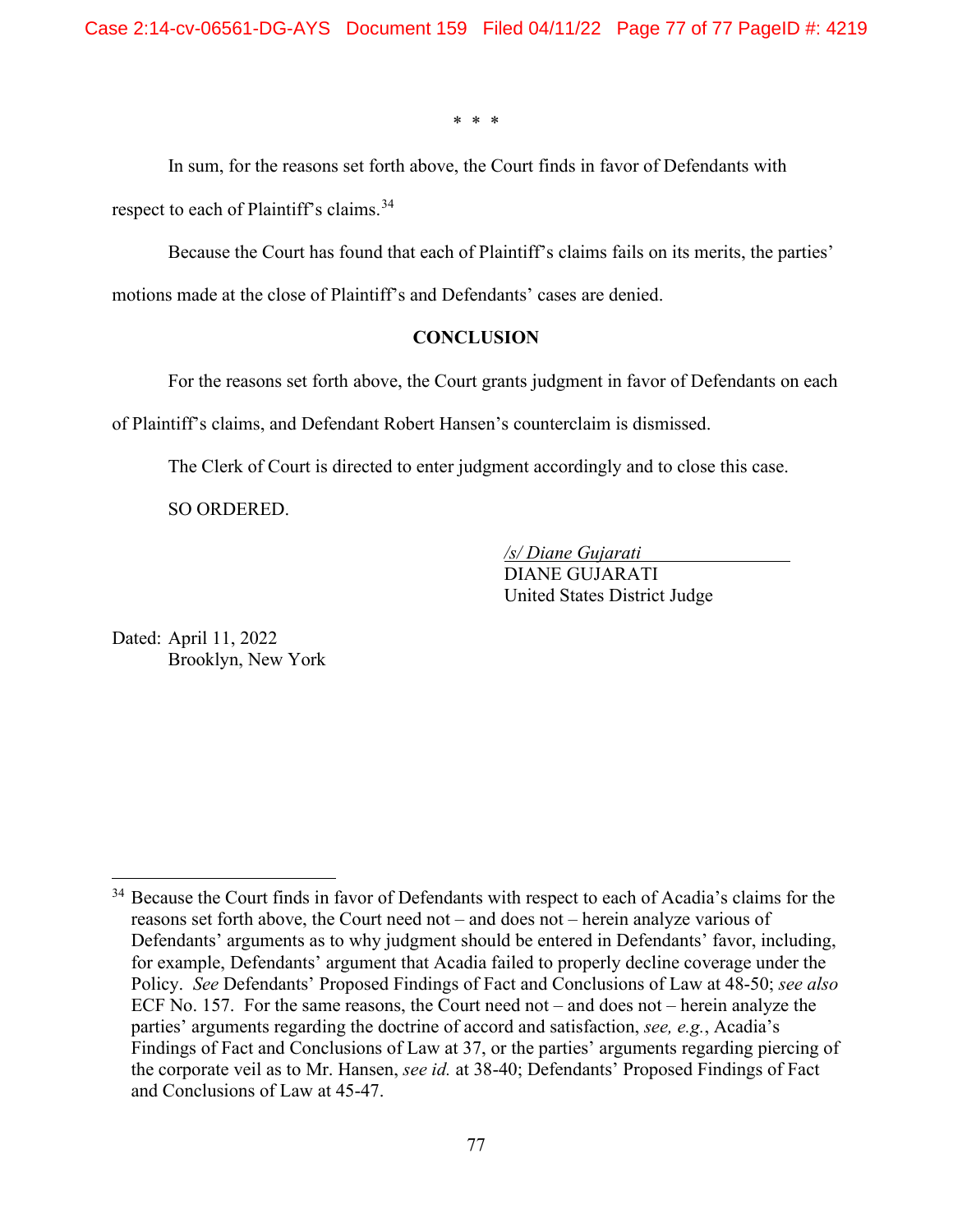\* \* \*

In sum, for the reasons set forth above, the Court finds in favor of Defendants with respect to each of Plaintiff's claims.[34]

Because the Court has found that each of Plaintiff's claims fails on its merits, the parties' motions made at the close of Plaintiff's and Defendants' cases are denied.

## CONCLUSION

For the reasons set forth above, the Court grants judgment in favor of Defendants on each of Plaintiff's claims, and Defendant Robert Hansen's counterclaim is dismissed.

The Clerk of Court is directed to enter judgment accordingly and to close this case.

SO ORDERED.

*/s/ Diane Gujarati*
DIANE GUJARATI
United States District Judge

Dated: April 11, 2022
Brooklyn, New York

---

[34] Because the Court finds in favor of Defendants with respect to each of Acadia's claims for the reasons set forth above, the Court need not – and does not – herein analyze various of Defendants' arguments as to why judgment should be entered in Defendants' favor, including, for example, Defendants' argument that Acadia failed to properly decline coverage under the Policy. *See* Defendants' Proposed Findings of Fact and Conclusions of Law at 48-50; *see also* ECF No. 157. For the same reasons, the Court need not – and does not – herein analyze the parties' arguments regarding the doctrine of accord and satisfaction, *see, e.g.*, Acadia's Findings of Fact and Conclusions of Law at 37, or the parties' arguments regarding piercing of the corporate veil as to Mr. Hansen, *see id.* at 38-40; Defendants' Proposed Findings of Fact and Conclusions of Law at 45-47.